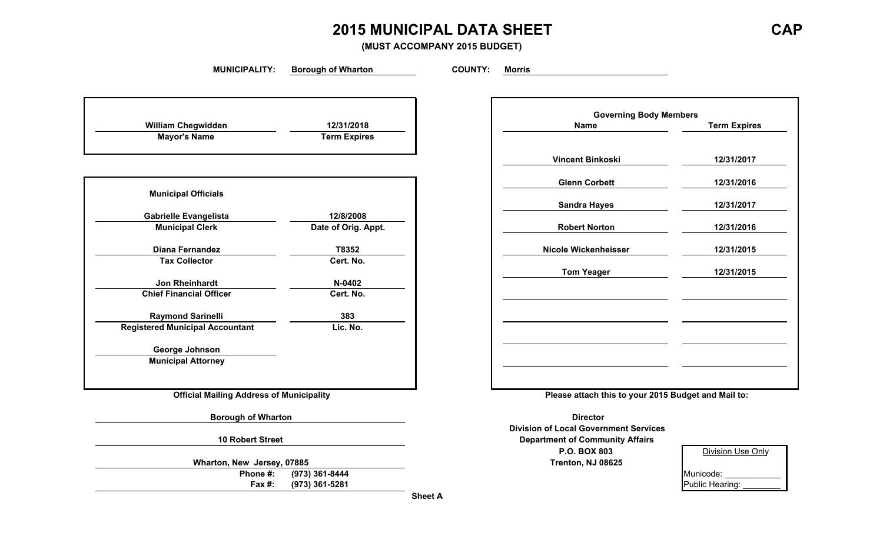# 2015 MUNICIPAL DATA SHEET

**CAP**

**(MUST ACCOMPANY 2015 BUDGET)**

**MUNICIPALITY:** Borough of Wharton **COUNTY:** Morris

| Mayor's Name | Term Expires |
|---|---|
| William Chegwidden | 12/31/2018 |

**Municipal Officials**

| Name | Title | Number | Label |
|---|---|---|---|
| Gabrielle Evangelista | Municipal Clerk | 12/8/2008 | Date of Orig. Appt. |
| Diana Fernandez | Tax Collector | T8352 | Cert. No. |
| Jon Rheinhardt | Chief Financial Officer | N-0402 | Cert. No. |
| Raymond Sarinelli | Registered Municipal Accountant | 383 | Lic. No. |
| George Johnson | Municipal Attorney | | |

**Governing Body Members**

| Name | Term Expires |
|---|---|
| Vincent Binkoski | 12/31/2017 |
| Glenn Corbett | 12/31/2016 |
| Sandra Hayes | 12/31/2017 |
| Robert Norton | 12/31/2016 |
| Nicole Wickenheisser | 12/31/2015 |
| Tom Yeager | 12/31/2015 |

**Official Mailing Address of Municipality**

Borough of Wharton
10 Robert Street
Wharton, New Jersey, 07885
Phone #: (973) 361-8444
Fax #: (973) 361-5281

**Please attach this to your 2015 Budget and Mail to:**

Director
Division of Local Government Services
Department of Community Affairs
P.O. BOX 803
Trenton, NJ 08625

Division Use Only
Municode: ____________
Public Hearing: ________

Sheet A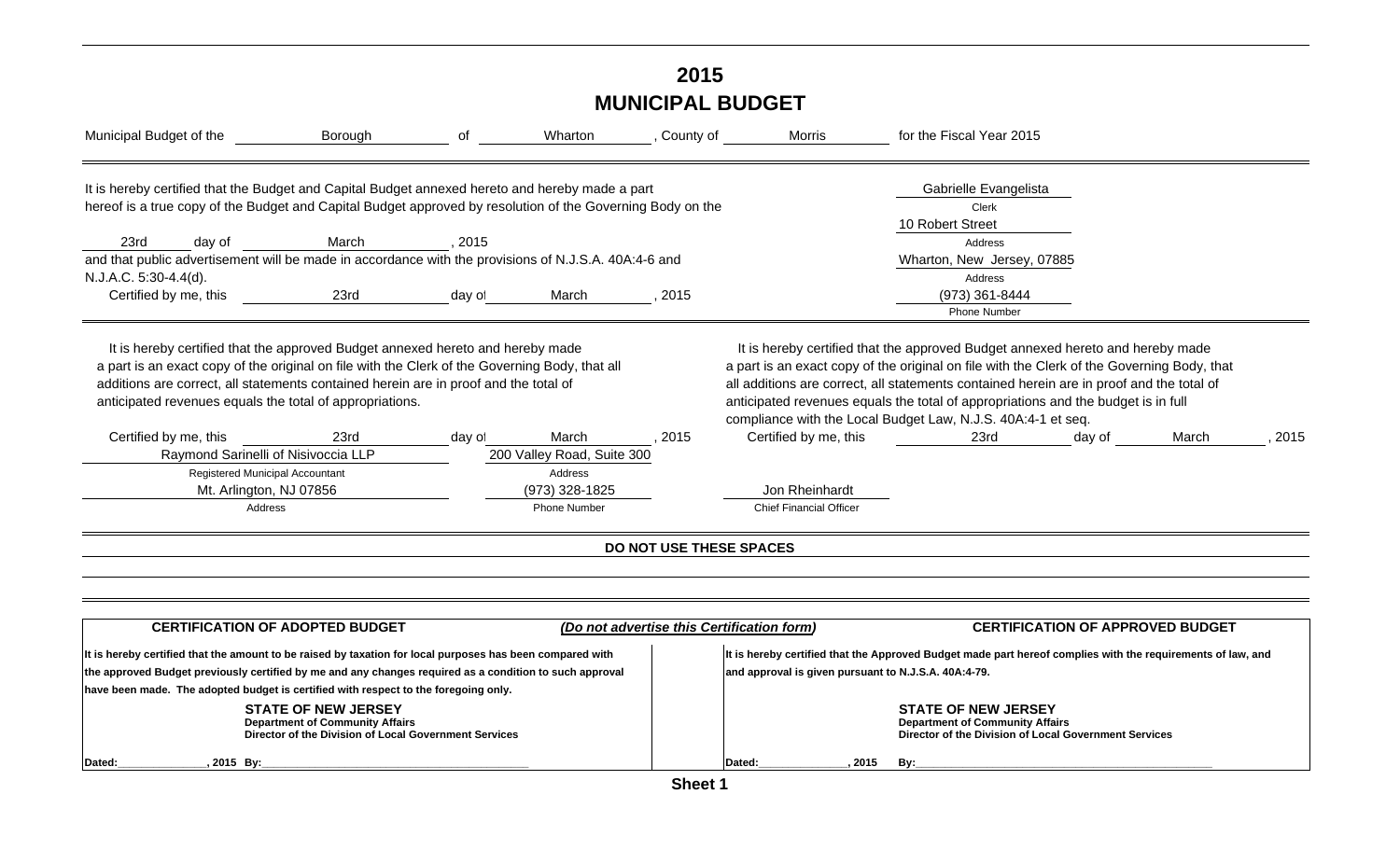# 2015
# MUNICIPAL BUDGET

Municipal Budget of the Borough of Wharton, County of Morris for the Fiscal Year 2015

It is hereby certified that the Budget and Capital Budget annexed hereto and hereby made a part hereof is a true copy of the Budget and Capital Budget approved by resolution of the Governing Body on the 23rd day of March, 2015 and that public advertisement will be made in accordance with the provisions of N.J.S.A. 40A:4-6 and N.J.A.C. 5:30-4.4(d).

Certified by me, this 23rd day of March, 2015

Gabrielle Evangelista
Clerk

10 Robert Street
Address

Wharton, New Jersey, 07885
Address

(973) 361-8444
Phone Number

It is hereby certified that the approved Budget annexed hereto and hereby made a part is an exact copy of the original on file with the Clerk of the Governing Body, that all additions are correct, all statements contained herein are in proof and the total of anticipated revenues equals the total of appropriations.

Certified by me, this 23rd day of March, 2015

Raymond Sarinelli of Nisivoccia LLP
Registered Municipal Accountant

200 Valley Road, Suite 300
Address

Mt. Arlington, NJ 07856
Address

(973) 328-1825
Phone Number

It is hereby certified that the approved Budget annexed hereto and hereby made a part is an exact copy of the original on file with the Clerk of the Governing Body, that all additions are correct, all statements contained herein are in proof and the total of anticipated revenues equals the total of appropriations and the budget is in full compliance with the Local Budget Law, N.J.S. 40A:4-1 et seq.

Certified by me, this 23rd day of March, 2015

Jon Rheinhardt
Chief Financial Officer

**DO NOT USE THESE SPACES**

| **CERTIFICATION OF ADOPTED BUDGET** | ***(Do not advertise this Certification form)*** | **CERTIFICATION OF APPROVED BUDGET** |
|---|---|---|
| **It is hereby certified that the amount to be raised by taxation for local purposes has been compared with the approved Budget previously certified by me and any changes required as a condition to such approval have been made. The adopted budget is certified with respect to the foregoing only.** | | **It is hereby certified that the Approved Budget made part hereof complies with the requirements of law, and approval is given pursuant to N.J.S.A. 40A:4-79.** |
| **STATE OF NEW JERSEY**<br>**Department of Community Affairs**<br>**Director of the Division of Local Government Services** | | **STATE OF NEW JERSEY**<br>**Department of Community Affairs**<br>**Director of the Division of Local Government Services** |
| **Dated:_______________, 2015 By:_____________________________** | | **Dated:_______________, 2015 By:_____________________________** |

**Sheet 1**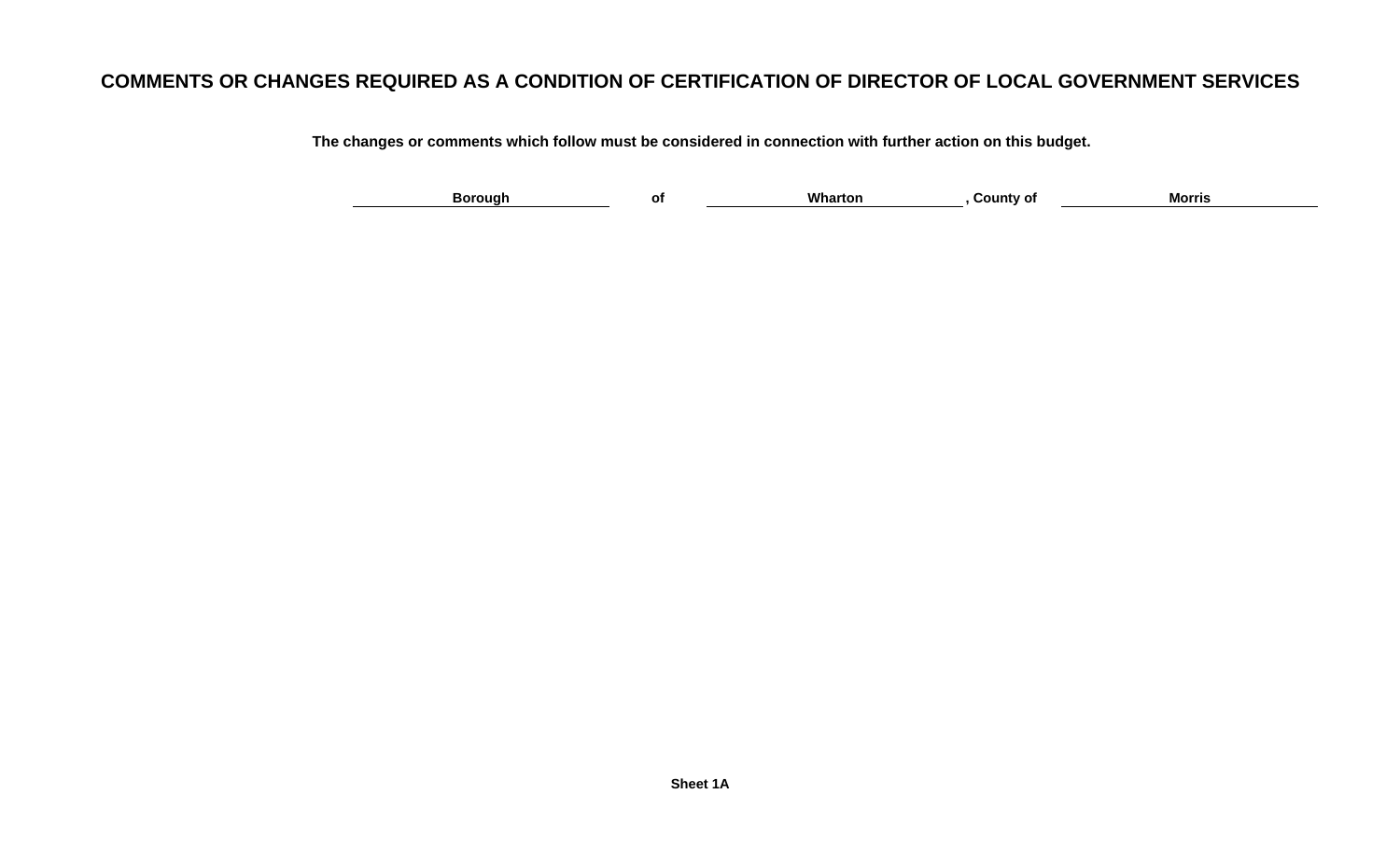# COMMENTS OR CHANGES REQUIRED AS A CONDITION OF CERTIFICATION OF DIRECTOR OF LOCAL GOVERNMENT SERVICES

**The changes or comments which follow must be considered in connection with further action on this budget.**

**Borough of Wharton, County of Morris**

**Sheet 1A**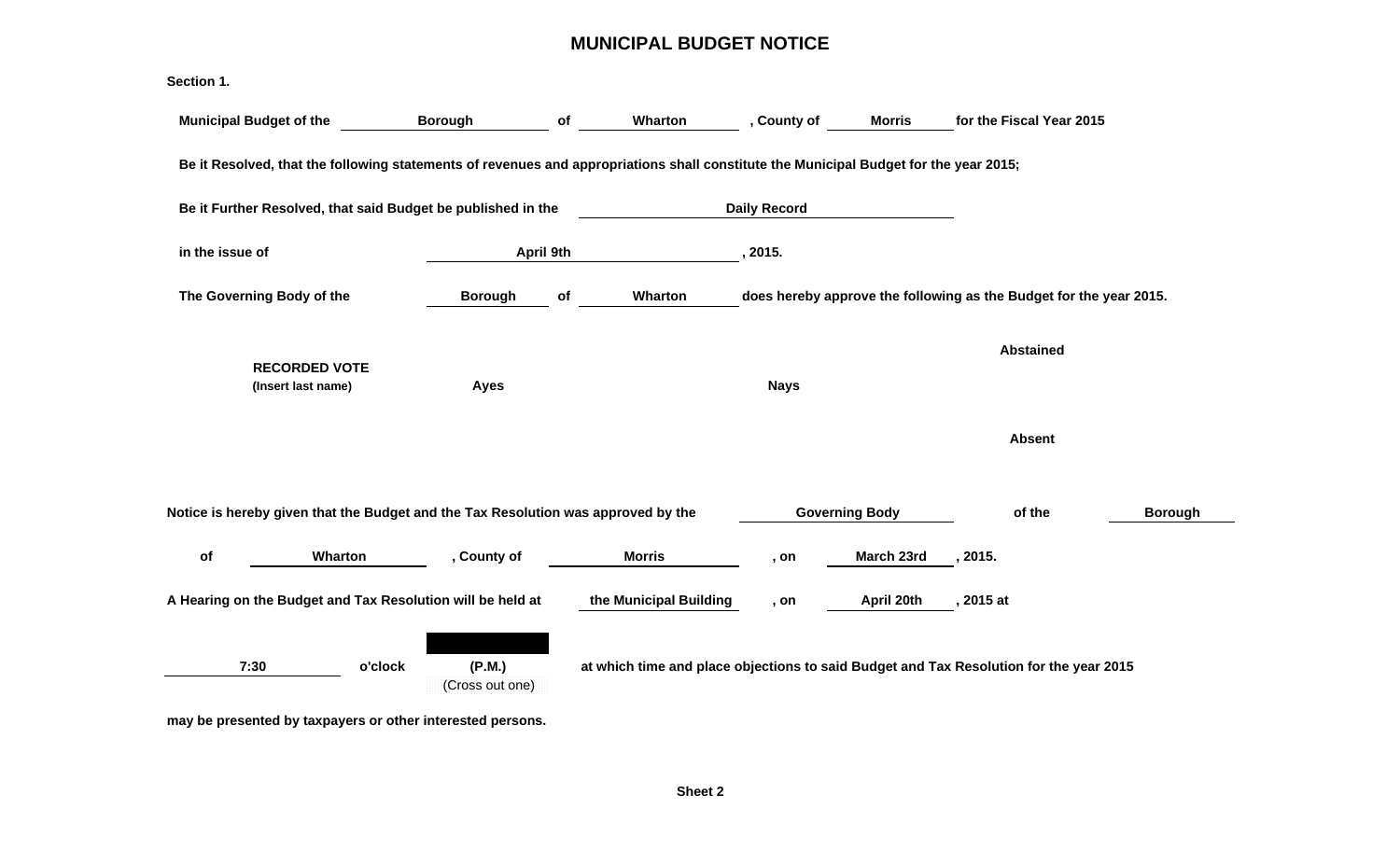# MUNICIPAL BUDGET NOTICE

**Section 1.**

**Municipal Budget of the Borough of Wharton, County of Morris for the Fiscal Year 2015**

**Be it Resolved, that the following statements of revenues and appropriations shall constitute the Municipal Budget for the year 2015;**

**Be it Further Resolved, that said Budget be published in the Daily Record**

**in the issue of April 9th, 2015.**

**The Governing Body of the Borough of Wharton does hereby approve the following as the Budget for the year 2015.**

| **RECORDED VOTE** (Insert last name) | **Ayes** | **Nays** | **Abstained** |
|---|---|---|---|
| | | | **Absent** |

**Notice is hereby given that the Budget and the Tax Resolution was approved by the Governing Body of the Borough of Wharton, County of Morris, on March 23rd, 2015.**

**A Hearing on the Budget and Tax Resolution will be held at the Municipal Building, on April 20th, 2015 at 7:30 o'clock (P.M.) (Cross out one) at which time and place objections to said Budget and Tax Resolution for the year 2015**

**may be presented by taxpayers or other interested persons.**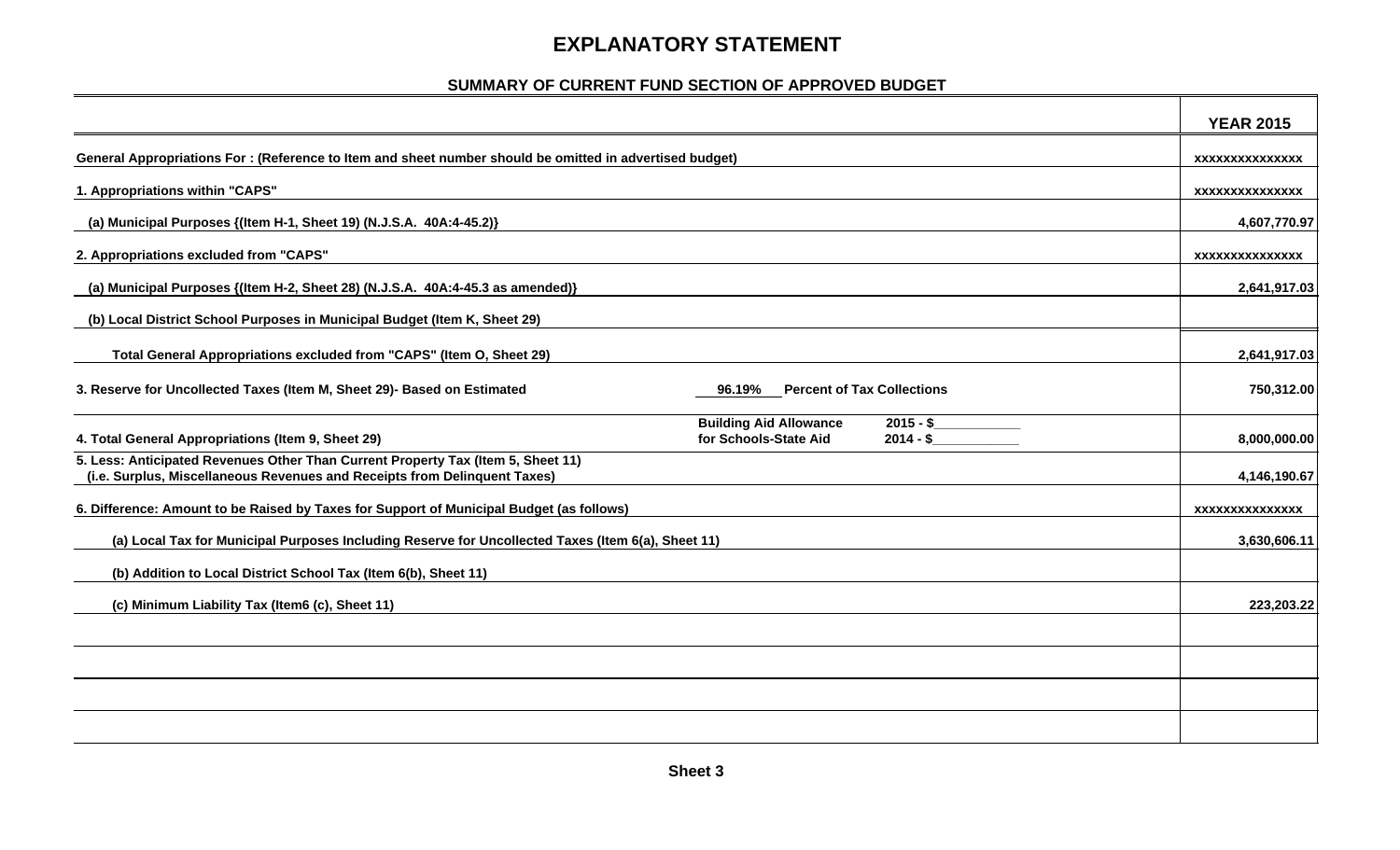# EXPLANATORY STATEMENT

## SUMMARY OF CURRENT FUND SECTION OF APPROVED BUDGET

| | | YEAR 2015 |
|---|---|---|
| General Appropriations For : (Reference to Item and sheet number should be omitted in advertised budget) | | xxxxxxxxxxxxxxx |
| 1. Appropriations within "CAPS" | | xxxxxxxxxxxxxxx |
| (a) Municipal Purposes {(Item H-1, Sheet 19) (N.J.S.A. 40A:4-45.2)} | | 4,607,770.97 |
| 2. Appropriations excluded from "CAPS" | | xxxxxxxxxxxxxxx |
| (a) Municipal Purposes {(Item H-2, Sheet 28) (N.J.S.A. 40A:4-45.3 as amended)} | | 2,641,917.03 |
| (b) Local District School Purposes in Municipal Budget (Item K, Sheet 29) | | |
| Total General Appropriations excluded from "CAPS" (Item O, Sheet 29) | | 2,641,917.03 |
| 3. Reserve for Uncollected Taxes (Item M, Sheet 29)- Based on Estimated | 96.19% Percent of Tax Collections | 750,312.00 |
| 4. Total General Appropriations (Item 9, Sheet 29) | Building Aid Allowance for Schools-State Aid 2015 - $\_\_\_\_\_\_\_\_\_\_\_ 2014 - $\_\_\_\_\_\_\_\_\_\_\_ | 8,000,000.00 |
| 5. Less: Anticipated Revenues Other Than Current Property Tax (Item 5, Sheet 11) (i.e. Surplus, Miscellaneous Revenues and Receipts from Delinquent Taxes) | | 4,146,190.67 |
| 6. Difference: Amount to be Raised by Taxes for Support of Municipal Budget (as follows) | | xxxxxxxxxxxxxxx |
| (a) Local Tax for Municipal Purposes Including Reserve for Uncollected Taxes (Item 6(a), Sheet 11) | | 3,630,606.11 |
| (b) Addition to Local District School Tax (Item 6(b), Sheet 11) | | |
| (c) Minimum Liability Tax (Item6 (c), Sheet 11) | | 223,203.22 |
| | | |
| | | |
| | | |
| | | |

Sheet 3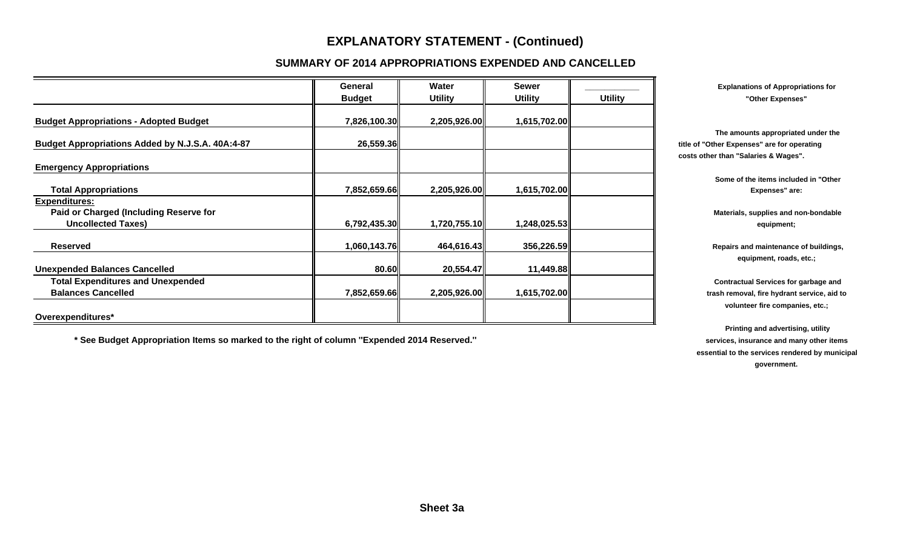# EXPLANATORY STATEMENT - (Continued)

## SUMMARY OF 2014 APPROPRIATIONS EXPENDED AND CANCELLED

| | General Budget | Water Utility | Sewer Utility | ________ Utility |
|---|---|---|---|---|
| **Budget Appropriations - Adopted Budget** | 7,826,100.30 | 2,205,926.00 | 1,615,702.00 | |
| **Budget Appropriations Added by N.J.S.A. 40A:4-87** | 26,559.36 | | | |
| **Emergency Appropriations** | | | | |
| **Total Appropriations** | 7,852,659.66 | 2,205,926.00 | 1,615,702.00 | |
| **Expenditures:** | | | | |
| **Paid or Charged (Including Reserve for Uncollected Taxes)** | 6,792,435.30 | 1,720,755.10 | 1,248,025.53 | |
| **Reserved** | 1,060,143.76 | 464,616.43 | 356,226.59 | |
| **Unexpended Balances Cancelled** | 80.60 | 20,554.47 | 11,449.88 | |
| **Total Expenditures and Unexpended Balances Cancelled** | 7,852,659.66 | 2,205,926.00 | 1,615,702.00 | |
| **Overexpenditures*** | | | | |

**\* See Budget Appropriation Items so marked to the right of column "Expended 2014 Reserved."**

**Explanations of Appropriations for "Other Expenses"**

The amounts appropriated under the title of "Other Expenses" are for operating costs other than "Salaries & Wages".

Some of the items included in "Other Expenses" are:

Materials, supplies and non-bondable equipment;

Repairs and maintenance of buildings, equipment, roads, etc.;

Contractual Services for garbage and trash removal, fire hydrant service, aid to volunteer fire companies, etc.;

Printing and advertising, utility services, insurance and many other items essential to the services rendered by municipal government.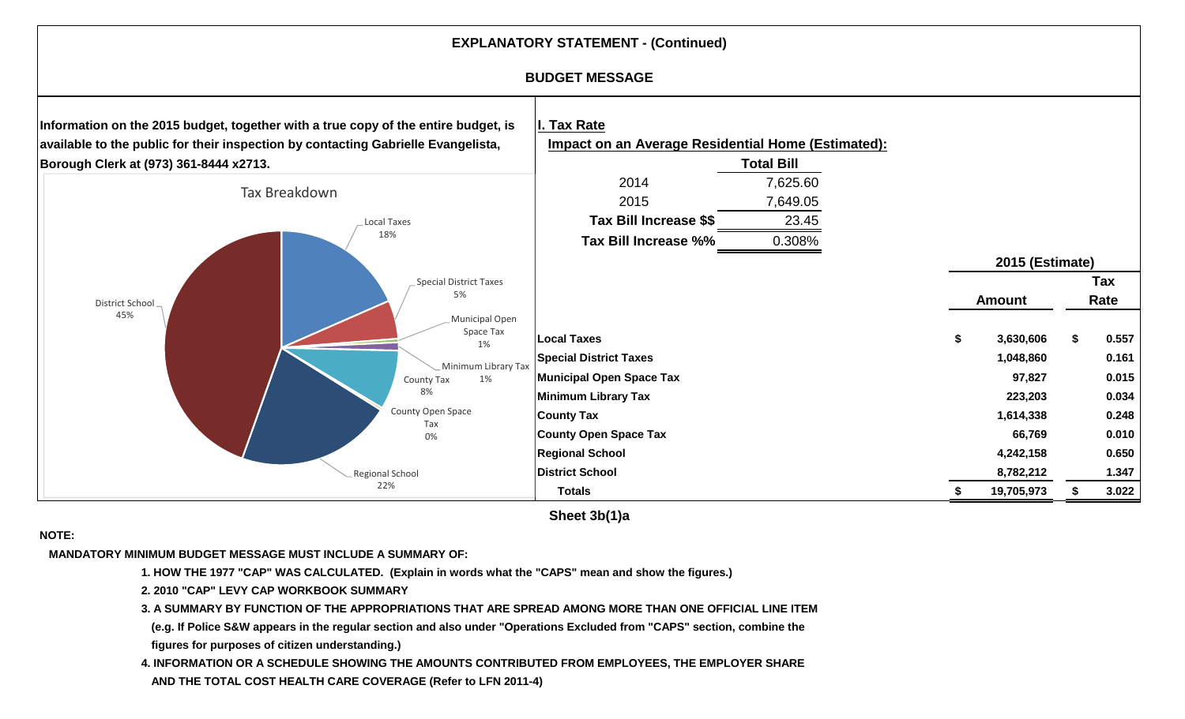## EXPLANATORY STATEMENT - (Continued)

### BUDGET MESSAGE

**Information on the 2015 budget, together with a true copy of the entire budget, is available to the public for their inspection by contacting Gabrielle Evangelista, Borough Clerk at (973) 361-8444 x2713.**

Tax Breakdown

- Local Taxes 18%
- Special District Taxes 5%
- Municipal Open Space Tax 1%
- Minimum Library Tax 1%
- County Tax 8%
- County Open Space Tax 0%
- Regional School 22%
- District School 45%

**I. Tax Rate**

**Impact on an Average Residential Home (Estimated):**

| | Total Bill |
|---|---|
| 2014 | 7,625.60 |
| 2015 | 7,649.05 |
| **Tax Bill Increase $$** | 23.45 |
| **Tax Bill Increase %%** | 0.308% |

| | 2015 (Estimate) | |
|---|---|---|
| | **Amount** | **Tax Rate** |
| **Local Taxes** | $ 3,630,606 | $ 0.557 |
| **Special District Taxes** | 1,048,860 | 0.161 |
| **Municipal Open Space Tax** | 97,827 | 0.015 |
| **Minimum Library Tax** | 223,203 | 0.034 |
| **County Tax** | 1,614,338 | 0.248 |
| **County Open Space Tax** | 66,769 | 0.010 |
| **Regional School** | 4,242,158 | 0.650 |
| **District School** | 8,782,212 | 1.347 |
| **Totals** | $ 19,705,973 | $ 3.022 |

**Sheet 3b(1)a**

**NOTE:**

**MANDATORY MINIMUM BUDGET MESSAGE MUST INCLUDE A SUMMARY OF:**

1. **HOW THE 1977 "CAP" WAS CALCULATED. (Explain in words what the "CAPS" mean and show the figures.)**
2. **2010 "CAP" LEVY CAP WORKBOOK SUMMARY**
3. **A SUMMARY BY FUNCTION OF THE APPROPRIATIONS THAT ARE SPREAD AMONG MORE THAN ONE OFFICIAL LINE ITEM (e.g. If Police S&W appears in the regular section and also under "Operations Excluded from "CAPS" section, combine the figures for purposes of citizen understanding.)**
4. **INFORMATION OR A SCHEDULE SHOWING THE AMOUNTS CONTRIBUTED FROM EMPLOYEES, THE EMPLOYER SHARE AND THE TOTAL COST HEALTH CARE COVERAGE (Refer to LFN 2011-4)**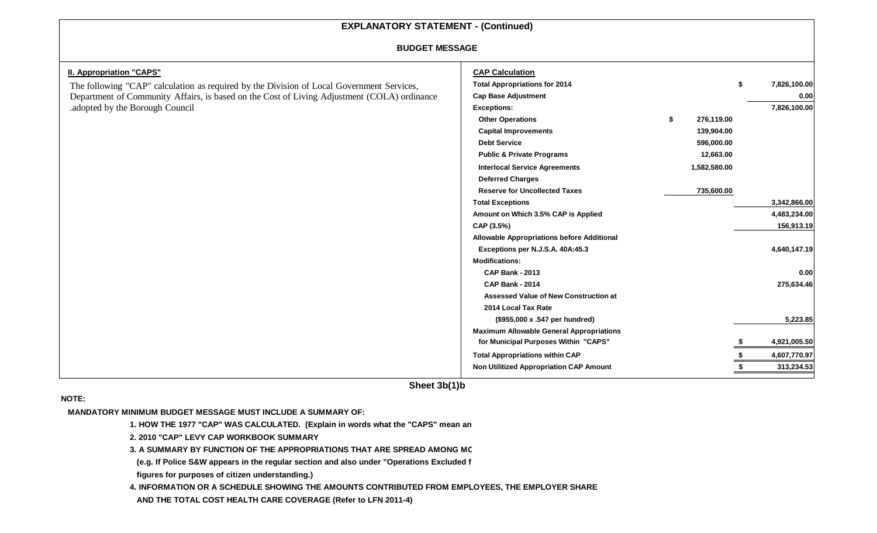## EXPLANATORY STATEMENT - (Continued)

### BUDGET MESSAGE

**II. Appropriation "CAPS"**

The following "CAP" calculation as required by the Division of Local Government Services, Department of Community Affairs, is based on the Cost of Living Adjustment (COLA) ordinance .adopted by the Borough Council

**CAP Calculation**

| | | |
|---|---|---|
| **Total Appropriations for 2014** | | $ 7,826,100.00 |
| **Cap Base Adjustment** | | 0.00 |
| **Exceptions:** | | 7,826,100.00 |
| **Other Operations** | $ 276,119.00 | |
| **Capital Improvements** | 139,904.00 | |
| **Debt Service** | 596,000.00 | |
| **Public & Private Programs** | 12,663.00 | |
| **Interlocal Service Agreements** | 1,582,580.00 | |
| **Deferred Charges** | | |
| **Reserve for Uncollected Taxes** | 735,600.00 | |
| **Total Exceptions** | | 3,342,866.00 |
| **Amount on Which 3.5% CAP is Applied** | | 4,483,234.00 |
| **CAP (3.5%)** | | 156,913.19 |
| **Allowable Appropriations before Additional Exceptions per N.J.S.A. 40A:45.3** | | 4,640,147.19 |
| **Modifications:** | | |
| **CAP Bank - 2013** | | 0.00 |
| **CAP Bank - 2014** | | 275,634.46 |
| **Assessed Value of New Construction at 2014 Local Tax Rate ($955,000 x .547 per hundred)** | | 5,223.85 |
| **Maximum Allowable General Appropriations for Municipal Purposes Within "CAPS"** | | $ 4,921,005.50 |
| **Total Appropriations within CAP** | | $ 4,607,770.97 |
| **Non Utilitized Appropriation CAP Amount** | | $ 313,234.53 |

**Sheet 3b(1)b**

**NOTE:**

**MANDATORY MINIMUM BUDGET MESSAGE MUST INCLUDE A SUMMARY OF:**

1. **HOW THE 1977 "CAP" WAS CALCULATED. (Explain in words what the "CAPS" mean an**
2. **2010 "CAP" LEVY CAP WORKBOOK SUMMARY**
3. **A SUMMARY BY FUNCTION OF THE APPROPRIATIONS THAT ARE SPREAD AMONG MC (e.g. If Police S&W appears in the regular section and also under "Operations Excluded f figures for purposes of citizen understanding.)**
4. **INFORMATION OR A SCHEDULE SHOWING THE AMOUNTS CONTRIBUTED FROM EMPLOYEES, THE EMPLOYER SHARE AND THE TOTAL COST HEALTH CARE COVERAGE (Refer to LFN 2011-4)**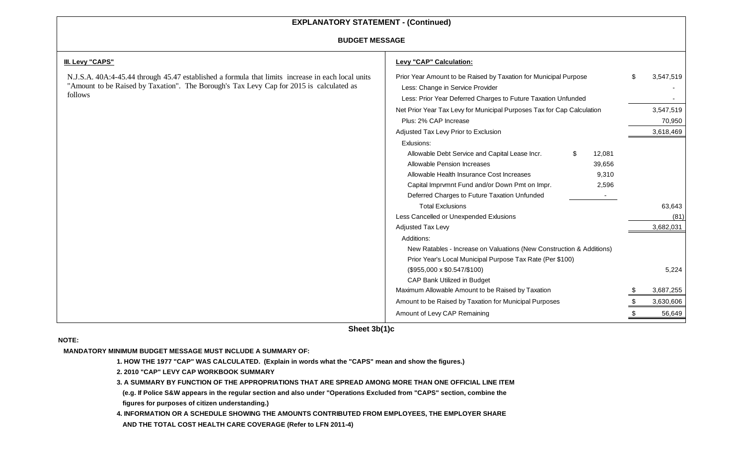## EXPLANATORY STATEMENT - (Continued)

### BUDGET MESSAGE

**III. Levy "CAPS"**

N.J.S.A. 40A:4-45.44 through 45.47 established a formula that limits increase in each local units "Amount to be Raised by Taxation". The Borough's Tax Levy Cap for 2015 is calculated as follows

**Levy "CAP" Calculation:**

| Description | | Amount |
|---|---|---|
| Prior Year Amount to be Raised by Taxation for Municipal Purpose | | $ 3,547,519 |
| Less: Change in Service Provider | | - |
| Less: Prior Year Deferred Charges to Future Taxation Unfunded | | - |
| Net Prior Year Tax Levy for Municipal Purposes Tax for Cap Calculation | | 3,547,519 |
| Plus: 2% CAP Increase | | 70,950 |
| Adjusted Tax Levy Prior to Exclusion | | 3,618,469 |
| Exlusions: | | |
| Allowable Debt Service and Capital Lease Incr. | $ 12,081 | |
| Allowable Pension Increases | 39,656 | |
| Allowable Health Insurance Cost Increases | 9,310 | |
| Capital Imprvmnt Fund and/or Down Pmt on Impr. | 2,596 | |
| Deferred Charges to Future Taxation Unfunded | - | |
| Total Exclusions | | 63,643 |
| Less Cancelled or Unexpended Exlusions | | (81) |
| Adjusted Tax Levy | | 3,682,031 |
| Additions: | | |
| New Ratables - Increase on Valuations (New Construction & Additions) | | |
| Prior Year's Local Municipal Purpose Tax Rate (Per $100) | | |
| ($955,000 x $0.547/$100) | | 5,224 |
| CAP Bank Utilized in Budget | | |
| Maximum Allowable Amount to be Raised by Taxation | | $ 3,687,255 |
| Amount to be Raised by Taxation for Municipal Purposes | | $ 3,630,606 |
| Amount of Levy CAP Remaining | | $ 56,649 |

**Sheet 3b(1)c**

**NOTE:**

**MANDATORY MINIMUM BUDGET MESSAGE MUST INCLUDE A SUMMARY OF:**

1. **HOW THE 1977 "CAP" WAS CALCULATED. (Explain in words what the "CAPS" mean and show the figures.)**
2. **2010 "CAP" LEVY CAP WORKBOOK SUMMARY**
3. **A SUMMARY BY FUNCTION OF THE APPROPRIATIONS THAT ARE SPREAD AMONG MORE THAN ONE OFFICIAL LINE ITEM (e.g. If Police S&W appears in the regular section and also under "Operations Excluded from "CAPS" section, combine the figures for purposes of citizen understanding.)**
4. **INFORMATION OR A SCHEDULE SHOWING THE AMOUNTS CONTRIBUTED FROM EMPLOYEES, THE EMPLOYER SHARE AND THE TOTAL COST HEALTH CARE COVERAGE (Refer to LFN 2011-4)**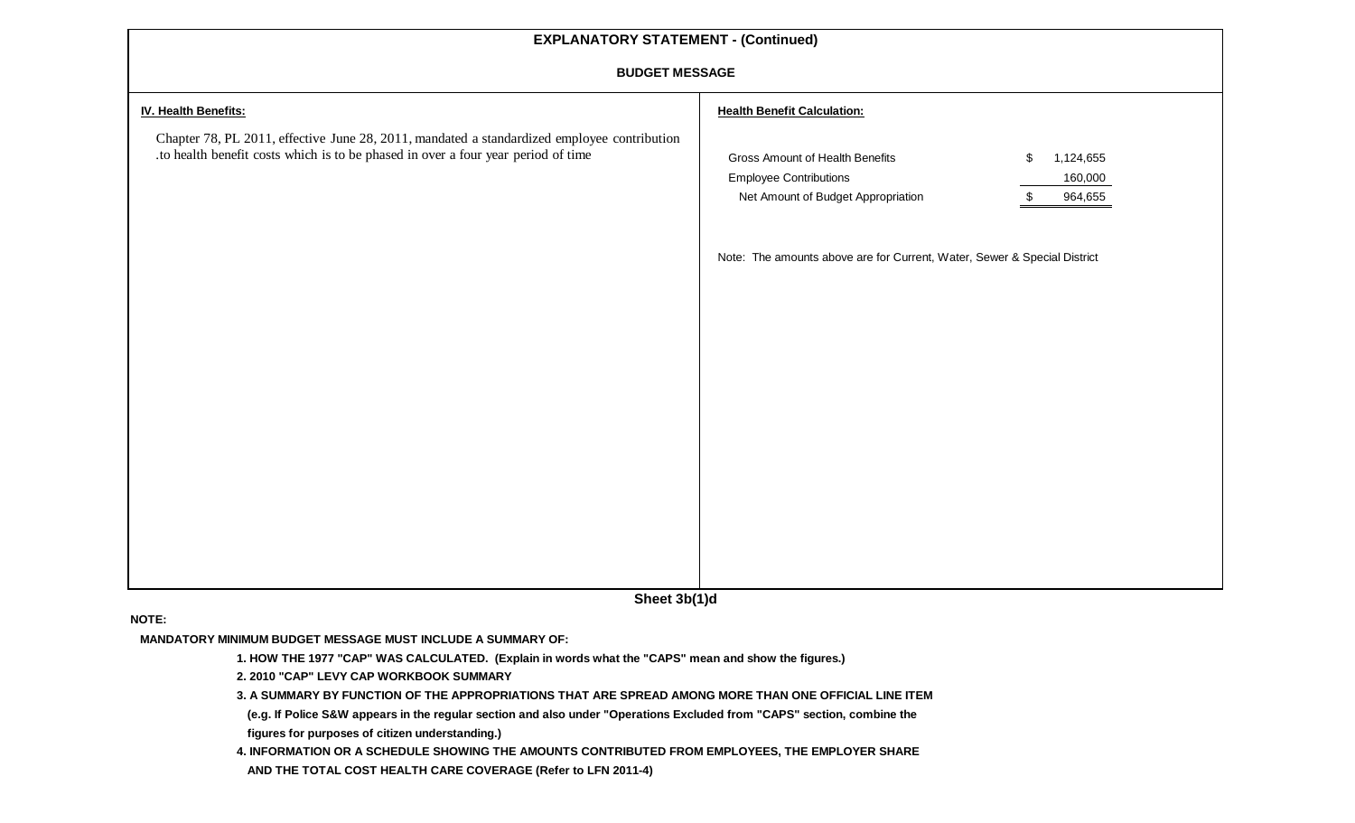# EXPLANATORY STATEMENT - (Continued)

## BUDGET MESSAGE

**IV. Health Benefits:**

Chapter 78, PL 2011, effective June 28, 2011, mandated a standardized employee contribution .to health benefit costs which is to be phased in over a four year period of time

**Health Benefit Calculation:**

| | |
|---|---|
| Gross Amount of Health Benefits | $ 1,124,655 |
| Employee Contributions | 160,000 |
| Net Amount of Budget Appropriation | $ 964,655 |

Note: The amounts above are for Current, Water, Sewer & Special District

Sheet 3b(1)d

**NOTE:**

**MANDATORY MINIMUM BUDGET MESSAGE MUST INCLUDE A SUMMARY OF:**

1. **HOW THE 1977 "CAP" WAS CALCULATED. (Explain in words what the "CAPS" mean and show the figures.)**
2. **2010 "CAP" LEVY CAP WORKBOOK SUMMARY**
3. **A SUMMARY BY FUNCTION OF THE APPROPRIATIONS THAT ARE SPREAD AMONG MORE THAN ONE OFFICIAL LINE ITEM (e.g. If Police S&W appears in the regular section and also under "Operations Excluded from "CAPS" section, combine the figures for purposes of citizen understanding.)**
4. **INFORMATION OR A SCHEDULE SHOWING THE AMOUNTS CONTRIBUTED FROM EMPLOYEES, THE EMPLOYER SHARE AND THE TOTAL COST HEALTH CARE COVERAGE (Refer to LFN 2011-4)**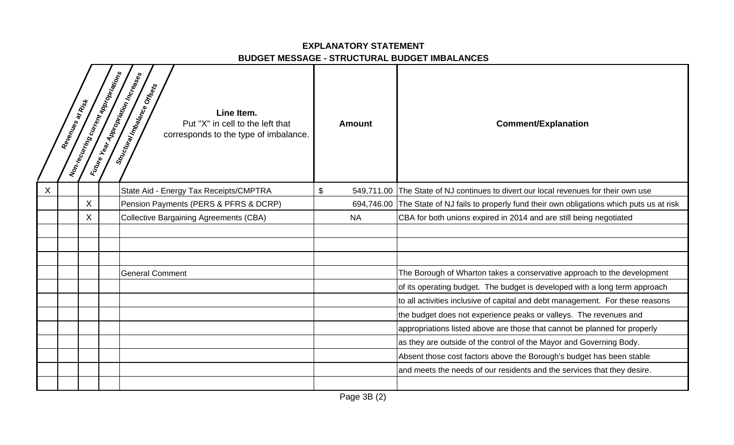**EXPLANATORY STATEMENT**

**BUDGET MESSAGE - STRUCTURAL BUDGET IMBALANCES**

| Revenues at Risk | Non-recurring current appropriations | Future Year Appropriation Increases | Structural Imbalance Offsets | **Line Item.** Put "X" in cell to the left that corresponds to the type of imbalance. | **Amount** | **Comment/Explanation** |
|---|---|---|---|---|---|---|
| X | | | | State Aid - Energy Tax Receipts/CMPTRA | $ 549,711.00 | The State of NJ continues to divert our local revenues for their own use |
| | | X | | Pension Payments (PERS & PFRS & DCRP) | 694,746.00 | The State of NJ fails to properly fund their own obligations which puts us at risk |
| | | X | | Collective Bargaining Agreements (CBA) | NA | CBA for both unions expired in 2014 and are still being negotiated |
| | | | | | | |
| | | | | | | |
| | | | | | | |
| | | | | General Comment | | The Borough of Wharton takes a conservative approach to the development |
| | | | | | | of its operating budget. The budget is developed with a long term approach |
| | | | | | | to all activities inclusive of capital and debt management. For these reasons |
| | | | | | | the budget does not experience peaks or valleys. The revenues and |
| | | | | | | appropriations listed above are those that cannot be planned for properly |
| | | | | | | as they are outside of the control of the Mayor and Governing Body. |
| | | | | | | Absent those cost factors above the Borough's budget has been stable |
| | | | | | | and meets the needs of our residents and the services that they desire. |
| | | | | | | |

Page 3B (2)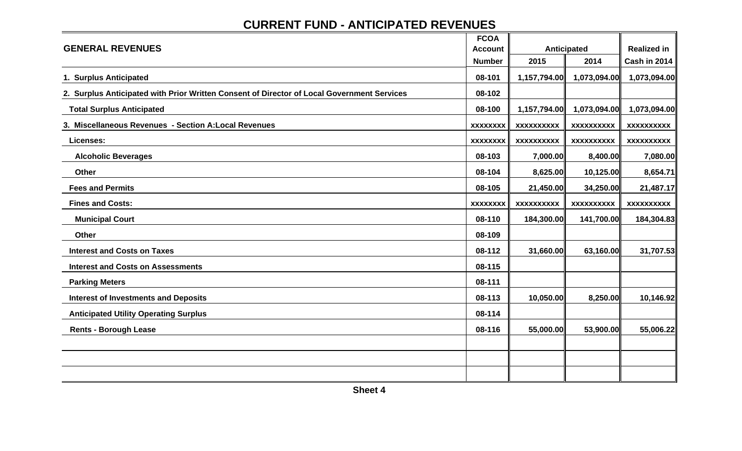# CURRENT FUND - ANTICIPATED REVENUES

| GENERAL REVENUES | FCOA Account Number | Anticipated 2015 | Anticipated 2014 | Realized in Cash in 2014 |
|---|---|---|---|---|
| 1. Surplus Anticipated | 08-101 | 1,157,794.00 | 1,073,094.00 | 1,073,094.00 |
| 2. Surplus Anticipated with Prior Written Consent of Director of Local Government Services | 08-102 | | | |
| Total Surplus Anticipated | 08-100 | 1,157,794.00 | 1,073,094.00 | 1,073,094.00 |
| 3. Miscellaneous Revenues - Section A:Local Revenues | xxxxxxxx | xxxxxxxxxx | xxxxxxxxxx | xxxxxxxxxx |
| Licenses: | xxxxxxxx | xxxxxxxxxx | xxxxxxxxxx | xxxxxxxxxx |
| Alcoholic Beverages | 08-103 | 7,000.00 | 8,400.00 | 7,080.00 |
| Other | 08-104 | 8,625.00 | 10,125.00 | 8,654.71 |
| Fees and Permits | 08-105 | 21,450.00 | 34,250.00 | 21,487.17 |
| Fines and Costs: | xxxxxxxx | xxxxxxxxxx | xxxxxxxxxx | xxxxxxxxxx |
| Municipal Court | 08-110 | 184,300.00 | 141,700.00 | 184,304.83 |
| Other | 08-109 | | | |
| Interest and Costs on Taxes | 08-112 | 31,660.00 | 63,160.00 | 31,707.53 |
| Interest and Costs on Assessments | 08-115 | | | |
| Parking Meters | 08-111 | | | |
| Interest of Investments and Deposits | 08-113 | 10,050.00 | 8,250.00 | 10,146.92 |
| Anticipated Utility Operating Surplus | 08-114 | | | |
| Rents - Borough Lease | 08-116 | 55,000.00 | 53,900.00 | 55,006.22 |
| | | | | |
| | | | | |
| | | | | |

Sheet 4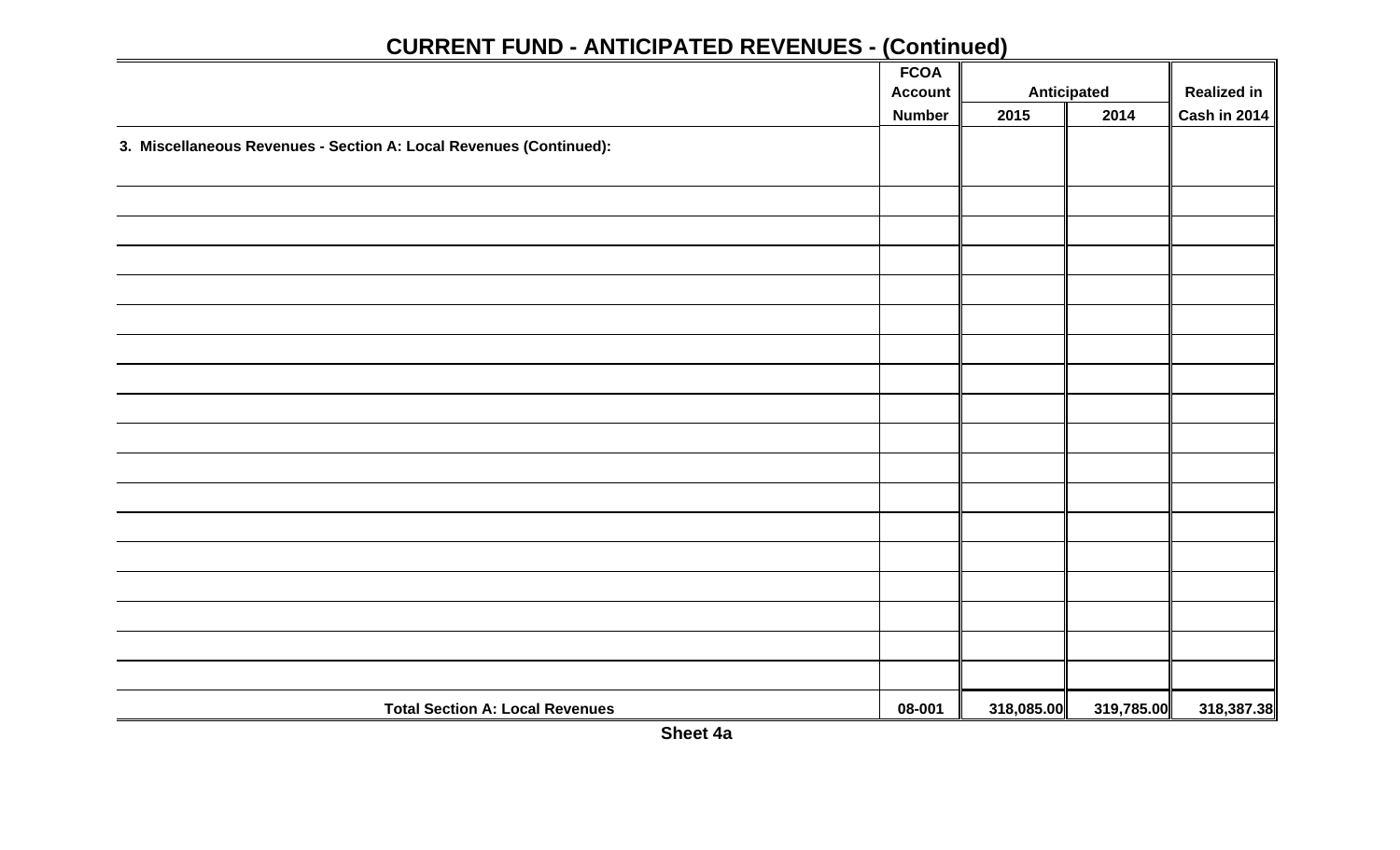## CURRENT FUND - ANTICIPATED REVENUES - (Continued)

| | FCOA Account Number | Anticipated 2015 | Anticipated 2014 | Realized in Cash in 2014 |
|---|---|---|---|---|
| 3. Miscellaneous Revenues - Section A: Local Revenues (Continued): | | | | |
| | | | | |
| | | | | |
| | | | | |
| | | | | |
| | | | | |
| | | | | |
| | | | | |
| | | | | |
| | | | | |
| | | | | |
| | | | | |
| | | | | |
| | | | | |
| | | | | |
| | | | | |
| | | | | |
| | | | | |
| **Total Section A: Local Revenues** | 08-001 | 318,085.00 | 319,785.00 | 318,387.38 |

**Sheet 4a**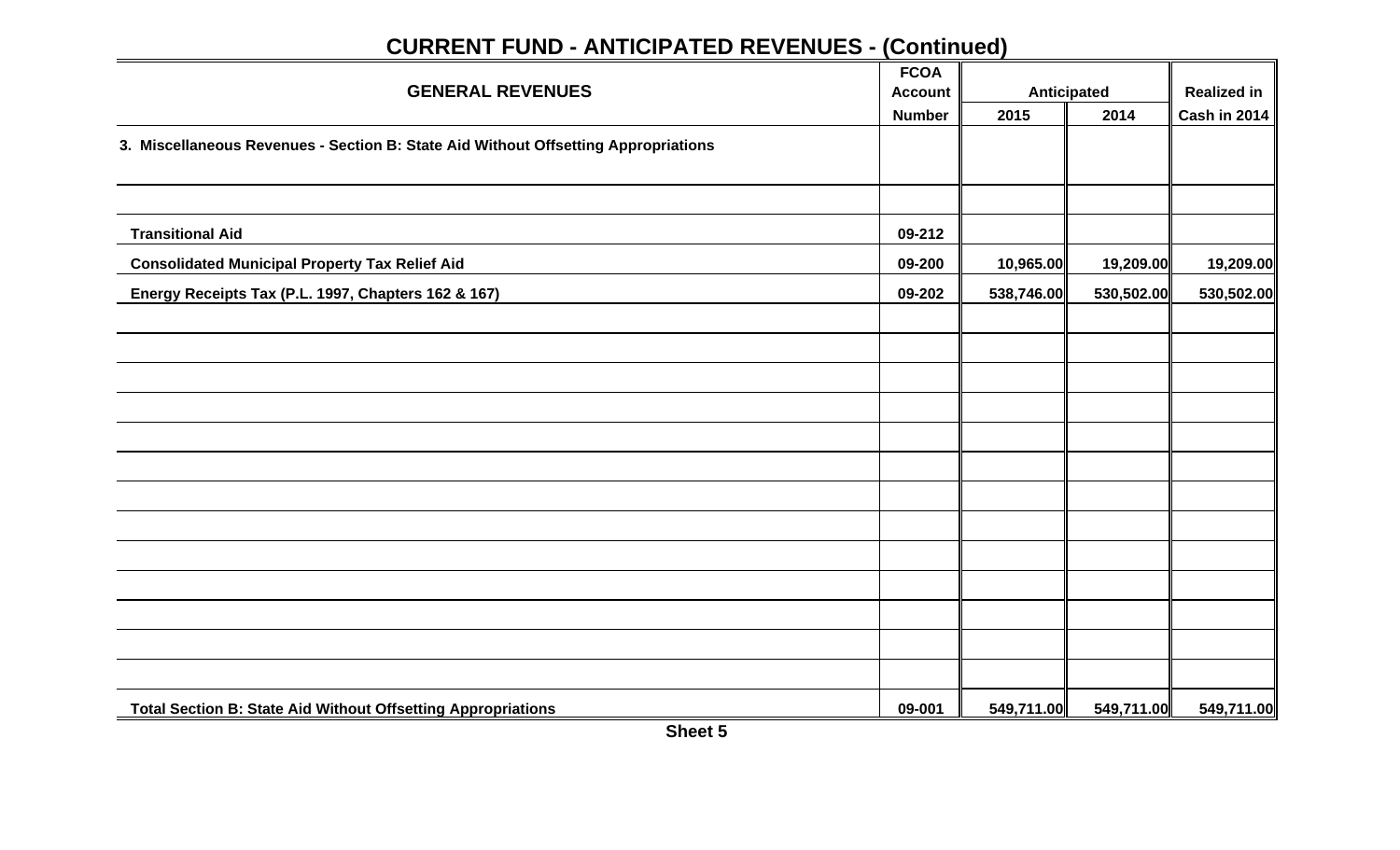## CURRENT FUND - ANTICIPATED REVENUES - (Continued)

| GENERAL REVENUES | FCOA Account Number | Anticipated 2015 | Anticipated 2014 | Realized in Cash in 2014 |
|---|---|---|---|---|
| 3. Miscellaneous Revenues - Section B: State Aid Without Offsetting Appropriations | | | | |
| Transitional Aid | 09-212 | | | |
| Consolidated Municipal Property Tax Relief Aid | 09-200 | 10,965.00 | 19,209.00 | 19,209.00 |
| Energy Receipts Tax (P.L. 1997, Chapters 162 & 167) | 09-202 | 538,746.00 | 530,502.00 | 530,502.00 |
| Total Section B: State Aid Without Offsetting Appropriations | 09-001 | 549,711.00 | 549,711.00 | 549,711.00 |

Sheet 5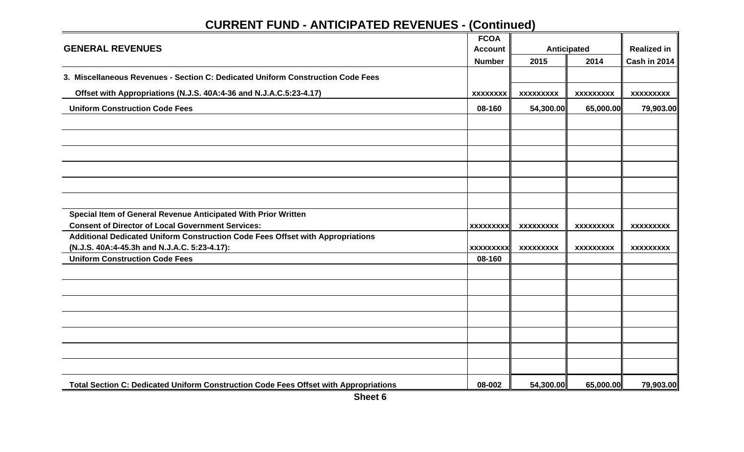## CURRENT FUND - ANTICIPATED REVENUES - (Continued)

| GENERAL REVENUES | FCOA Account Number | Anticipated 2015 | Anticipated 2014 | Realized in Cash in 2014 |
|---|---|---|---|---|
| **3. Miscellaneous Revenues - Section C: Dedicated Uniform Construction Code Fees** | | | | |
| **Offset with Appropriations (N.J.S. 40A:4-36 and N.J.A.C.5:23-4.17)** | xxxxxxxx | xxxxxxxxx | xxxxxxxxx | xxxxxxxxx |
| **Uniform Construction Code Fees** | 08-160 | 54,300.00 | 65,000.00 | 79,903.00 |
| | | | | |
| | | | | |
| | | | | |
| | | | | |
| | | | | |
| | | | | |
| **Special Item of General Revenue Anticipated With Prior Written Consent of Director of Local Government Services:** | xxxxxxxxx | xxxxxxxxx | xxxxxxxxx | xxxxxxxxx |
| **Additional Dedicated Uniform Construction Code Fees Offset with Appropriations (N.J.S. 40A:4-45.3h and N.J.A.C. 5:23-4.17):** | xxxxxxxxx | xxxxxxxxx | xxxxxxxxx | xxxxxxxxx |
| **Uniform Construction Code Fees** | 08-160 | | | |
| | | | | |
| | | | | |
| | | | | |
| | | | | |
| | | | | |
| | | | | |
| | | | | |
| **Total Section C: Dedicated Uniform Construction Code Fees Offset with Appropriations** | 08-002 | 54,300.00 | 65,000.00 | 79,903.00 |

**Sheet 6**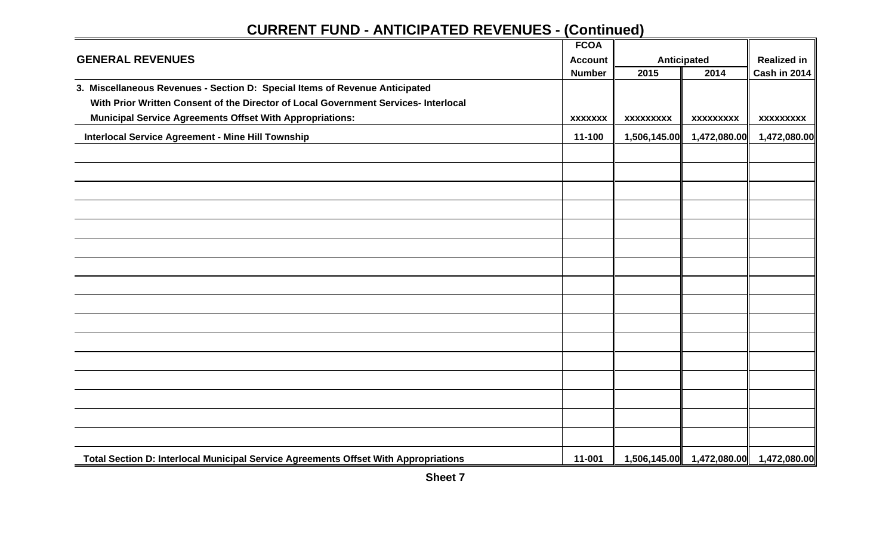## CURRENT FUND - ANTICIPATED REVENUES - (Continued)

| GENERAL REVENUES | FCOA Account Number | Anticipated 2015 | Anticipated 2014 | Realized in Cash in 2014 |
|---|---|---|---|---|
| **3. Miscellaneous Revenues - Section D: Special Items of Revenue Anticipated With Prior Written Consent of the Director of Local Government Services- Interlocal Municipal Service Agreements Offset With Appropriations:** | xxxxxxx | xxxxxxxxx | xxxxxxxxx | xxxxxxxxx |
| Interlocal Service Agreement - Mine Hill Township | 11-100 | 1,506,145.00 | 1,472,080.00 | 1,472,080.00 |
| | | | | |
| | | | | |
| | | | | |
| | | | | |
| | | | | |
| | | | | |
| | | | | |
| | | | | |
| | | | | |
| | | | | |
| | | | | |
| | | | | |
| | | | | |
| | | | | |
| | | | | |
| | | | | |
| Total Section D: Interlocal Municipal Service Agreements Offset With Appropriations | 11-001 | 1,506,145.00 | 1,472,080.00 | 1,472,080.00 |

Sheet 7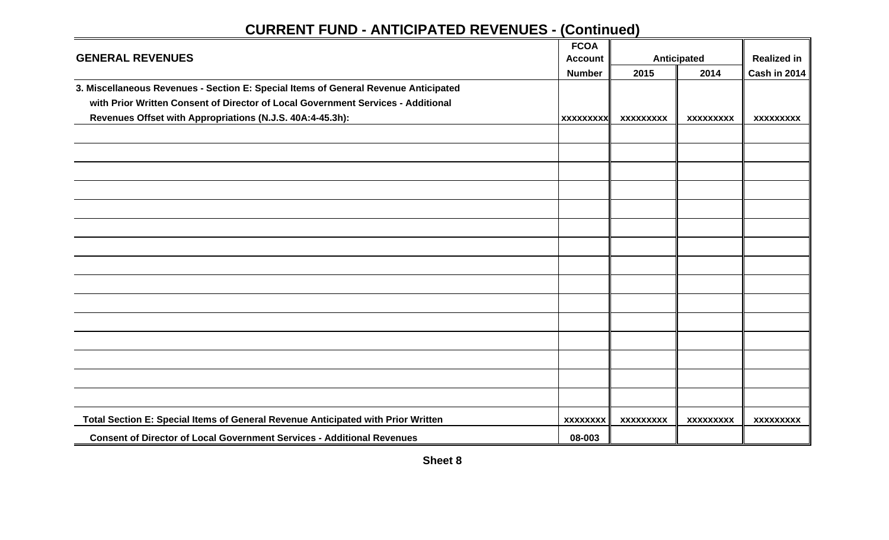## CURRENT FUND - ANTICIPATED REVENUES - (Continued)

| GENERAL REVENUES | FCOA Account Number | Anticipated | | Realized in Cash in 2014 |
|---|---|---|---|---|
| | | 2015 | 2014 | |
| 3. Miscellaneous Revenues - Section E: Special Items of General Revenue Anticipated with Prior Written Consent of Director of Local Government Services - Additional Revenues Offset with Appropriations (N.J.S. 40A:4-45.3h): | xxxxxxxxx | xxxxxxxxx | xxxxxxxxx | xxxxxxxxx |
| | | | | |
| | | | | |
| | | | | |
| | | | | |
| | | | | |
| | | | | |
| | | | | |
| | | | | |
| | | | | |
| | | | | |
| | | | | |
| | | | | |
| | | | | |
| | | | | |
| | | | | |
| Total Section E: Special Items of General Revenue Anticipated with Prior Written | xxxxxxxx | xxxxxxxxx | xxxxxxxxx | xxxxxxxxx |
| Consent of Director of Local Government Services - Additional Revenues | 08-003 | | | |

Sheet 8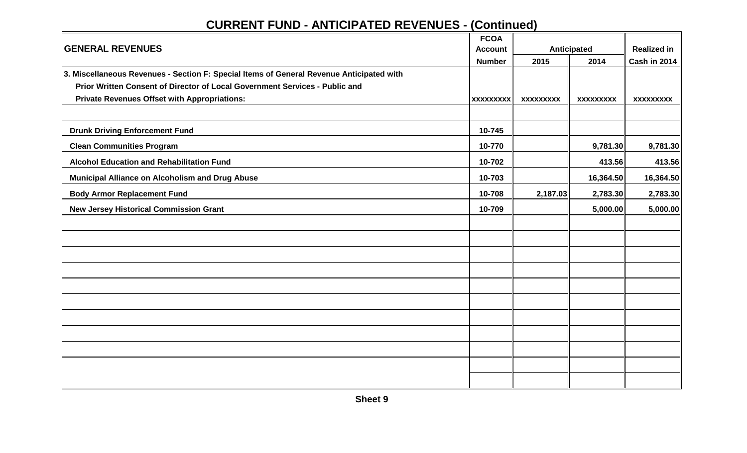## CURRENT FUND - ANTICIPATED REVENUES - (Continued)

| GENERAL REVENUES | FCOA Account Number | Anticipated 2015 | Anticipated 2014 | Realized in Cash in 2014 |
|---|---|---|---|---|
| 3. Miscellaneous Revenues - Section F: Special Items of General Revenue Anticipated with Prior Written Consent of Director of Local Government Services - Public and Private Revenues Offset with Appropriations: | xxxxxxxxx | xxxxxxxxx | xxxxxxxxx | xxxxxxxxx |
| | | | | |
| Drunk Driving Enforcement Fund | 10-745 | | | |
| Clean Communities Program | 10-770 | | 9,781.30 | 9,781.30 |
| Alcohol Education and Rehabilitation Fund | 10-702 | | 413.56 | 413.56 |
| Municipal Alliance on Alcoholism and Drug Abuse | 10-703 | | 16,364.50 | 16,364.50 |
| Body Armor Replacement Fund | 10-708 | 2,187.03 | 2,783.30 | 2,783.30 |
| New Jersey Historical Commission Grant | 10-709 | | 5,000.00 | 5,000.00 |

Sheet 9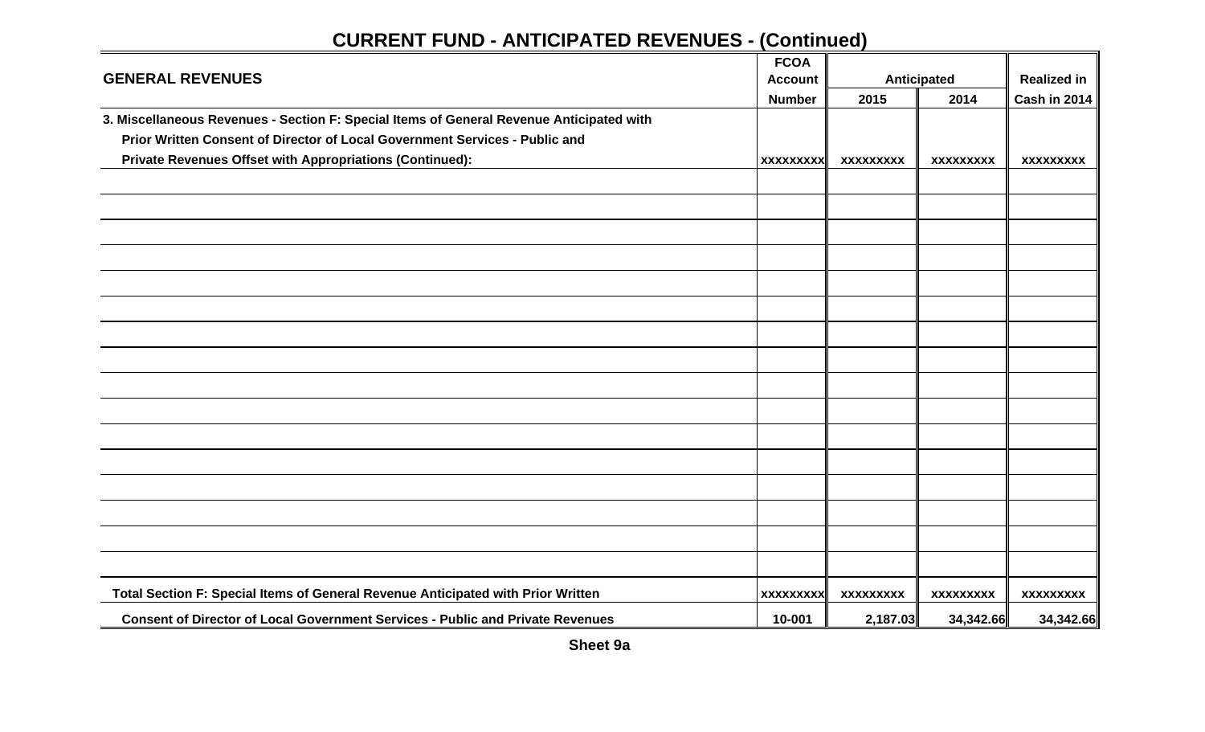## CURRENT FUND - ANTICIPATED REVENUES - (Continued)

| GENERAL REVENUES | FCOA Account Number | Anticipated 2015 | Anticipated 2014 | Realized in Cash in 2014 |
|---|---|---|---|---|
| 3. Miscellaneous Revenues - Section F: Special Items of General Revenue Anticipated with Prior Written Consent of Director of Local Government Services - Public and Private Revenues Offset with Appropriations (Continued): | xxxxxxxxx | xxxxxxxxx | xxxxxxxxx | xxxxxxxxx |
| | | | | |
| | | | | |
| | | | | |
| | | | | |
| | | | | |
| | | | | |
| | | | | |
| | | | | |
| | | | | |
| | | | | |
| | | | | |
| | | | | |
| | | | | |
| | | | | |
| | | | | |
| | | | | |
| Total Section F: Special Items of General Revenue Anticipated with Prior Written | xxxxxxxxx | xxxxxxxxx | xxxxxxxxx | xxxxxxxxx |
| Consent of Director of Local Government Services - Public and Private Revenues | 10-001 | 2,187.03 | 34,342.66 | 34,342.66 |

Sheet 9a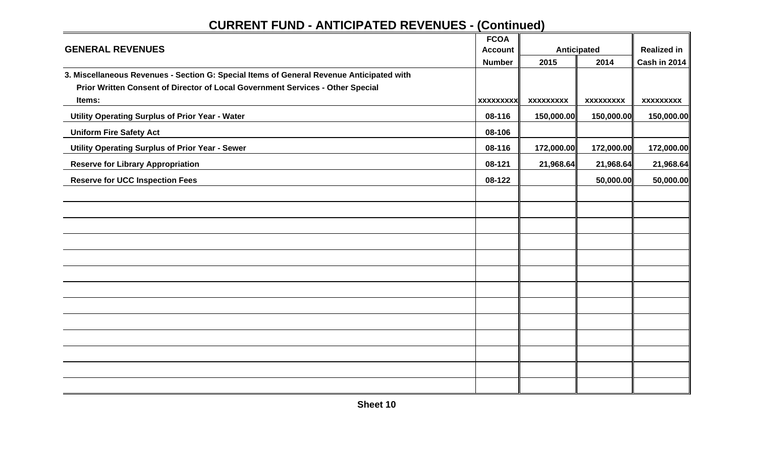# CURRENT FUND - ANTICIPATED REVENUES - (Continued)

| GENERAL REVENUES | FCOA Account Number | Anticipated 2015 | Anticipated 2014 | Realized in Cash in 2014 |
|---|---|---|---|---|
| 3. Miscellaneous Revenues - Section G: Special Items of General Revenue Anticipated with Prior Written Consent of Director of Local Government Services - Other Special Items: | xxxxxxxxx | xxxxxxxxx | xxxxxxxxx | xxxxxxxxx |
| Utility Operating Surplus of Prior Year - Water | 08-116 | 150,000.00 | 150,000.00 | 150,000.00 |
| Uniform Fire Safety Act | 08-106 | | | |
| Utility Operating Surplus of Prior Year - Sewer | 08-116 | 172,000.00 | 172,000.00 | 172,000.00 |
| Reserve for Library Appropriation | 08-121 | 21,968.64 | 21,968.64 | 21,968.64 |
| Reserve for UCC Inspection Fees | 08-122 | | 50,000.00 | 50,000.00 |

Sheet 10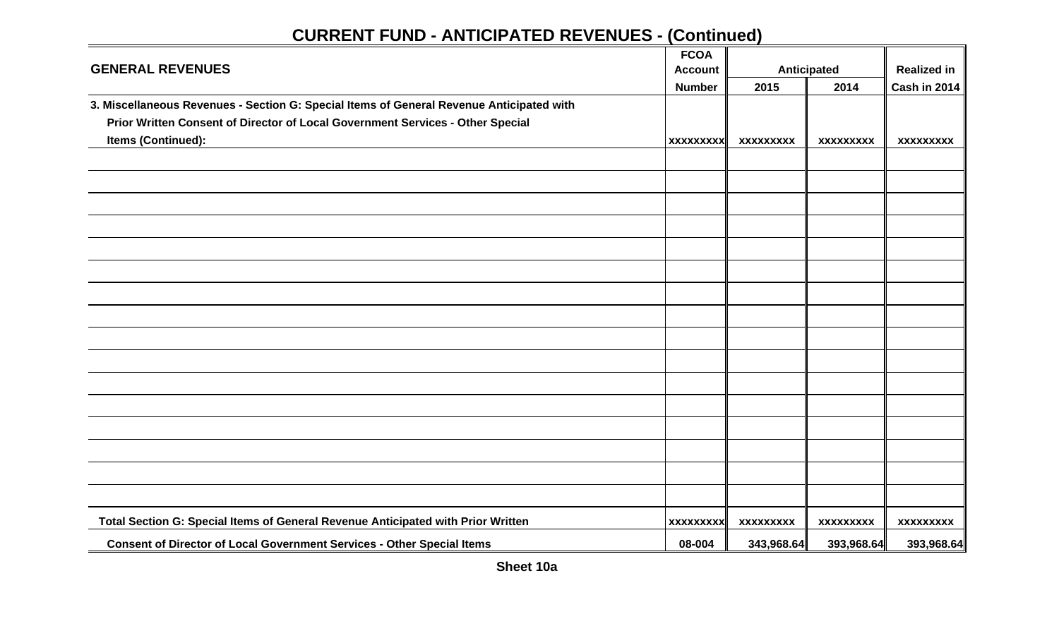## CURRENT FUND - ANTICIPATED REVENUES - (Continued)

| GENERAL REVENUES | FCOA Account Number | Anticipated 2015 | Anticipated 2014 | Realized in Cash in 2014 |
|---|---|---|---|---|
| 3. Miscellaneous Revenues - Section G: Special Items of General Revenue Anticipated with Prior Written Consent of Director of Local Government Services - Other Special Items (Continued): | xxxxxxxxx | xxxxxxxxx | xxxxxxxxx | xxxxxxxxx |
| | | | | |
| | | | | |
| | | | | |
| | | | | |
| | | | | |
| | | | | |
| | | | | |
| | | | | |
| | | | | |
| | | | | |
| | | | | |
| | | | | |
| | | | | |
| | | | | |
| | | | | |
| | | | | |
| Total Section G: Special Items of General Revenue Anticipated with Prior Written | xxxxxxxxx | xxxxxxxxx | xxxxxxxxx | xxxxxxxxx |
| Consent of Director of Local Government Services - Other Special Items | 08-004 | 343,968.64 | 393,968.64 | 393,968.64 |

Sheet 10a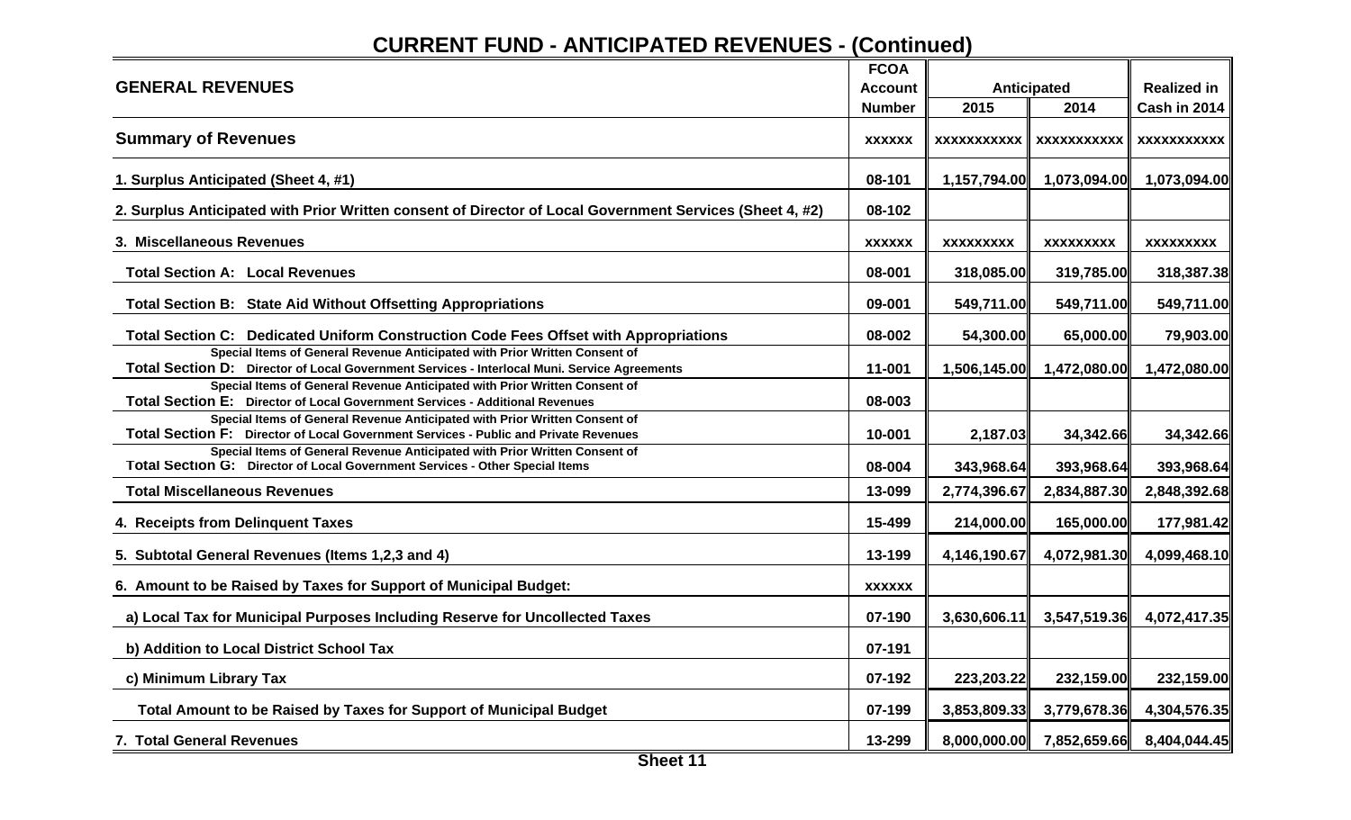## CURRENT FUND - ANTICIPATED REVENUES - (Continued)

| GENERAL REVENUES | FCOA Account Number | Anticipated 2015 | Anticipated 2014 | Realized in Cash in 2014 |
|---|---|---|---|---|
| **Summary of Revenues** | xxxxxx | xxxxxxxxxxx | xxxxxxxxxxx | xxxxxxxxxxx |
| 1. Surplus Anticipated (Sheet 4, #1) | 08-101 | 1,157,794.00 | 1,073,094.00 | 1,073,094.00 |
| 2. Surplus Anticipated with Prior Written consent of Director of Local Government Services (Sheet 4, #2) | 08-102 | | | |
| 3. Miscellaneous Revenues | xxxxxx | xxxxxxxxx | xxxxxxxxx | xxxxxxxxx |
| Total Section A: Local Revenues | 08-001 | 318,085.00 | 319,785.00 | 318,387.38 |
| Total Section B: State Aid Without Offsetting Appropriations | 09-001 | 549,711.00 | 549,711.00 | 549,711.00 |
| Total Section C: Dedicated Uniform Construction Code Fees Offset with Appropriations | 08-002 | 54,300.00 | 65,000.00 | 79,903.00 |
| Total Section D: Special Items of General Revenue Anticipated with Prior Written Consent of Director of Local Government Services - Interlocal Muni. Service Agreements | 11-001 | 1,506,145.00 | 1,472,080.00 | 1,472,080.00 |
| Total Section E: Special Items of General Revenue Anticipated with Prior Written Consent of Director of Local Government Services - Additional Revenues | 08-003 | | | |
| Total Section F: Special Items of General Revenue Anticipated with Prior Written Consent of Director of Local Government Services - Public and Private Revenues | 10-001 | 2,187.03 | 34,342.66 | 34,342.66 |
| Total Section G: Special Items of General Revenue Anticipated with Prior Written Consent of Director of Local Government Services - Other Special Items | 08-004 | 343,968.64 | 393,968.64 | 393,968.64 |
| Total Miscellaneous Revenues | 13-099 | 2,774,396.67 | 2,834,887.30 | 2,848,392.68 |
| 4. Receipts from Delinquent Taxes | 15-499 | 214,000.00 | 165,000.00 | 177,981.42 |
| 5. Subtotal General Revenues (Items 1,2,3 and 4) | 13-199 | 4,146,190.67 | 4,072,981.30 | 4,099,468.10 |
| 6. Amount to be Raised by Taxes for Support of Municipal Budget: | xxxxxx | | | |
| a) Local Tax for Municipal Purposes Including Reserve for Uncollected Taxes | 07-190 | 3,630,606.11 | 3,547,519.36 | 4,072,417.35 |
| b) Addition to Local District School Tax | 07-191 | | | |
| c) Minimum Library Tax | 07-192 | 223,203.22 | 232,159.00 | 232,159.00 |
| Total Amount to be Raised by Taxes for Support of Municipal Budget | 07-199 | 3,853,809.33 | 3,779,678.36 | 4,304,576.35 |
| 7. Total General Revenues | 13-299 | 8,000,000.00 | 7,852,659.66 | 8,404,044.45 |

Sheet 11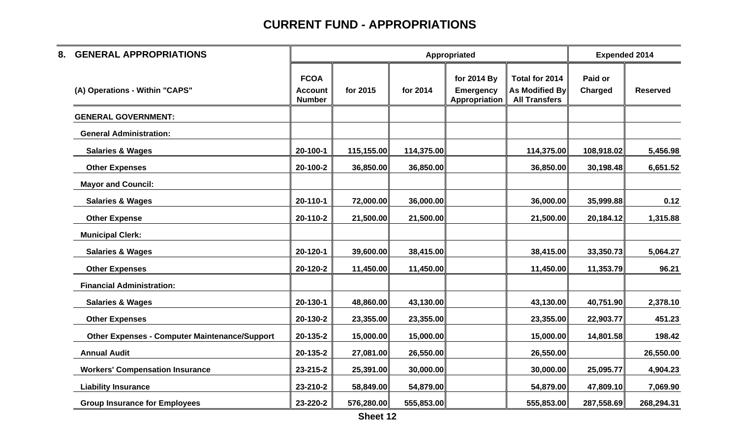# CURRENT FUND - APPROPRIATIONS

| 8. GENERAL APPROPRIATIONS | Appropriated | | | | | Expended 2014 | |
|---|---|---|---|---|---|---|---|
| (A) Operations - Within "CAPS" | FCOA Account Number | for 2015 | for 2014 | for 2014 By Emergency Appropriation | Total for 2014 As Modified By All Transfers | Paid or Charged | Reserved |
| **GENERAL GOVERNMENT:** | | | | | | | |
| **General Administration:** | | | | | | | |
| Salaries & Wages | 20-100-1 | 115,155.00 | 114,375.00 | | 114,375.00 | 108,918.02 | 5,456.98 |
| Other Expenses | 20-100-2 | 36,850.00 | 36,850.00 | | 36,850.00 | 30,198.48 | 6,651.52 |
| **Mayor and Council:** | | | | | | | |
| Salaries & Wages | 20-110-1 | 72,000.00 | 36,000.00 | | 36,000.00 | 35,999.88 | 0.12 |
| Other Expense | 20-110-2 | 21,500.00 | 21,500.00 | | 21,500.00 | 20,184.12 | 1,315.88 |
| **Municipal Clerk:** | | | | | | | |
| Salaries & Wages | 20-120-1 | 39,600.00 | 38,415.00 | | 38,415.00 | 33,350.73 | 5,064.27 |
| Other Expenses | 20-120-2 | 11,450.00 | 11,450.00 | | 11,450.00 | 11,353.79 | 96.21 |
| **Financial Administration:** | | | | | | | |
| Salaries & Wages | 20-130-1 | 48,860.00 | 43,130.00 | | 43,130.00 | 40,751.90 | 2,378.10 |
| Other Expenses | 20-130-2 | 23,355.00 | 23,355.00 | | 23,355.00 | 22,903.77 | 451.23 |
| Other Expenses - Computer Maintenance/Support | 20-135-2 | 15,000.00 | 15,000.00 | | 15,000.00 | 14,801.58 | 198.42 |
| **Annual Audit** | 20-135-2 | 27,081.00 | 26,550.00 | | 26,550.00 | | 26,550.00 |
| **Workers' Compensation Insurance** | 23-215-2 | 25,391.00 | 30,000.00 | | 30,000.00 | 25,095.77 | 4,904.23 |
| **Liability Insurance** | 23-210-2 | 58,849.00 | 54,879.00 | | 54,879.00 | 47,809.10 | 7,069.90 |
| **Group Insurance for Employees** | 23-220-2 | 576,280.00 | 555,853.00 | | 555,853.00 | 287,558.69 | 268,294.31 |

Sheet 12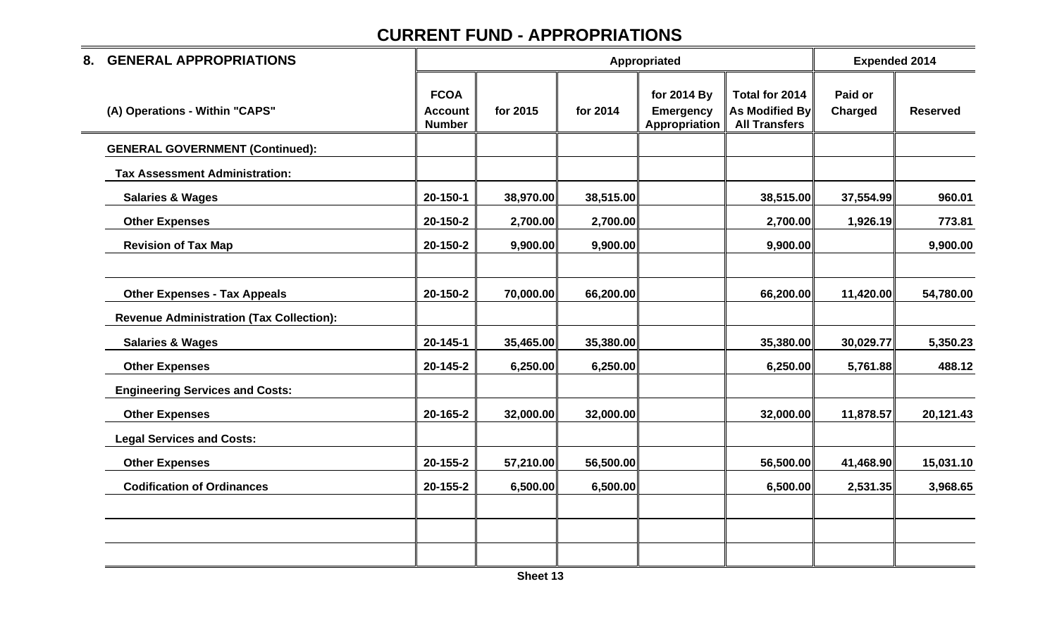# CURRENT FUND - APPROPRIATIONS

| 8. GENERAL APPROPRIATIONS | Appropriated | | | | | Expended 2014 | |
|---|---|---|---|---|---|---|---|
| (A) Operations - Within "CAPS" | FCOA Account Number | for 2015 | for 2014 | for 2014 By Emergency Appropriation | Total for 2014 As Modified By All Transfers | Paid or Charged | Reserved |
| **GENERAL GOVERNMENT (Continued):** | | | | | | | |
| **Tax Assessment Administration:** | | | | | | | |
| Salaries & Wages | 20-150-1 | 38,970.00 | 38,515.00 | | 38,515.00 | 37,554.99 | 960.01 |
| Other Expenses | 20-150-2 | 2,700.00 | 2,700.00 | | 2,700.00 | 1,926.19 | 773.81 |
| Revision of Tax Map | 20-150-2 | 9,900.00 | 9,900.00 | | 9,900.00 | | 9,900.00 |
| | | | | | | | |
| Other Expenses - Tax Appeals | 20-150-2 | 70,000.00 | 66,200.00 | | 66,200.00 | 11,420.00 | 54,780.00 |
| **Revenue Administration (Tax Collection):** | | | | | | | |
| Salaries & Wages | 20-145-1 | 35,465.00 | 35,380.00 | | 35,380.00 | 30,029.77 | 5,350.23 |
| Other Expenses | 20-145-2 | 6,250.00 | 6,250.00 | | 6,250.00 | 5,761.88 | 488.12 |
| **Engineering Services and Costs:** | | | | | | | |
| Other Expenses | 20-165-2 | 32,000.00 | 32,000.00 | | 32,000.00 | 11,878.57 | 20,121.43 |
| **Legal Services and Costs:** | | | | | | | |
| Other Expenses | 20-155-2 | 57,210.00 | 56,500.00 | | 56,500.00 | 41,468.90 | 15,031.10 |
| Codification of Ordinances | 20-155-2 | 6,500.00 | 6,500.00 | | 6,500.00 | 2,531.35 | 3,968.65 |
| | | | | | | | |
| | | | | | | | |
| | | | | | | | |

Sheet 13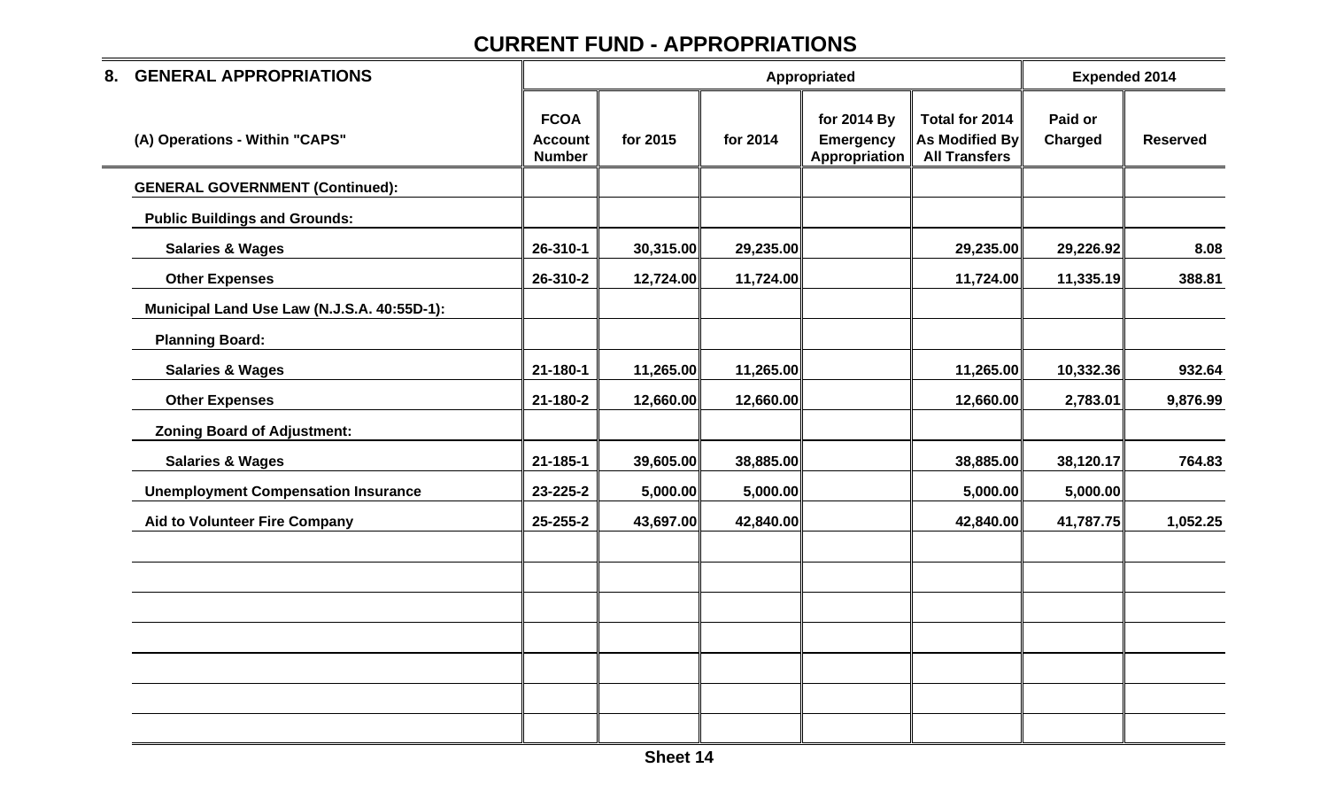# CURRENT FUND - APPROPRIATIONS

| 8. GENERAL APPROPRIATIONS | Appropriated | | | | | Expended 2014 | |
|---|---|---|---|---|---|---|---|
| (A) Operations - Within "CAPS" | FCOA Account Number | for 2015 | for 2014 | for 2014 By Emergency Appropriation | Total for 2014 As Modified By All Transfers | Paid or Charged | Reserved |
| **GENERAL GOVERNMENT (Continued):** | | | | | | | |
| **Public Buildings and Grounds:** | | | | | | | |
| **Salaries & Wages** | 26-310-1 | 30,315.00 | 29,235.00 | | 29,235.00 | 29,226.92 | 8.08 |
| **Other Expenses** | 26-310-2 | 12,724.00 | 11,724.00 | | 11,724.00 | 11,335.19 | 388.81 |
| **Municipal Land Use Law (N.J.S.A. 40:55D-1):** | | | | | | | |
| **Planning Board:** | | | | | | | |
| **Salaries & Wages** | 21-180-1 | 11,265.00 | 11,265.00 | | 11,265.00 | 10,332.36 | 932.64 |
| **Other Expenses** | 21-180-2 | 12,660.00 | 12,660.00 | | 12,660.00 | 2,783.01 | 9,876.99 |
| **Zoning Board of Adjustment:** | | | | | | | |
| **Salaries & Wages** | 21-185-1 | 39,605.00 | 38,885.00 | | 38,885.00 | 38,120.17 | 764.83 |
| **Unemployment Compensation Insurance** | 23-225-2 | 5,000.00 | 5,000.00 | | 5,000.00 | 5,000.00 | |
| **Aid to Volunteer Fire Company** | 25-255-2 | 43,697.00 | 42,840.00 | | 42,840.00 | 41,787.75 | 1,052.25 |

Sheet 14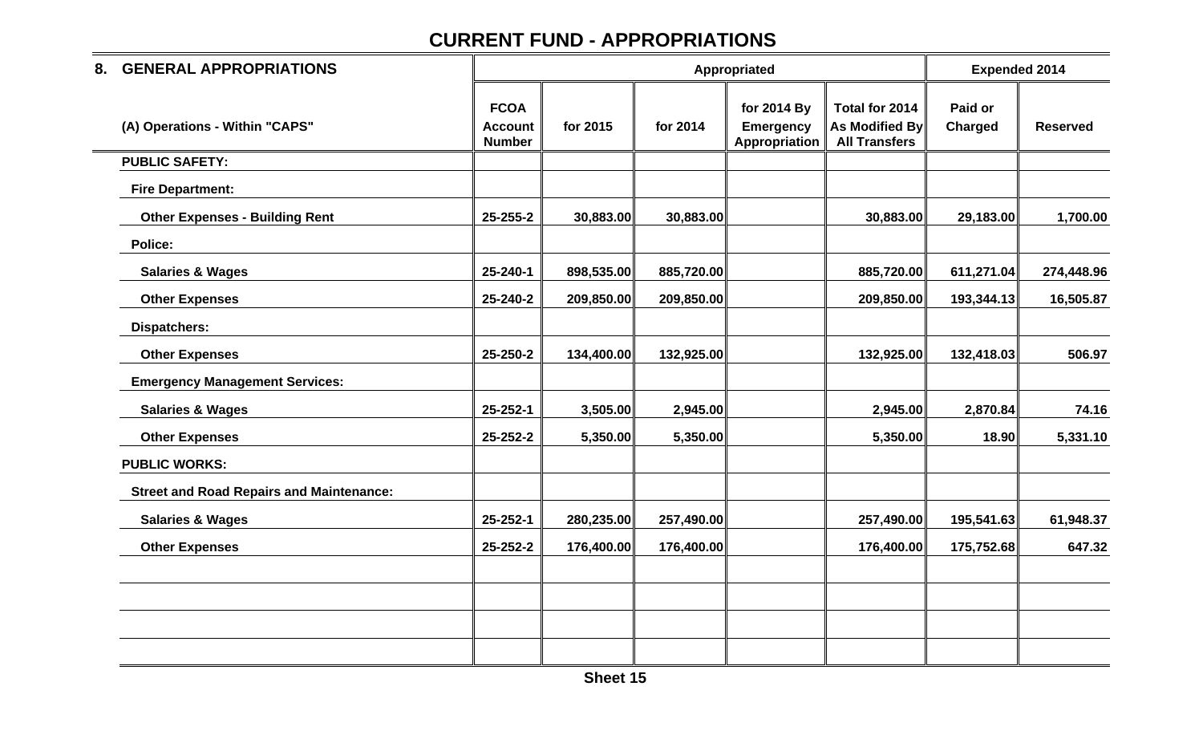# CURRENT FUND - APPROPRIATIONS

| 8. GENERAL APPROPRIATIONS | Appropriated | | | | | Expended 2014 | |
|---|---|---|---|---|---|---|---|
| (A) Operations - Within "CAPS" | FCOA Account Number | for 2015 | for 2014 | for 2014 By Emergency Appropriation | Total for 2014 As Modified By All Transfers | Paid or Charged | Reserved |
| **PUBLIC SAFETY:** | | | | | | | |
| **Fire Department:** | | | | | | | |
| **Other Expenses - Building Rent** | 25-255-2 | 30,883.00 | 30,883.00 | | 30,883.00 | 29,183.00 | 1,700.00 |
| **Police:** | | | | | | | |
| **Salaries & Wages** | 25-240-1 | 898,535.00 | 885,720.00 | | 885,720.00 | 611,271.04 | 274,448.96 |
| **Other Expenses** | 25-240-2 | 209,850.00 | 209,850.00 | | 209,850.00 | 193,344.13 | 16,505.87 |
| **Dispatchers:** | | | | | | | |
| **Other Expenses** | 25-250-2 | 134,400.00 | 132,925.00 | | 132,925.00 | 132,418.03 | 506.97 |
| **Emergency Management Services:** | | | | | | | |
| **Salaries & Wages** | 25-252-1 | 3,505.00 | 2,945.00 | | 2,945.00 | 2,870.84 | 74.16 |
| **Other Expenses** | 25-252-2 | 5,350.00 | 5,350.00 | | 5,350.00 | 18.90 | 5,331.10 |
| **PUBLIC WORKS:** | | | | | | | |
| **Street and Road Repairs and Maintenance:** | | | | | | | |
| **Salaries & Wages** | 25-252-1 | 280,235.00 | 257,490.00 | | 257,490.00 | 195,541.63 | 61,948.37 |
| **Other Expenses** | 25-252-2 | 176,400.00 | 176,400.00 | | 176,400.00 | 175,752.68 | 647.32 |
| | | | | | | | |
| | | | | | | | |
| | | | | | | | |
| | | | | | | | |

Sheet 15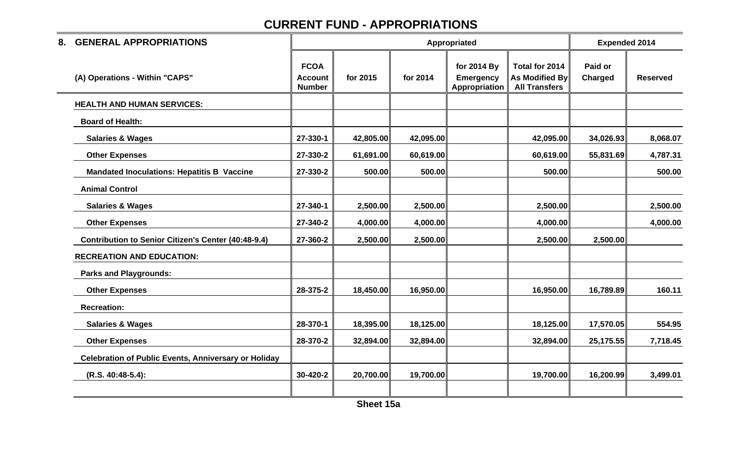# CURRENT FUND - APPROPRIATIONS

| 8. GENERAL APPROPRIATIONS | Appropriated | | | | | Expended 2014 | |
|---|---|---|---|---|---|---|---|
| (A) Operations - Within "CAPS" | FCOA Account Number | for 2015 | for 2014 | for 2014 By Emergency Appropriation | Total for 2014 As Modified By All Transfers | Paid or Charged | Reserved |
| **HEALTH AND HUMAN SERVICES:** | | | | | | | |
| **Board of Health:** | | | | | | | |
| Salaries & Wages | 27-330-1 | 42,805.00 | 42,095.00 | | 42,095.00 | 34,026.93 | 8,068.07 |
| Other Expenses | 27-330-2 | 61,691.00 | 60,619.00 | | 60,619.00 | 55,831.69 | 4,787.31 |
| Mandated Inoculations: Hepatitis B Vaccine | 27-330-2 | 500.00 | 500.00 | | 500.00 | | 500.00 |
| **Animal Control** | | | | | | | |
| Salaries & Wages | 27-340-1 | 2,500.00 | 2,500.00 | | 2,500.00 | | 2,500.00 |
| Other Expenses | 27-340-2 | 4,000.00 | 4,000.00 | | 4,000.00 | | 4,000.00 |
| Contribution to Senior Citizen's Center (40:48-9.4) | 27-360-2 | 2,500.00 | 2,500.00 | | 2,500.00 | 2,500.00 | |
| **RECREATION AND EDUCATION:** | | | | | | | |
| **Parks and Playgrounds:** | | | | | | | |
| Other Expenses | 28-375-2 | 18,450.00 | 16,950.00 | | 16,950.00 | 16,789.89 | 160.11 |
| **Recreation:** | | | | | | | |
| Salaries & Wages | 28-370-1 | 18,395.00 | 18,125.00 | | 18,125.00 | 17,570.05 | 554.95 |
| Other Expenses | 28-370-2 | 32,894.00 | 32,894.00 | | 32,894.00 | 25,175.55 | 7,718.45 |
| Celebration of Public Events, Anniversary or Holiday | | | | | | | |
| (R.S. 40:48-5.4): | 30-420-2 | 20,700.00 | 19,700.00 | | 19,700.00 | 16,200.99 | 3,499.01 |

Sheet 15a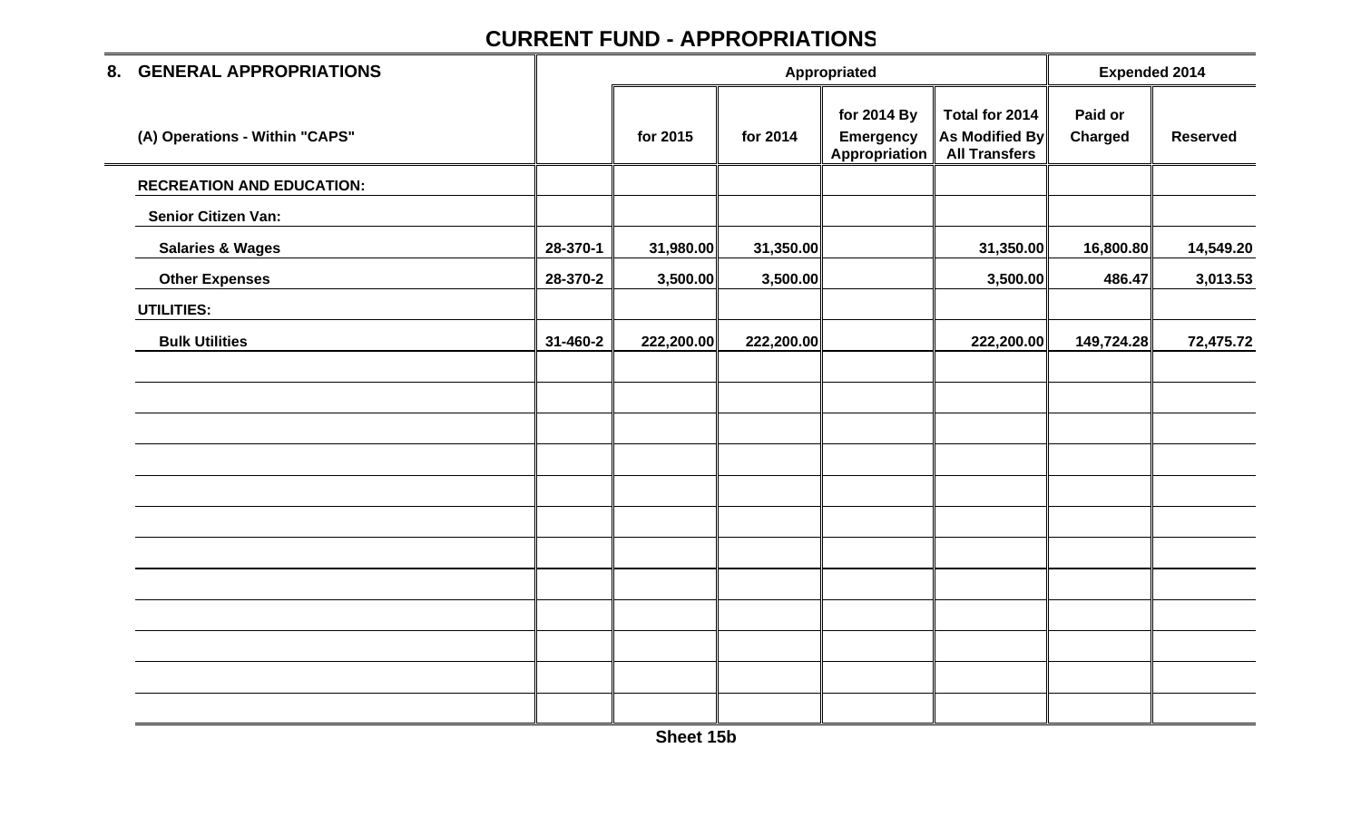## CURRENT FUND - APPROPRIATIONS

| 8. GENERAL APPROPRIATIONS | | Appropriated | | | | Expended 2014 | |
|---|---|---|---|---|---|---|---|
| (A) Operations - Within "CAPS" | | for 2015 | for 2014 | for 2014 By Emergency Appropriation | Total for 2014 As Modified By All Transfers | Paid or Charged | Reserved |
| **RECREATION AND EDUCATION:** | | | | | | | |
| **Senior Citizen Van:** | | | | | | | |
| **Salaries & Wages** | 28-370-1 | 31,980.00 | 31,350.00 | | 31,350.00 | 16,800.80 | 14,549.20 |
| **Other Expenses** | 28-370-2 | 3,500.00 | 3,500.00 | | 3,500.00 | 486.47 | 3,013.53 |
| **UTILITIES:** | | | | | | | |
| **Bulk Utilities** | 31-460-2 | 222,200.00 | 222,200.00 | | 222,200.00 | 149,724.28 | 72,475.72 |

Sheet 15b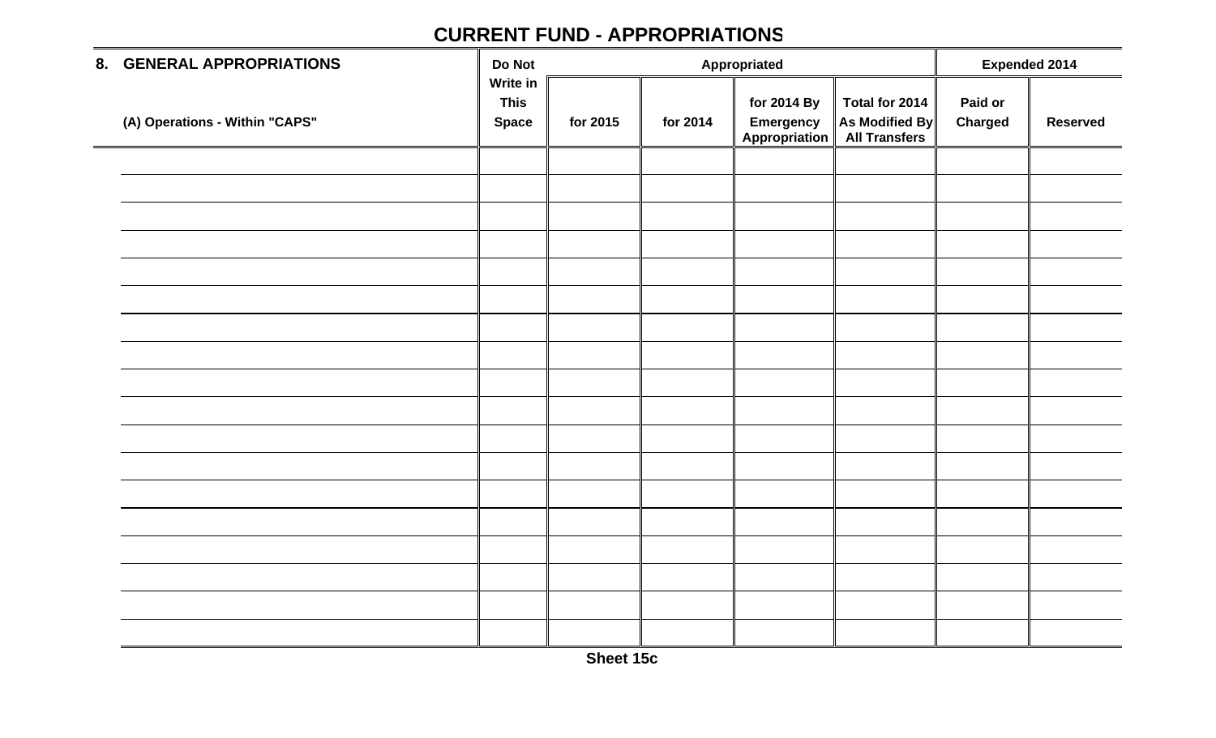## CURRENT FUND - APPROPRIATIONS

| 8. GENERAL APPROPRIATIONS<br><br>(A) Operations - Within "CAPS" | Do Not Write in This Space | Appropriated | | | | Expended 2014 | |
|---|---|---|---|---|---|---|---|
| | | for 2015 | for 2014 | for 2014 By Emergency Appropriation | Total for 2014 As Modified By All Transfers | Paid or Charged | Reserved |
| | | | | | | | |
| | | | | | | | |
| | | | | | | | |
| | | | | | | | |
| | | | | | | | |
| | | | | | | | |
| | | | | | | | |
| | | | | | | | |
| | | | | | | | |
| | | | | | | | |
| | | | | | | | |
| | | | | | | | |
| | | | | | | | |
| | | | | | | | |
| | | | | | | | |
| | | | | | | | |
| | | | | | | | |
| | | | | | | | |

Sheet 15c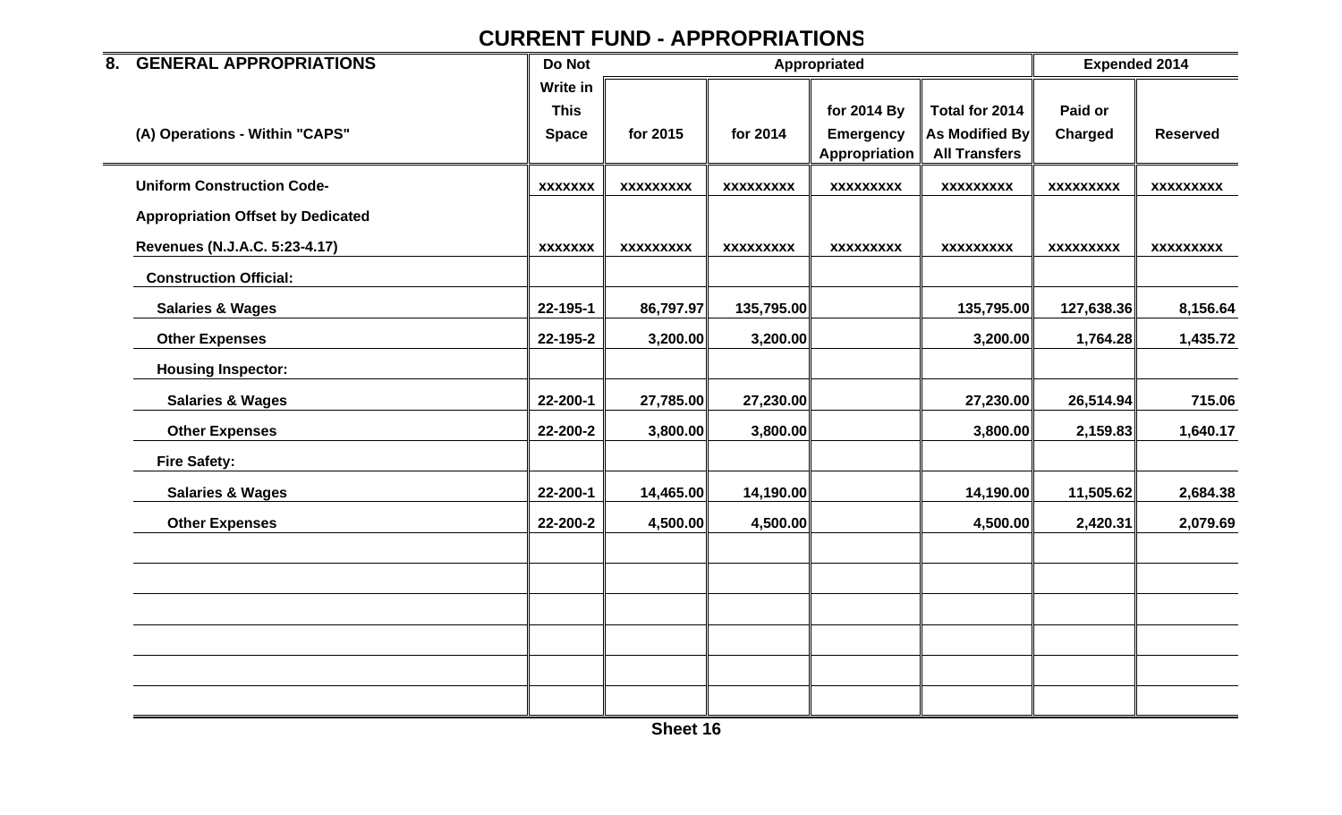## CURRENT FUND - APPROPRIATIONS

| 8. GENERAL APPROPRIATIONS | Do Not | Appropriated | | | | Expended 2014 | |
|---|---|---|---|---|---|---|---|
| (A) Operations - Within "CAPS" | Write in This Space | for 2015 | for 2014 | for 2014 By Emergency Appropriation | Total for 2014 As Modified By All Transfers | Paid or Charged | Reserved |
| Uniform Construction Code- | xxxxxxx | xxxxxxxxx | xxxxxxxxx | xxxxxxxxx | xxxxxxxxx | xxxxxxxxx | xxxxxxxxx |
| Appropriation Offset by Dedicated | | | | | | | |
| Revenues (N.J.A.C. 5:23-4.17) | xxxxxxx | xxxxxxxxx | xxxxxxxxx | xxxxxxxxx | xxxxxxxxx | xxxxxxxxx | xxxxxxxxx |
| Construction Official: | | | | | | | |
| Salaries & Wages | 22-195-1 | 86,797.97 | 135,795.00 | | 135,795.00 | 127,638.36 | 8,156.64 |
| Other Expenses | 22-195-2 | 3,200.00 | 3,200.00 | | 3,200.00 | 1,764.28 | 1,435.72 |
| Housing Inspector: | | | | | | | |
| Salaries & Wages | 22-200-1 | 27,785.00 | 27,230.00 | | 27,230.00 | 26,514.94 | 715.06 |
| Other Expenses | 22-200-2 | 3,800.00 | 3,800.00 | | 3,800.00 | 2,159.83 | 1,640.17 |
| Fire Safety: | | | | | | | |
| Salaries & Wages | 22-200-1 | 14,465.00 | 14,190.00 | | 14,190.00 | 11,505.62 | 2,684.38 |
| Other Expenses | 22-200-2 | 4,500.00 | 4,500.00 | | 4,500.00 | 2,420.31 | 2,079.69 |
| | | | | | | | |
| | | | | | | | |
| | | | | | | | |
| | | | | | | | |
| | | | | | | | |
| | | | | | | | |

Sheet 16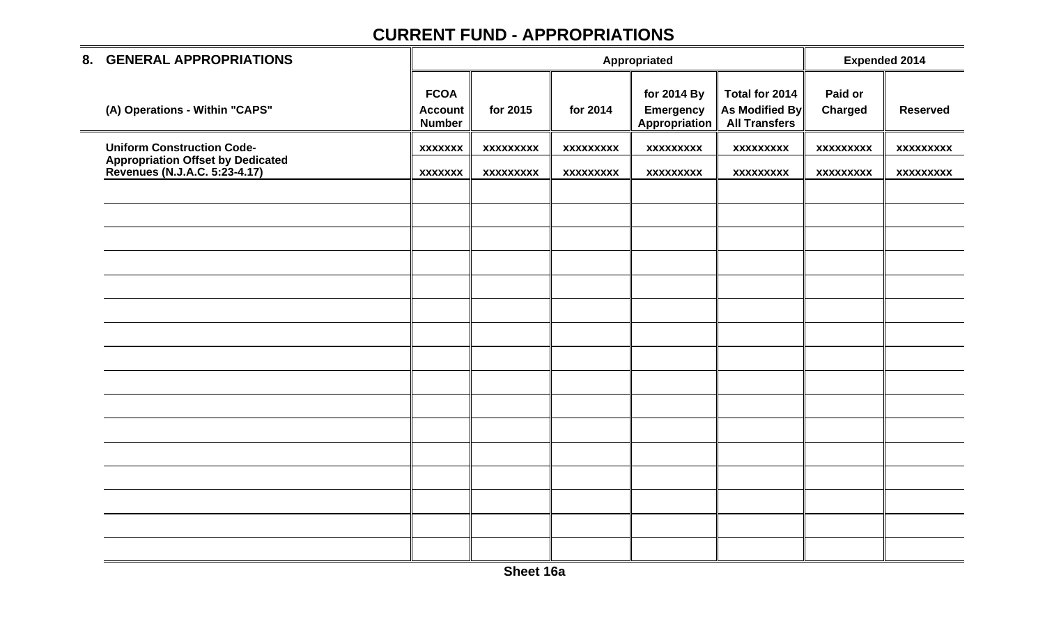# CURRENT FUND - APPROPRIATIONS

| 8. GENERAL APPROPRIATIONS | Appropriated | | | | | Expended 2014 | |
|---|---|---|---|---|---|---|---|
| (A) Operations - Within "CAPS" | FCOA Account Number | for 2015 | for 2014 | for 2014 By Emergency Appropriation | Total for 2014 As Modified By All Transfers | Paid or Charged | Reserved |
| **Uniform Construction Code-** | xxxxxxx | xxxxxxxxx | xxxxxxxxx | xxxxxxxxx | xxxxxxxxx | xxxxxxxxx | xxxxxxxxx |
| **Appropriation Offset by Dedicated Revenues (N.J.A.C. 5:23-4.17)** | xxxxxxx | xxxxxxxxx | xxxxxxxxx | xxxxxxxxx | xxxxxxxxx | xxxxxxxxx | xxxxxxxxx |
| | | | | | | | |
| | | | | | | | |
| | | | | | | | |
| | | | | | | | |
| | | | | | | | |
| | | | | | | | |
| | | | | | | | |
| | | | | | | | |
| | | | | | | | |
| | | | | | | | |
| | | | | | | | |
| | | | | | | | |
| | | | | | | | |
| | | | | | | | |
| | | | | | | | |
| | | | | | | | |

Sheet 16a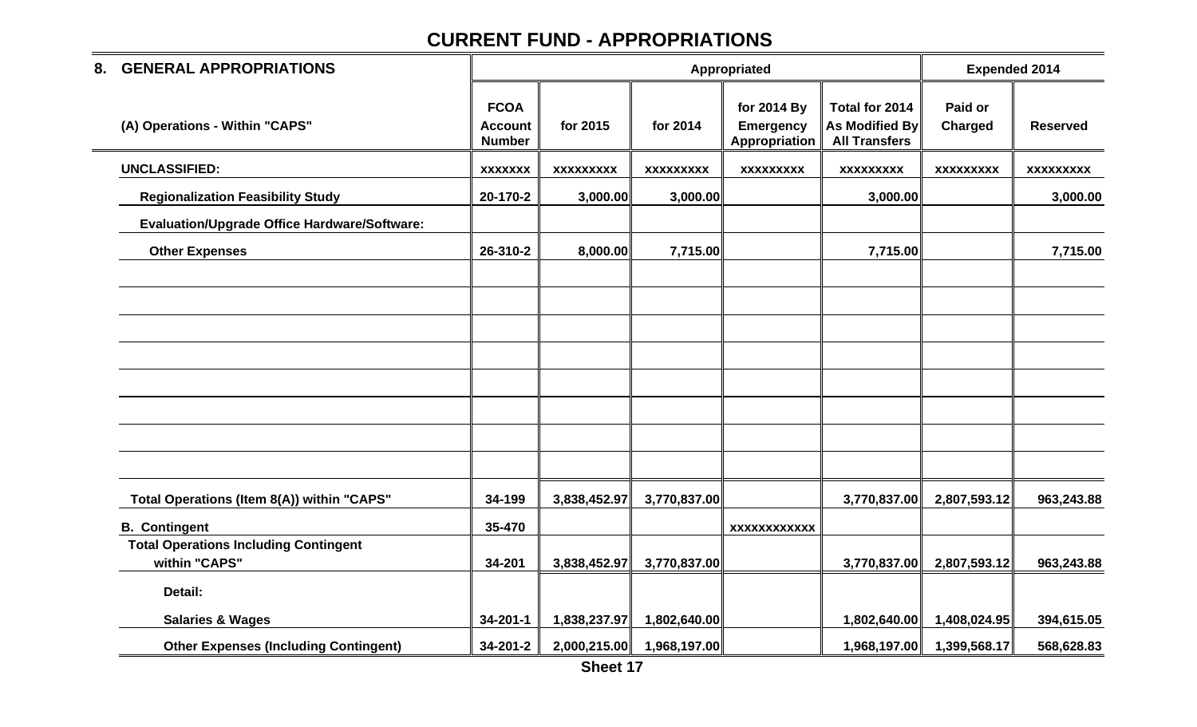# CURRENT FUND - APPROPRIATIONS

| 8. GENERAL APPROPRIATIONS | Appropriated | | | | | Expended 2014 | |
|---|---|---|---|---|---|---|---|
| (A) Operations - Within "CAPS" | FCOA Account Number | for 2015 | for 2014 | for 2014 By Emergency Appropriation | Total for 2014 As Modified By All Transfers | Paid or Charged | Reserved |
| **UNCLASSIFIED:** | xxxxxxx | xxxxxxxxx | xxxxxxxxx | xxxxxxxxx | xxxxxxxxx | xxxxxxxxx | xxxxxxxxx |
| Regionalization Feasibility Study | 20-170-2 | 3,000.00 | 3,000.00 | | 3,000.00 | | 3,000.00 |
| Evaluation/Upgrade Office Hardware/Software: | | | | | | | |
| Other Expenses | 26-310-2 | 8,000.00 | 7,715.00 | | 7,715.00 | | 7,715.00 |
| | | | | | | | |
| | | | | | | | |
| | | | | | | | |
| | | | | | | | |
| | | | | | | | |
| | | | | | | | |
| | | | | | | | |
| | | | | | | | |
| Total Operations (Item 8(A)) within "CAPS" | 34-199 | 3,838,452.97 | 3,770,837.00 | | 3,770,837.00 | 2,807,593.12 | 963,243.88 |
| B. Contingent | 35-470 | | | xxxxxxxxxxx | | | |
| Total Operations Including Contingent within "CAPS" | 34-201 | 3,838,452.97 | 3,770,837.00 | | 3,770,837.00 | 2,807,593.12 | 963,243.88 |
| Detail: | | | | | | | |
| Salaries & Wages | 34-201-1 | 1,838,237.97 | 1,802,640.00 | | 1,802,640.00 | 1,408,024.95 | 394,615.05 |
| Other Expenses (Including Contingent) | 34-201-2 | 2,000,215.00 | 1,968,197.00 | | 1,968,197.00 | 1,399,568.17 | 568,628.83 |

Sheet 17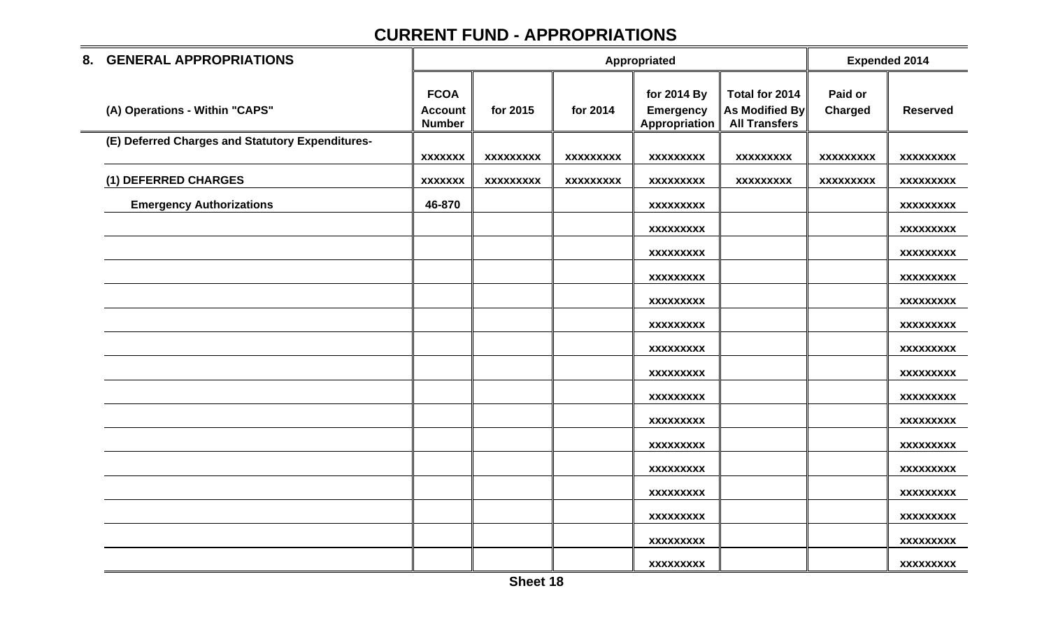# CURRENT FUND - APPROPRIATIONS

| 8. GENERAL APPROPRIATIONS | Appropriated | | | | | Expended 2014 | |
|---|---|---|---|---|---|---|---|
| (A) Operations - Within "CAPS" | FCOA Account Number | for 2015 | for 2014 | for 2014 By Emergency Appropriation | Total for 2014 As Modified By All Transfers | Paid or Charged | Reserved |
| (E) Deferred Charges and Statutory Expenditures- | xxxxxxx | xxxxxxxxx | xxxxxxxxx | xxxxxxxxx | xxxxxxxxx | xxxxxxxxx | xxxxxxxxx |
| (1) DEFERRED CHARGES | xxxxxxx | xxxxxxxxx | xxxxxxxxx | xxxxxxxxx | xxxxxxxxx | xxxxxxxxx | xxxxxxxxx |
| Emergency Authorizations | 46-870 | | | xxxxxxxxx | | | xxxxxxxxx |
| | | | | xxxxxxxxx | | | xxxxxxxxx |
| | | | | xxxxxxxxx | | | xxxxxxxxx |
| | | | | xxxxxxxxx | | | xxxxxxxxx |
| | | | | xxxxxxxxx | | | xxxxxxxxx |
| | | | | xxxxxxxxx | | | xxxxxxxxx |
| | | | | xxxxxxxxx | | | xxxxxxxxx |
| | | | | xxxxxxxxx | | | xxxxxxxxx |
| | | | | xxxxxxxxx | | | xxxxxxxxx |
| | | | | xxxxxxxxx | | | xxxxxxxxx |
| | | | | xxxxxxxxx | | | xxxxxxxxx |
| | | | | xxxxxxxxx | | | xxxxxxxxx |
| | | | | xxxxxxxxx | | | xxxxxxxxx |
| | | | | xxxxxxxxx | | | xxxxxxxxx |
| | | | | xxxxxxxxx | | | xxxxxxxxx |
| | | | | xxxxxxxxx | | | xxxxxxxxx |

Sheet 18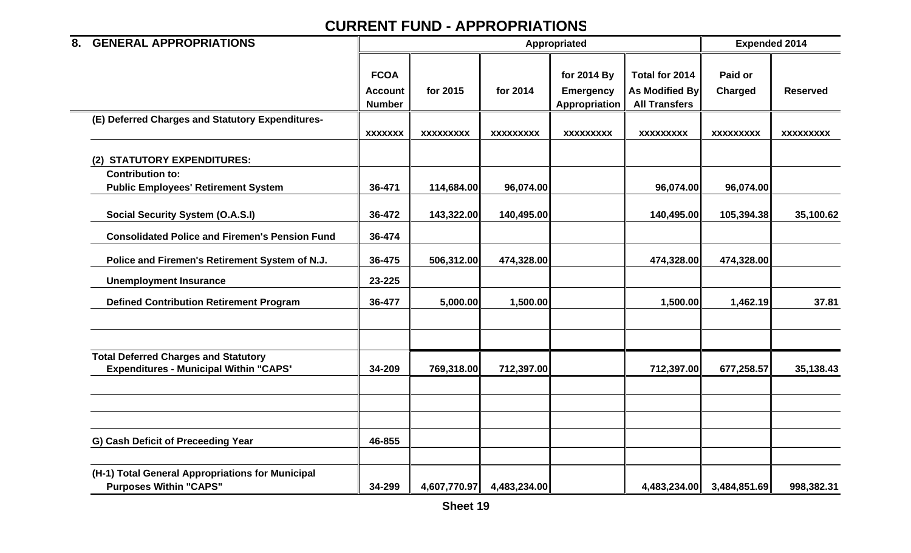# CURRENT FUND - APPROPRIATIONS

| 8. GENERAL APPROPRIATIONS | | Appropriated | | | | Expended 2014 | |
|---|---|---|---|---|---|---|---|
| | FCOA Account Number | for 2015 | for 2014 | for 2014 By Emergency Appropriation | Total for 2014 As Modified By All Transfers | Paid or Charged | Reserved |
| (E) Deferred Charges and Statutory Expenditures- | xxxxxxx | xxxxxxxxx | xxxxxxxxx | xxxxxxxxx | xxxxxxxxx | xxxxxxxxx | xxxxxxxxx |
| (2) STATUTORY EXPENDITURES: | | | | | | | |
| Contribution to: Public Employees' Retirement System | 36-471 | 114,684.00 | 96,074.00 | | 96,074.00 | 96,074.00 | |
| Social Security System (O.A.S.I) | 36-472 | 143,322.00 | 140,495.00 | | 140,495.00 | 105,394.38 | 35,100.62 |
| Consolidated Police and Firemen's Pension Fund | 36-474 | | | | | | |
| Police and Firemen's Retirement System of N.J. | 36-475 | 506,312.00 | 474,328.00 | | 474,328.00 | 474,328.00 | |
| Unemployment Insurance | 23-225 | | | | | | |
| Defined Contribution Retirement Program | 36-477 | 5,000.00 | 1,500.00 | | 1,500.00 | 1,462.19 | 37.81 |
| | | | | | | | |
| | | | | | | | |
| Total Deferred Charges and Statutory Expenditures - Municipal Within "CAPS" | 34-209 | 769,318.00 | 712,397.00 | | 712,397.00 | 677,258.57 | 35,138.43 |
| | | | | | | | |
| | | | | | | | |
| | | | | | | | |
| G) Cash Deficit of Preceeding Year | 46-855 | | | | | | |
| | | | | | | | |
| (H-1) Total General Appropriations for Municipal Purposes Within "CAPS" | 34-299 | 4,607,770.97 | 4,483,234.00 | | 4,483,234.00 | 3,484,851.69 | 998,382.31 |

Sheet 19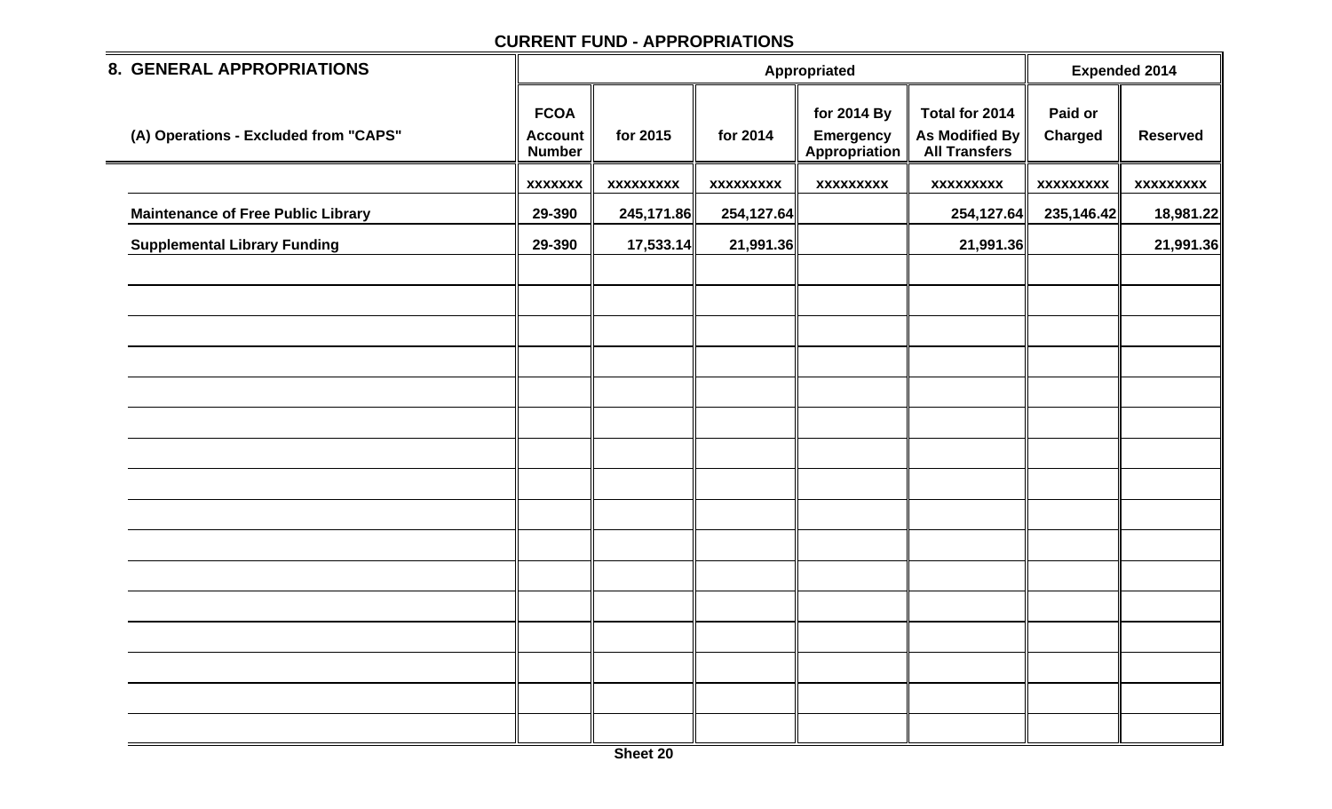## CURRENT FUND - APPROPRIATIONS

| 8. GENERAL APPROPRIATIONS | Appropriated | | | | | Expended 2014 | |
|---|---|---|---|---|---|---|---|
| (A) Operations - Excluded from "CAPS" | FCOA Account Number | for 2015 | for 2014 | for 2014 By Emergency Appropriation | Total for 2014 As Modified By All Transfers | Paid or Charged | Reserved |
| | xxxxxxx | xxxxxxxxx | xxxxxxxxx | xxxxxxxxx | xxxxxxxxx | xxxxxxxxx | xxxxxxxxx |
| Maintenance of Free Public Library | 29-390 | 245,171.86 | 254,127.64 | | 254,127.64 | 235,146.42 | 18,981.22 |
| Supplemental Library Funding | 29-390 | 17,533.14 | 21,991.36 | | 21,991.36 | | 21,991.36 |
| | | | | | | | |
| | | | | | | | |
| | | | | | | | |
| | | | | | | | |
| | | | | | | | |
| | | | | | | | |
| | | | | | | | |
| | | | | | | | |
| | | | | | | | |
| | | | | | | | |
| | | | | | | | |
| | | | | | | | |
| | | | | | | | |
| | | | | | | | |
| | | | | | | | |
| | | | | | | | |

Sheet 20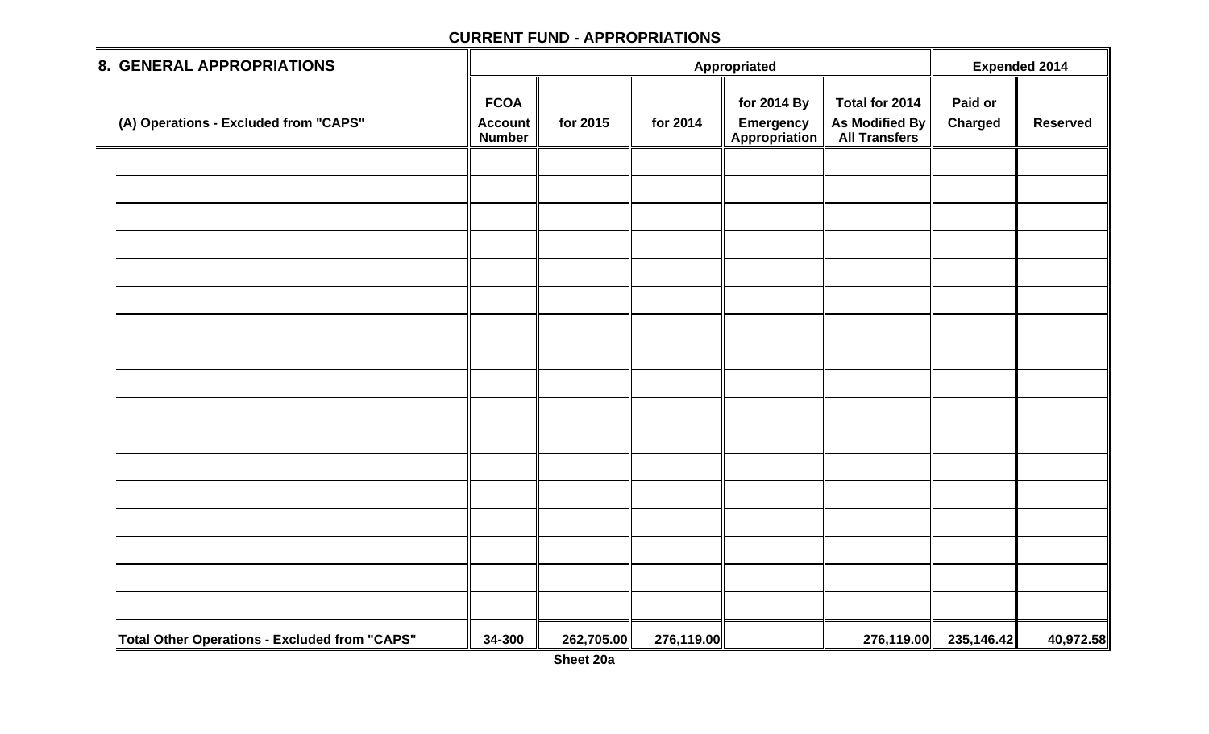**CURRENT FUND - APPROPRIATIONS**

| 8. GENERAL APPROPRIATIONS | Appropriated | | | | | Expended 2014 | |
|---|---|---|---|---|---|---|---|
| (A) Operations - Excluded from "CAPS" | FCOA Account Number | for 2015 | for 2014 | for 2014 By Emergency Appropriation | Total for 2014 As Modified By All Transfers | Paid or Charged | Reserved |
| | | | | | | | |
| | | | | | | | |
| | | | | | | | |
| | | | | | | | |
| | | | | | | | |
| | | | | | | | |
| | | | | | | | |
| | | | | | | | |
| | | | | | | | |
| | | | | | | | |
| | | | | | | | |
| | | | | | | | |
| | | | | | | | |
| | | | | | | | |
| | | | | | | | |
| | | | | | | | |
| | | | | | | | |
| **Total Other Operations - Excluded from "CAPS"** | **34-300** | **262,705.00** | **276,119.00** | | **276,119.00** | **235,146.42** | **40,972.58** |

**Sheet 20a**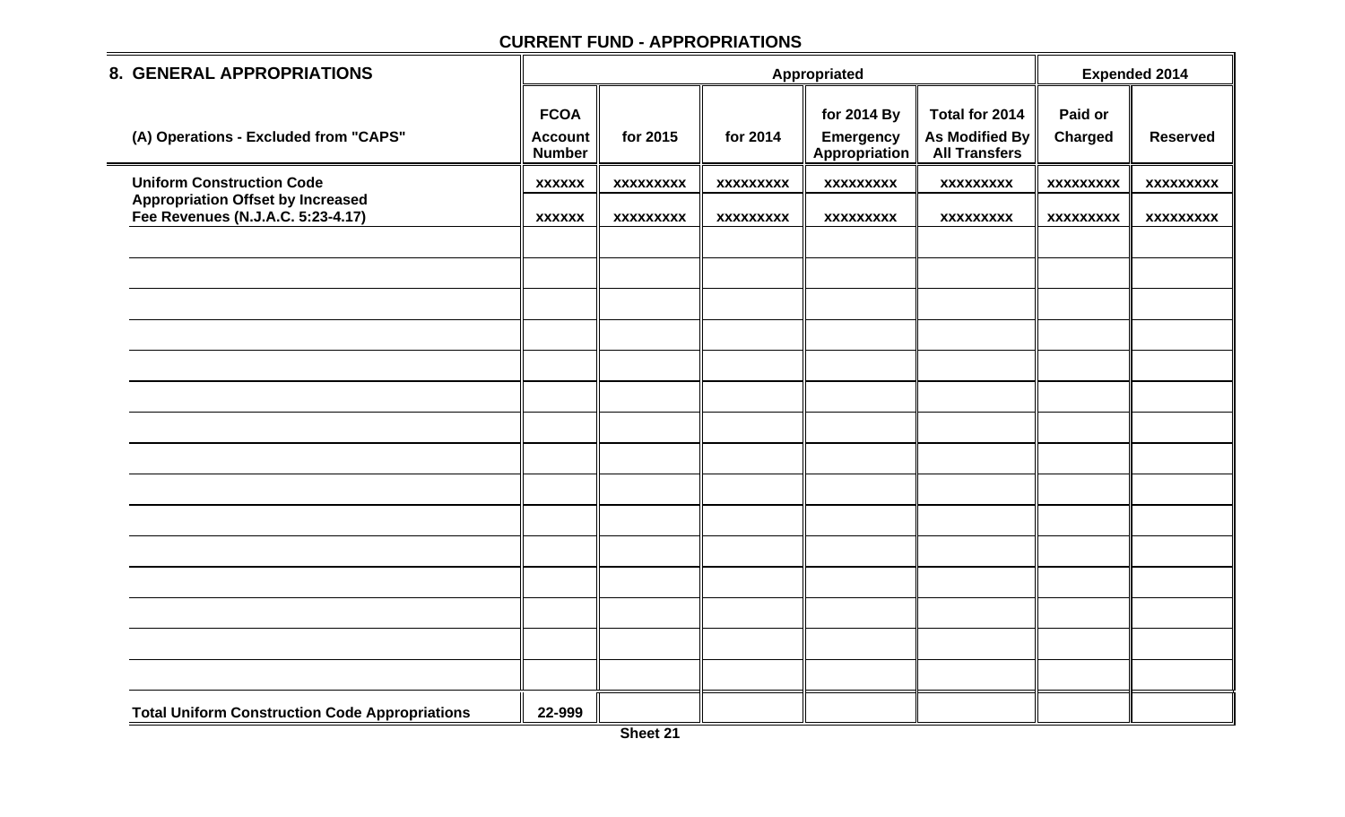## CURRENT FUND - APPROPRIATIONS

| 8. GENERAL APPROPRIATIONS | Appropriated | | | | | Expended 2014 | |
|---|---|---|---|---|---|---|---|
| (A) Operations - Excluded from "CAPS" | FCOA Account Number | for 2015 | for 2014 | for 2014 By Emergency Appropriation | Total for 2014 As Modified By All Transfers | Paid or Charged | Reserved |
| **Uniform Construction Code** | xxxxxx | xxxxxxxxx | xxxxxxxxx | xxxxxxxxx | xxxxxxxxx | xxxxxxxxx | xxxxxxxxx |
| **Appropriation Offset by Increased Fee Revenues (N.J.A.C. 5:23-4.17)** | xxxxxx | xxxxxxxxx | xxxxxxxxx | xxxxxxxxx | xxxxxxxxx | xxxxxxxxx | xxxxxxxxx |
| | | | | | | | |
| | | | | | | | |
| | | | | | | | |
| | | | | | | | |
| | | | | | | | |
| | | | | | | | |
| | | | | | | | |
| | | | | | | | |
| | | | | | | | |
| | | | | | | | |
| | | | | | | | |
| | | | | | | | |
| | | | | | | | |
| | | | | | | | |
| | | | | | | | |
| **Total Uniform Construction Code Appropriations** | 22-999 | | | | | | |

Sheet 21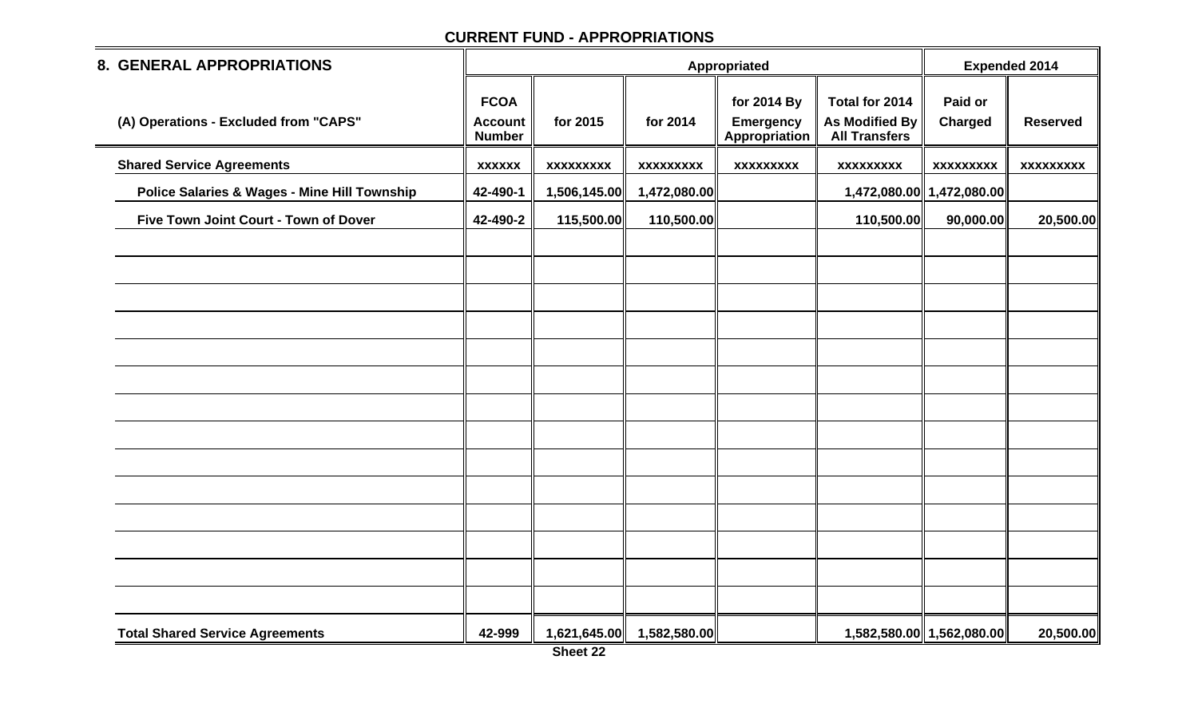## CURRENT FUND - APPROPRIATIONS

| 8. GENERAL APPROPRIATIONS | Appropriated | | | | | Expended 2014 | |
|---|---|---|---|---|---|---|---|
| (A) Operations - Excluded from "CAPS" | FCOA Account Number | for 2015 | for 2014 | for 2014 By Emergency Appropriation | Total for 2014 As Modified By All Transfers | Paid or Charged | Reserved |
| **Shared Service Agreements** | xxxxxx | xxxxxxxxx | xxxxxxxxx | xxxxxxxxx | xxxxxxxxx | xxxxxxxxx | xxxxxxxxx |
| Police Salaries & Wages - Mine Hill Township | 42-490-1 | 1,506,145.00 | 1,472,080.00 | | 1,472,080.00 | 1,472,080.00 | |
| Five Town Joint Court - Town of Dover | 42-490-2 | 115,500.00 | 110,500.00 | | 110,500.00 | 90,000.00 | 20,500.00 |
| | | | | | | | |
| | | | | | | | |
| | | | | | | | |
| | | | | | | | |
| | | | | | | | |
| | | | | | | | |
| | | | | | | | |
| | | | | | | | |
| | | | | | | | |
| | | | | | | | |
| | | | | | | | |
| | | | | | | | |
| | | | | | | | |
| | | | | | | | |
| **Total Shared Service Agreements** | 42-999 | 1,621,645.00 | 1,582,580.00 | | 1,582,580.00 | 1,562,080.00 | 20,500.00 |

Sheet 22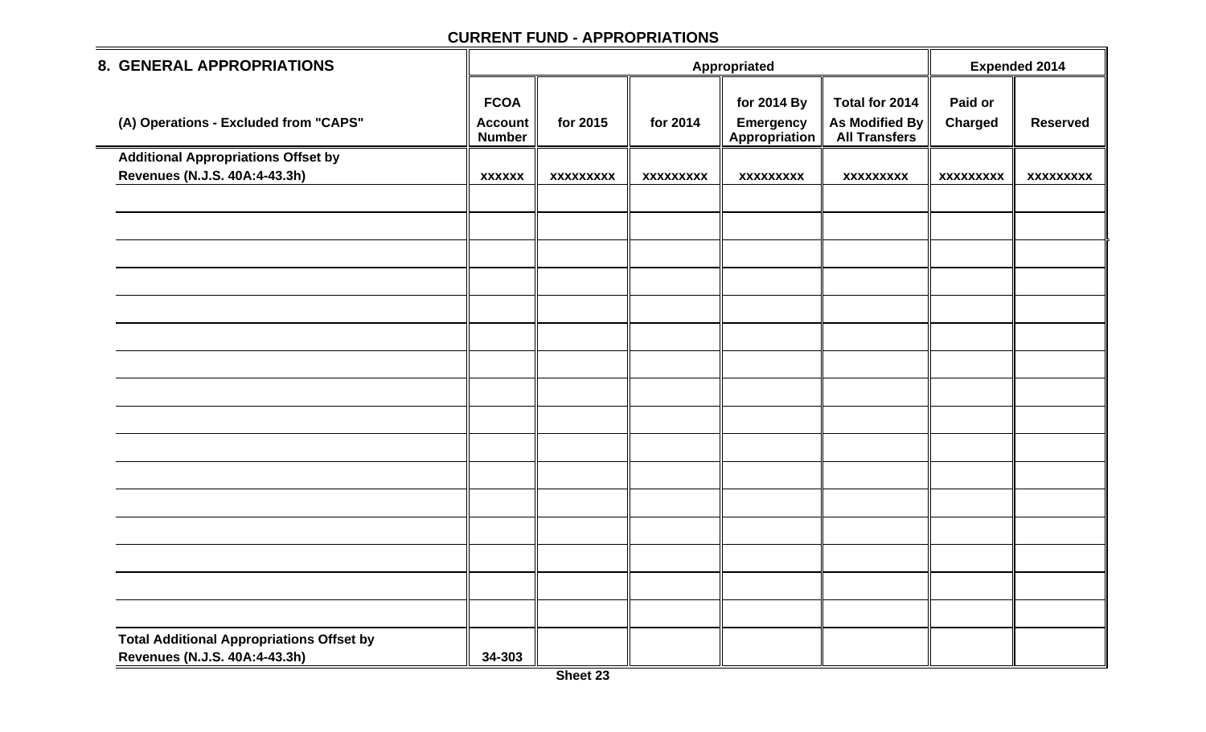## CURRENT FUND - APPROPRIATIONS

| 8. GENERAL APPROPRIATIONS | Appropriated | | | | | Expended 2014 | |
|---|---|---|---|---|---|---|---|
| (A) Operations - Excluded from "CAPS" | FCOA Account Number | for 2015 | for 2014 | for 2014 By Emergency Appropriation | Total for 2014 As Modified By All Transfers | Paid or Charged | Reserved |
| Additional Appropriations Offset by Revenues (N.J.S. 40A:4-43.3h) | xxxxxx | xxxxxxxxx | xxxxxxxxx | xxxxxxxxx | xxxxxxxxx | xxxxxxxxx | xxxxxxxxx |
| | | | | | | | |
| | | | | | | | |
| | | | | | | | |
| | | | | | | | |
| | | | | | | | |
| | | | | | | | |
| | | | | | | | |
| | | | | | | | |
| | | | | | | | |
| | | | | | | | |
| | | | | | | | |
| | | | | | | | |
| | | | | | | | |
| | | | | | | | |
| | | | | | | | |
| | | | | | | | |
| Total Additional Appropriations Offset by Revenues (N.J.S. 40A:4-43.3h) | 34-303 | | | | | | |

Sheet 23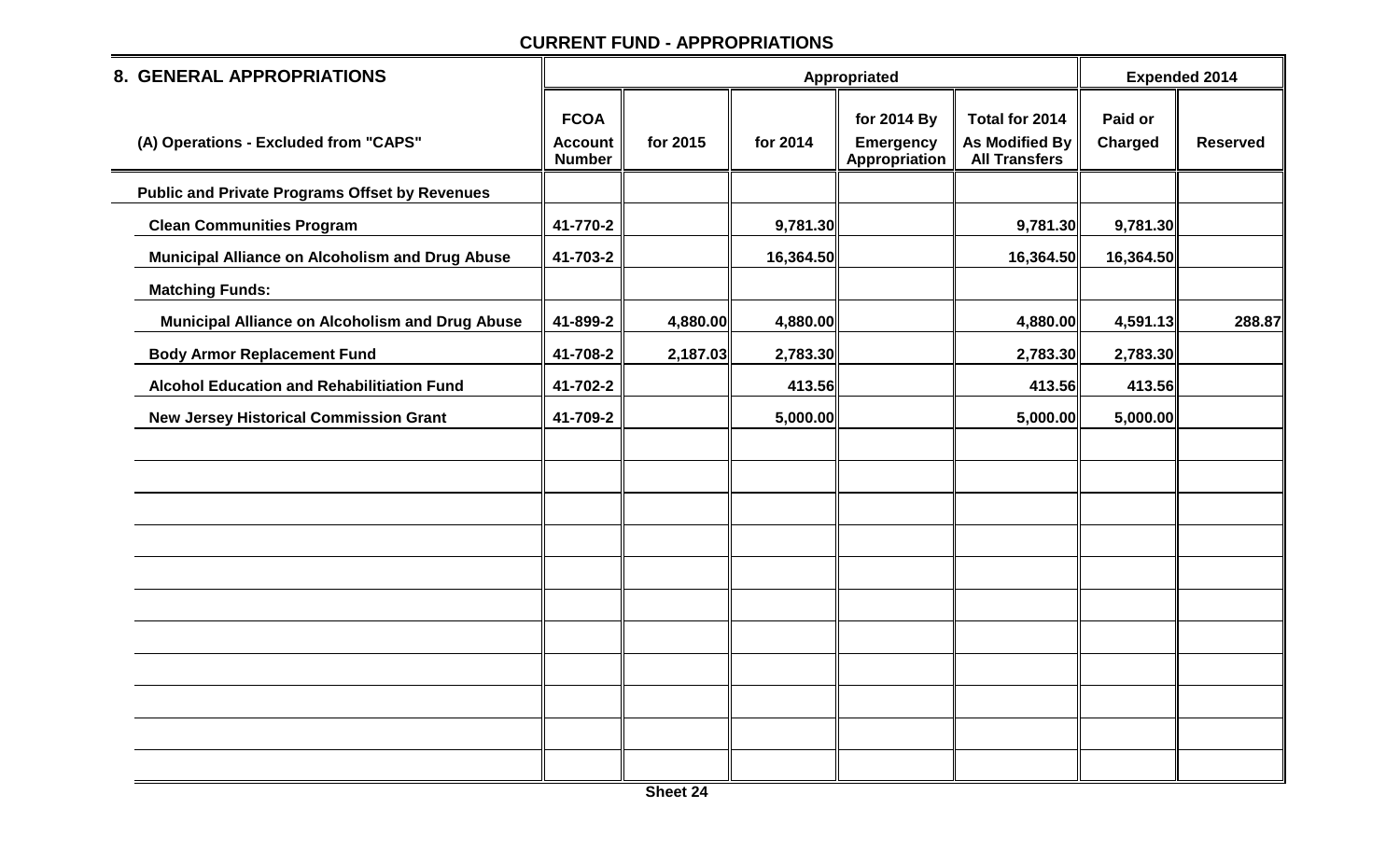## CURRENT FUND - APPROPRIATIONS

| 8. GENERAL APPROPRIATIONS | Appropriated | | | | | Expended 2014 | |
|---|---|---|---|---|---|---|---|
| (A) Operations - Excluded from "CAPS" | FCOA Account Number | for 2015 | for 2014 | for 2014 By Emergency Appropriation | Total for 2014 As Modified By All Transfers | Paid or Charged | Reserved |
| **Public and Private Programs Offset by Revenues** | | | | | | | |
| **Clean Communities Program** | 41-770-2 | | 9,781.30 | | 9,781.30 | 9,781.30 | |
| **Municipal Alliance on Alcoholism and Drug Abuse** | 41-703-2 | | 16,364.50 | | 16,364.50 | 16,364.50 | |
| **Matching Funds:** | | | | | | | |
| **Municipal Alliance on Alcoholism and Drug Abuse** | 41-899-2 | 4,880.00 | 4,880.00 | | 4,880.00 | 4,591.13 | 288.87 |
| **Body Armor Replacement Fund** | 41-708-2 | 2,187.03 | 2,783.30 | | 2,783.30 | 2,783.30 | |
| **Alcohol Education and Rehabilitiation Fund** | 41-702-2 | | 413.56 | | 413.56 | 413.56 | |
| **New Jersey Historical Commission Grant** | 41-709-2 | | 5,000.00 | | 5,000.00 | 5,000.00 | |

Sheet 24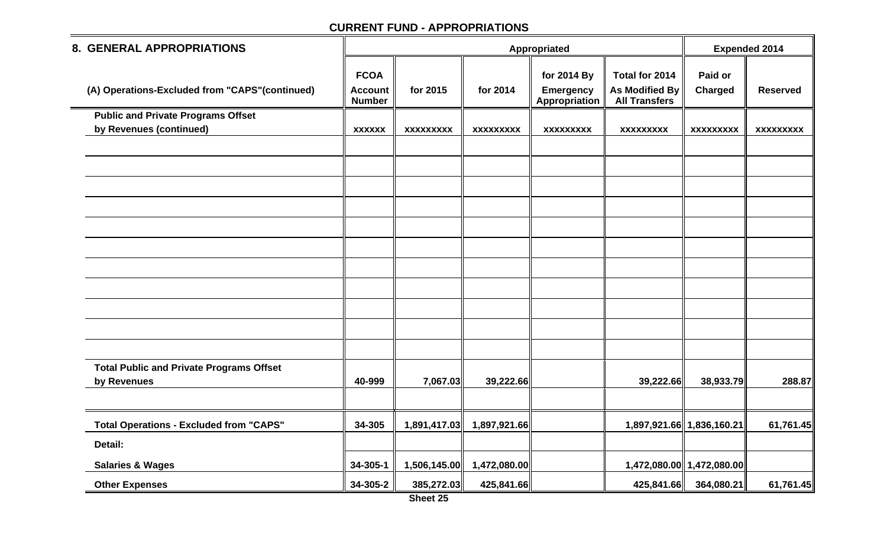## CURRENT FUND - APPROPRIATIONS

| 8. GENERAL APPROPRIATIONS | | Appropriated | | | | Expended 2014 | |
|---|---|---|---|---|---|---|---|
| (A) Operations-Excluded from "CAPS"(continued) | FCOA Account Number | for 2015 | for 2014 | for 2014 By Emergency Appropriation | Total for 2014 As Modified By All Transfers | Paid or Charged | Reserved |
| **Public and Private Programs Offset by Revenues (continued)** | xxxxxx | xxxxxxxxx | xxxxxxxxx | xxxxxxxxx | xxxxxxxxx | xxxxxxxxx | xxxxxxxxx |
| | | | | | | | |
| | | | | | | | |
| | | | | | | | |
| | | | | | | | |
| | | | | | | | |
| | | | | | | | |
| | | | | | | | |
| | | | | | | | |
| | | | | | | | |
| | | | | | | | |
| | | | | | | | |
| **Total Public and Private Programs Offset by Revenues** | 40-999 | 7,067.03 | 39,222.66 | | 39,222.66 | 38,933.79 | 288.87 |
| | | | | | | | |
| **Total Operations - Excluded from "CAPS"** | 34-305 | 1,891,417.03 | 1,897,921.66 | | 1,897,921.66 | 1,836,160.21 | 61,761.45 |
| **Detail:** | | | | | | | |
| **Salaries & Wages** | 34-305-1 | 1,506,145.00 | 1,472,080.00 | | 1,472,080.00 | 1,472,080.00 | |
| **Other Expenses** | 34-305-2 | 385,272.03 | 425,841.66 | | 425,841.66 | 364,080.21 | 61,761.45 |

Sheet 25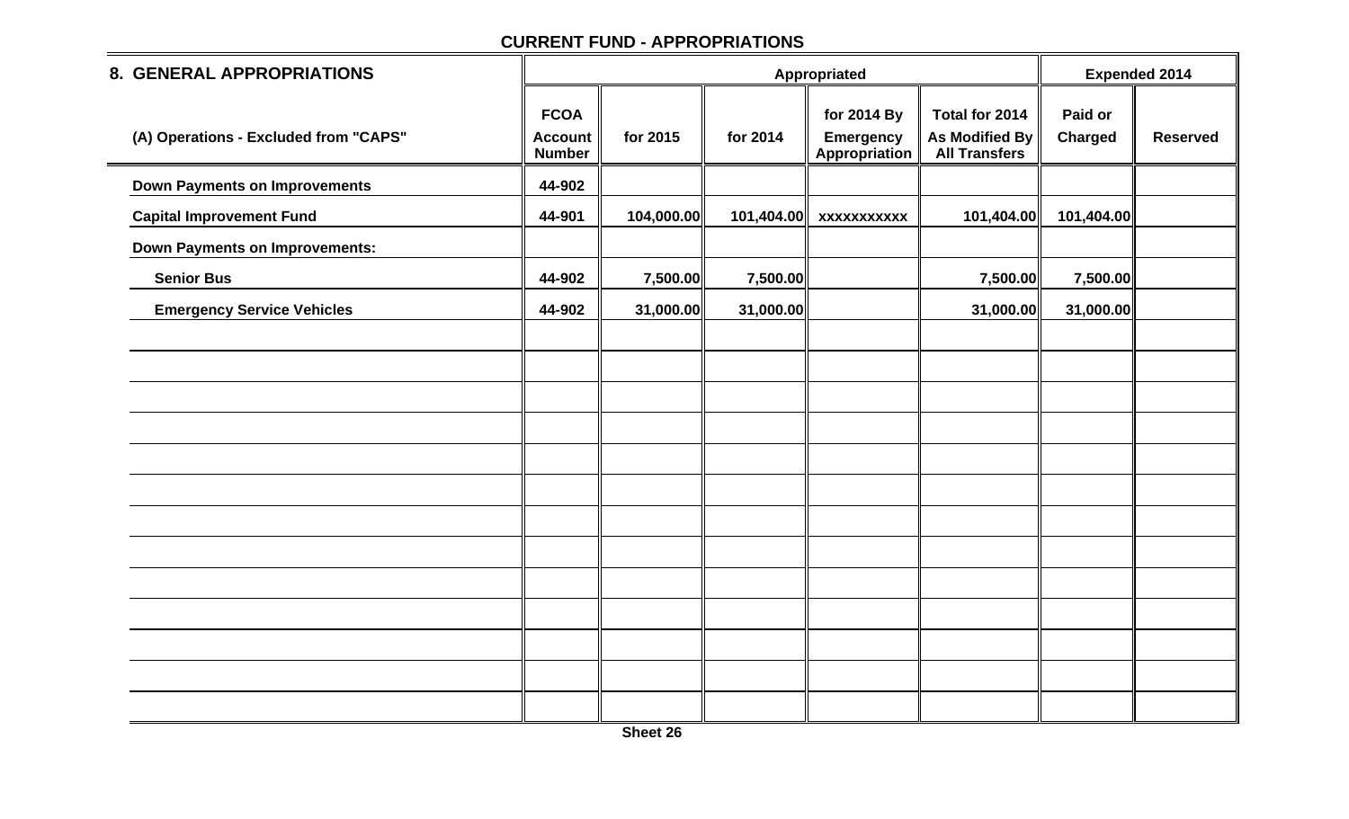## CURRENT FUND - APPROPRIATIONS

| 8. GENERAL APPROPRIATIONS | Appropriated | | | | | Expended 2014 | |
|---|---|---|---|---|---|---|---|
| (A) Operations - Excluded from "CAPS" | FCOA Account Number | for 2015 | for 2014 | for 2014 By Emergency Appropriation | Total for 2014 As Modified By All Transfers | Paid or Charged | Reserved |
| Down Payments on Improvements | 44-902 | | | | | | |
| Capital Improvement Fund | 44-901 | 104,000.00 | 101,404.00 | xxxxxxxxxxx | 101,404.00 | 101,404.00 | |
| Down Payments on Improvements: | | | | | | | |
| Senior Bus | 44-902 | 7,500.00 | 7,500.00 | | 7,500.00 | 7,500.00 | |
| Emergency Service Vehicles | 44-902 | 31,000.00 | 31,000.00 | | 31,000.00 | 31,000.00 | |
| | | | | | | | |
| | | | | | | | |
| | | | | | | | |
| | | | | | | | |
| | | | | | | | |
| | | | | | | | |
| | | | | | | | |
| | | | | | | | |
| | | | | | | | |
| | | | | | | | |
| | | | | | | | |
| | | | | | | | |
| | | | | | | | |

Sheet 26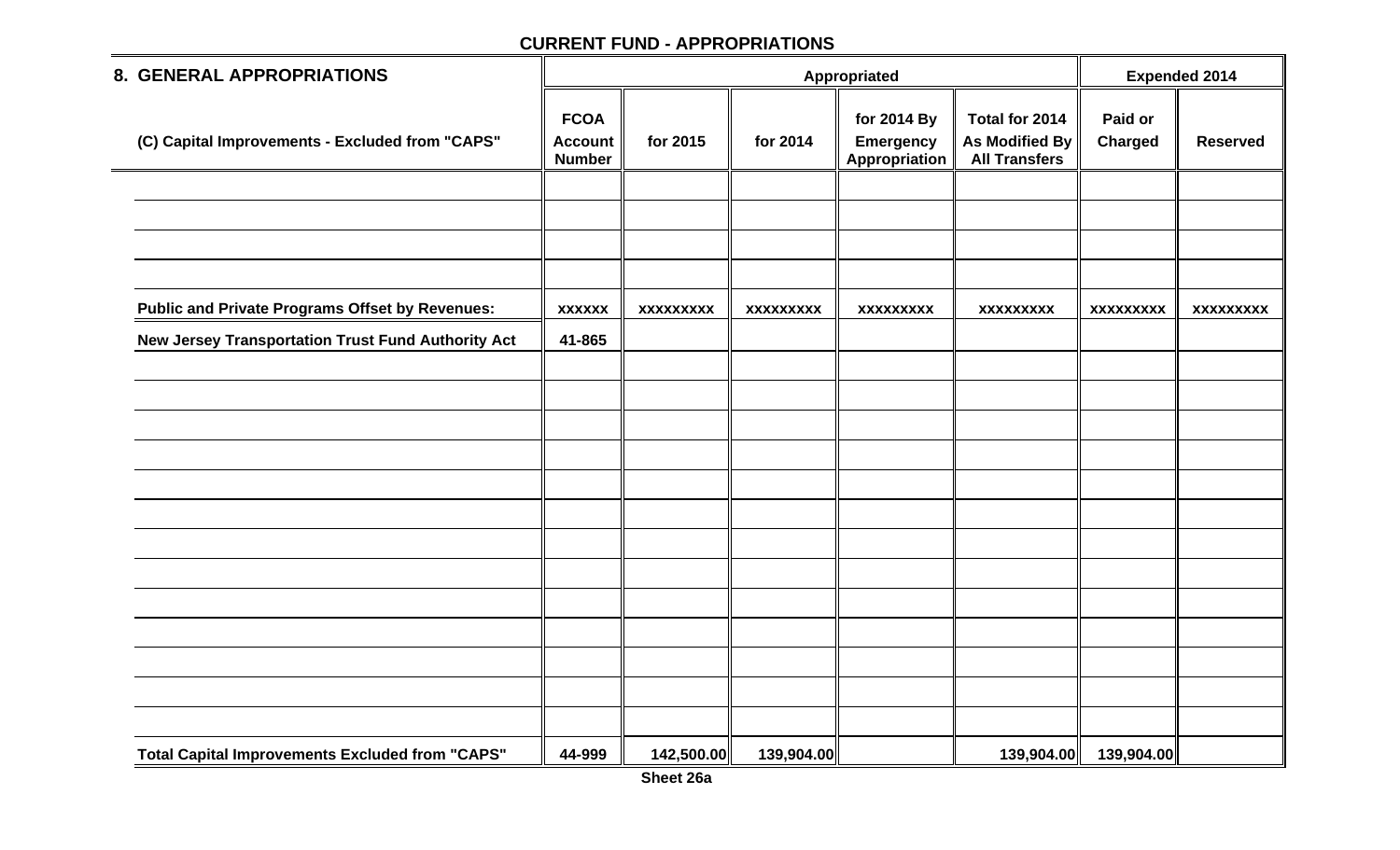## CURRENT FUND - APPROPRIATIONS

| 8. GENERAL APPROPRIATIONS | Appropriated | | | | | Expended 2014 | |
|---|---|---|---|---|---|---|---|
| (C) Capital Improvements - Excluded from "CAPS" | FCOA Account Number | for 2015 | for 2014 | for 2014 By Emergency Appropriation | Total for 2014 As Modified By All Transfers | Paid or Charged | Reserved |
| | | | | | | | |
| | | | | | | | |
| | | | | | | | |
| | | | | | | | |
| **Public and Private Programs Offset by Revenues:** | xxxxxx | xxxxxxxxx | xxxxxxxxx | xxxxxxxxx | xxxxxxxxx | xxxxxxxxx | xxxxxxxxx |
| **New Jersey Transportation Trust Fund Authority Act** | 41-865 | | | | | | |
| | | | | | | | |
| | | | | | | | |
| | | | | | | | |
| | | | | | | | |
| | | | | | | | |
| | | | | | | | |
| | | | | | | | |
| | | | | | | | |
| | | | | | | | |
| | | | | | | | |
| | | | | | | | |
| | | | | | | | |
| | | | | | | | |
| **Total Capital Improvements Excluded from "CAPS"** | 44-999 | 142,500.00 | 139,904.00 | | 139,904.00 | 139,904.00 | |

Sheet 26a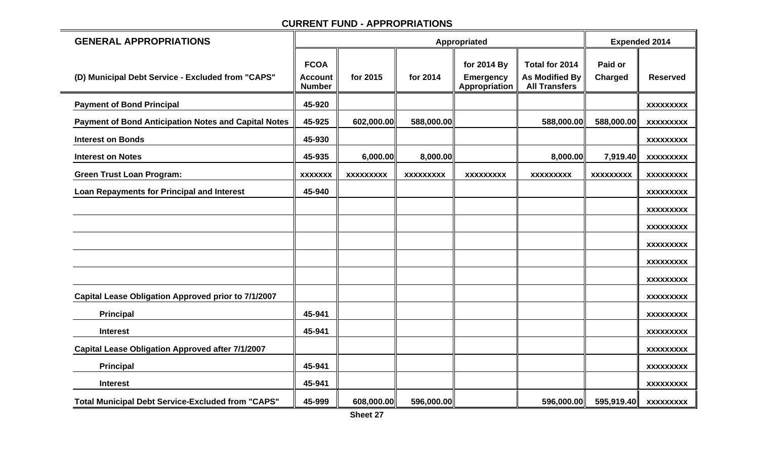## CURRENT FUND - APPROPRIATIONS

| GENERAL APPROPRIATIONS | | Appropriated | | | | Expended 2014 | |
|---|---|---|---|---|---|---|---|
| (D) Municipal Debt Service - Excluded from "CAPS" | FCOA Account Number | for 2015 | for 2014 | for 2014 By Emergency Appropriation | Total for 2014 As Modified By All Transfers | Paid or Charged | Reserved |
| **Payment of Bond Principal** | 45-920 | | | | | | xxxxxxxxx |
| **Payment of Bond Anticipation Notes and Capital Notes** | 45-925 | 602,000.00 | 588,000.00 | | 588,000.00 | 588,000.00 | xxxxxxxxx |
| **Interest on Bonds** | 45-930 | | | | | | xxxxxxxxx |
| **Interest on Notes** | 45-935 | 6,000.00 | 8,000.00 | | 8,000.00 | 7,919.40 | xxxxxxxxx |
| **Green Trust Loan Program:** | xxxxxxx | xxxxxxxxx | xxxxxxxxx | xxxxxxxxx | xxxxxxxxx | xxxxxxxxx | xxxxxxxxx |
| **Loan Repayments for Principal and Interest** | 45-940 | | | | | | xxxxxxxxx |
| | | | | | | | xxxxxxxxx |
| | | | | | | | xxxxxxxxx |
| | | | | | | | xxxxxxxxx |
| | | | | | | | xxxxxxxxx |
| | | | | | | | xxxxxxxxx |
| **Capital Lease Obligation Approved prior to 7/1/2007** | | | | | | | xxxxxxxxx |
| **Principal** | 45-941 | | | | | | xxxxxxxxx |
| **Interest** | 45-941 | | | | | | xxxxxxxxx |
| **Capital Lease Obligation Approved after 7/1/2007** | | | | | | | xxxxxxxxx |
| **Principal** | 45-941 | | | | | | xxxxxxxxx |
| **Interest** | 45-941 | | | | | | xxxxxxxxx |
| **Total Municipal Debt Service-Excluded from "CAPS"** | 45-999 | 608,000.00 | 596,000.00 | | 596,000.00 | 595,919.40 | xxxxxxxxx |

Sheet 27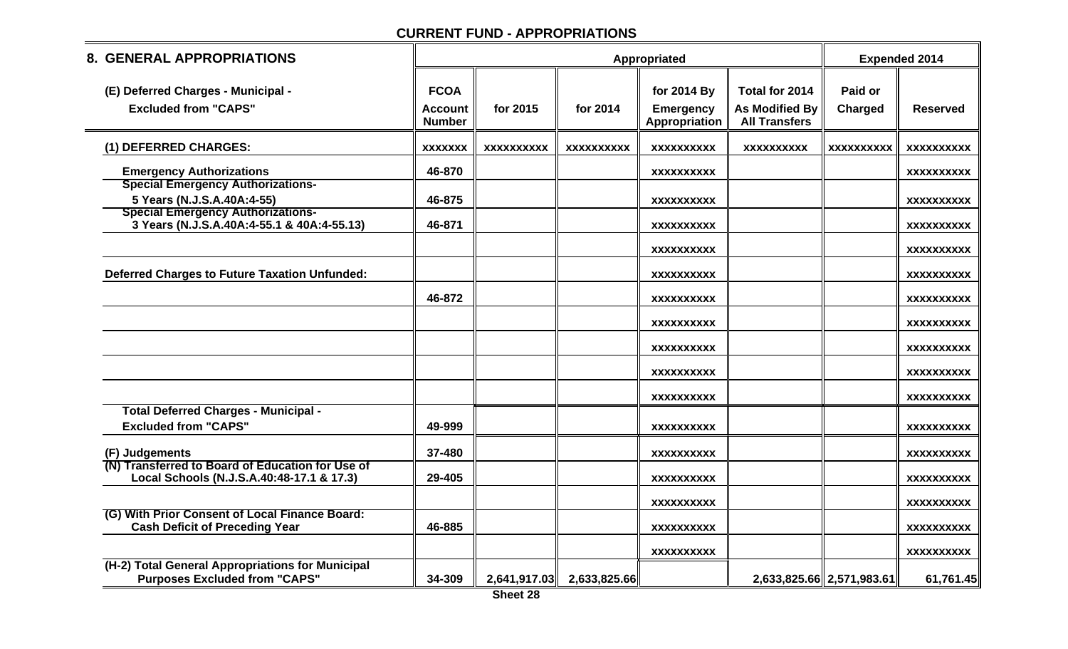## CURRENT FUND - APPROPRIATIONS

| 8. GENERAL APPROPRIATIONS | Appropriated | | | | | Expended 2014 | |
|---|---|---|---|---|---|---|---|
| (E) Deferred Charges - Municipal - Excluded from "CAPS" | FCOA Account Number | for 2015 | for 2014 | for 2014 By Emergency Appropriation | Total for 2014 As Modified By All Transfers | Paid or Charged | Reserved |
| (1) DEFERRED CHARGES: | xxxxxxx | xxxxxxxxxx | xxxxxxxxxx | xxxxxxxxxx | xxxxxxxxxx | xxxxxxxxxx | xxxxxxxxxx |
| Emergency Authorizations | 46-870 | | | xxxxxxxxxx | | | xxxxxxxxxx |
| Special Emergency Authorizations- 5 Years (N.J.S.A.40A:4-55) | 46-875 | | | xxxxxxxxxx | | | xxxxxxxxxx |
| Special Emergency Authorizations- 3 Years (N.J.S.A.40A:4-55.1 & 40A:4-55.13) | 46-871 | | | xxxxxxxxxx | | | xxxxxxxxxx |
| | | | | xxxxxxxxxx | | | xxxxxxxxxx |
| Deferred Charges to Future Taxation Unfunded: | | | | xxxxxxxxxx | | | xxxxxxxxxx |
| | 46-872 | | | xxxxxxxxxx | | | xxxxxxxxxx |
| | | | | xxxxxxxxxx | | | xxxxxxxxxx |
| | | | | xxxxxxxxxx | | | xxxxxxxxxx |
| | | | | xxxxxxxxxx | | | xxxxxxxxxx |
| | | | | xxxxxxxxxx | | | xxxxxxxxxx |
| Total Deferred Charges - Municipal - Excluded from "CAPS" | 49-999 | | | xxxxxxxxxx | | | xxxxxxxxxx |
| (F) Judgements | 37-480 | | | xxxxxxxxxx | | | xxxxxxxxxx |
| (N) Transferred to Board of Education for Use of Local Schools (N.J.S.A.40:48-17.1 & 17.3) | 29-405 | | | xxxxxxxxxx | | | xxxxxxxxxx |
| | | | | xxxxxxxxxx | | | xxxxxxxxxx |
| (G) With Prior Consent of Local Finance Board: Cash Deficit of Preceding Year | 46-885 | | | xxxxxxxxxx | | | xxxxxxxxxx |
| | | | | xxxxxxxxxx | | | xxxxxxxxxx |
| (H-2) Total General Appropriations for Municipal Purposes Excluded from "CAPS" | 34-309 | 2,641,917.03 | 2,633,825.66 | | 2,633,825.66 | 2,571,983.61 | 61,761.45 |

Sheet 28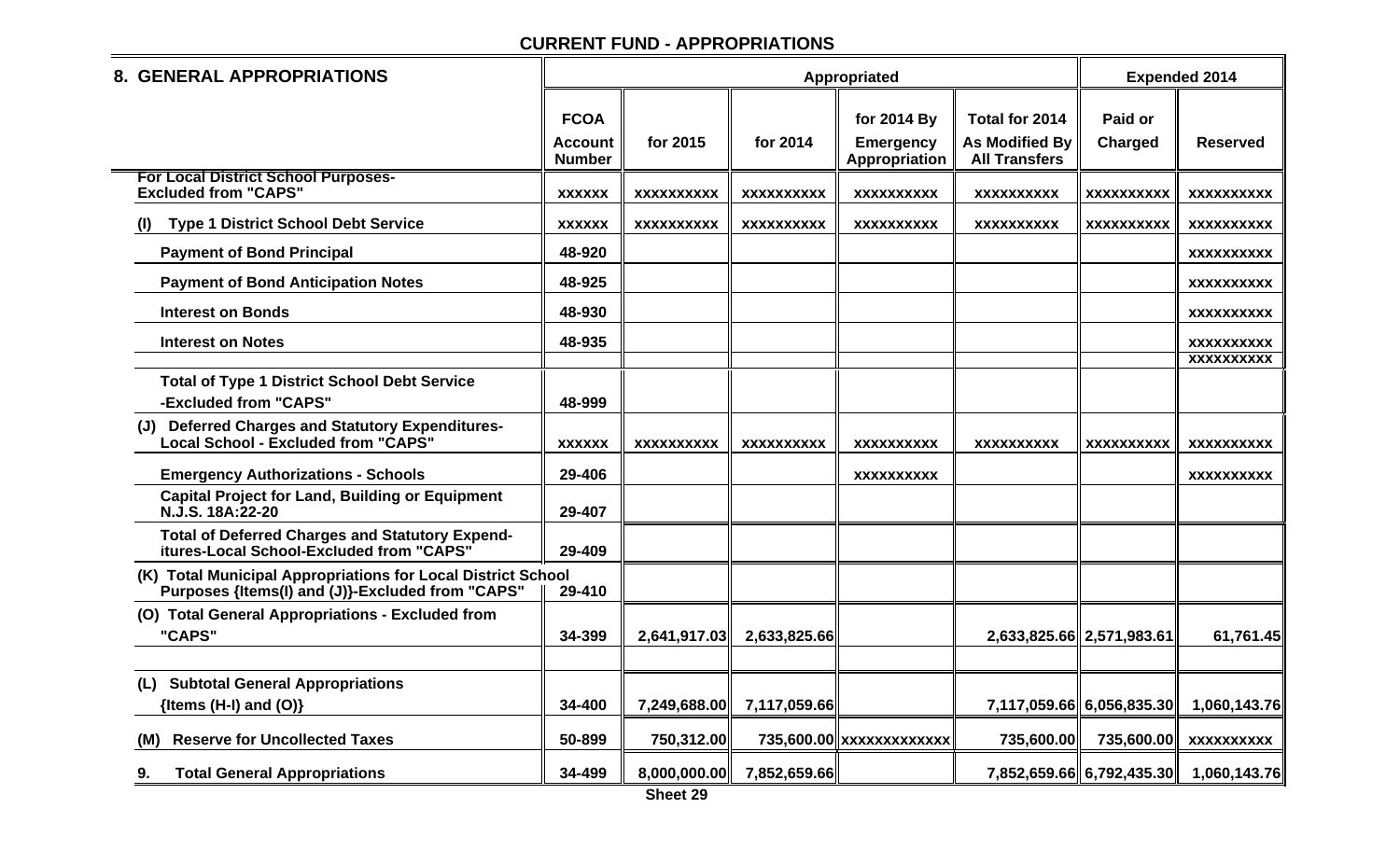## CURRENT FUND - APPROPRIATIONS

| 8. GENERAL APPROPRIATIONS | Appropriated | | | | | Expended 2014 | |
|---|---|---|---|---|---|---|---|
| | FCOA Account Number | for 2015 | for 2014 | for 2014 By Emergency Appropriation | Total for 2014 As Modified By All Transfers | Paid or Charged | Reserved |
| For Local District School Purposes- Excluded from "CAPS" | xxxxxx | xxxxxxxxxx | xxxxxxxxxx | xxxxxxxxxx | xxxxxxxxxx | xxxxxxxxxx | xxxxxxxxxx |
| (I) Type 1 District School Debt Service | xxxxxx | xxxxxxxxxx | xxxxxxxxxx | xxxxxxxxxx | xxxxxxxxxx | xxxxxxxxxx | xxxxxxxxxx |
| Payment of Bond Principal | 48-920 | | | | | | xxxxxxxxxx |
| Payment of Bond Anticipation Notes | 48-925 | | | | | | xxxxxxxxxx |
| Interest on Bonds | 48-930 | | | | | | xxxxxxxxxx |
| Interest on Notes | 48-935 | | | | | | xxxxxxxxxx |
| | | | | | | | xxxxxxxxxx |
| Total of Type 1 District School Debt Service -Excluded from "CAPS" | 48-999 | | | | | | |
| (J) Deferred Charges and Statutory Expenditures- Local School - Excluded from "CAPS" | xxxxxx | xxxxxxxxxx | xxxxxxxxxx | xxxxxxxxxx | xxxxxxxxxx | xxxxxxxxxx | xxxxxxxxxx |
| Emergency Authorizations - Schools | 29-406 | | | xxxxxxxxxx | | | xxxxxxxxxx |
| Capital Project for Land, Building or Equipment N.J.S. 18A:22-20 | 29-407 | | | | | | |
| Total of Deferred Charges and Statutory Expenditures-Local School-Excluded from "CAPS" | 29-409 | | | | | | |
| (K) Total Municipal Appropriations for Local District School Purposes {Items(I) and (J)}-Excluded from "CAPS" | 29-410 | | | | | | |
| (O) Total General Appropriations - Excluded from "CAPS" | 34-399 | 2,641,917.03 | 2,633,825.66 | | 2,633,825.66 | 2,571,983.61 | 61,761.45 |
| (L) Subtotal General Appropriations {Items (H-I) and (O)} | 34-400 | 7,249,688.00 | 7,117,059.66 | | 7,117,059.66 | 6,056,835.30 | 1,060,143.76 |
| (M) Reserve for Uncollected Taxes | 50-899 | 750,312.00 | 735,600.00 | xxxxxxxxxxxx | 735,600.00 | 735,600.00 | xxxxxxxxxx |
| 9. Total General Appropriations | 34-499 | 8,000,000.00 | 7,852,659.66 | | 7,852,659.66 | 6,792,435.30 | 1,060,143.76 |

Sheet 29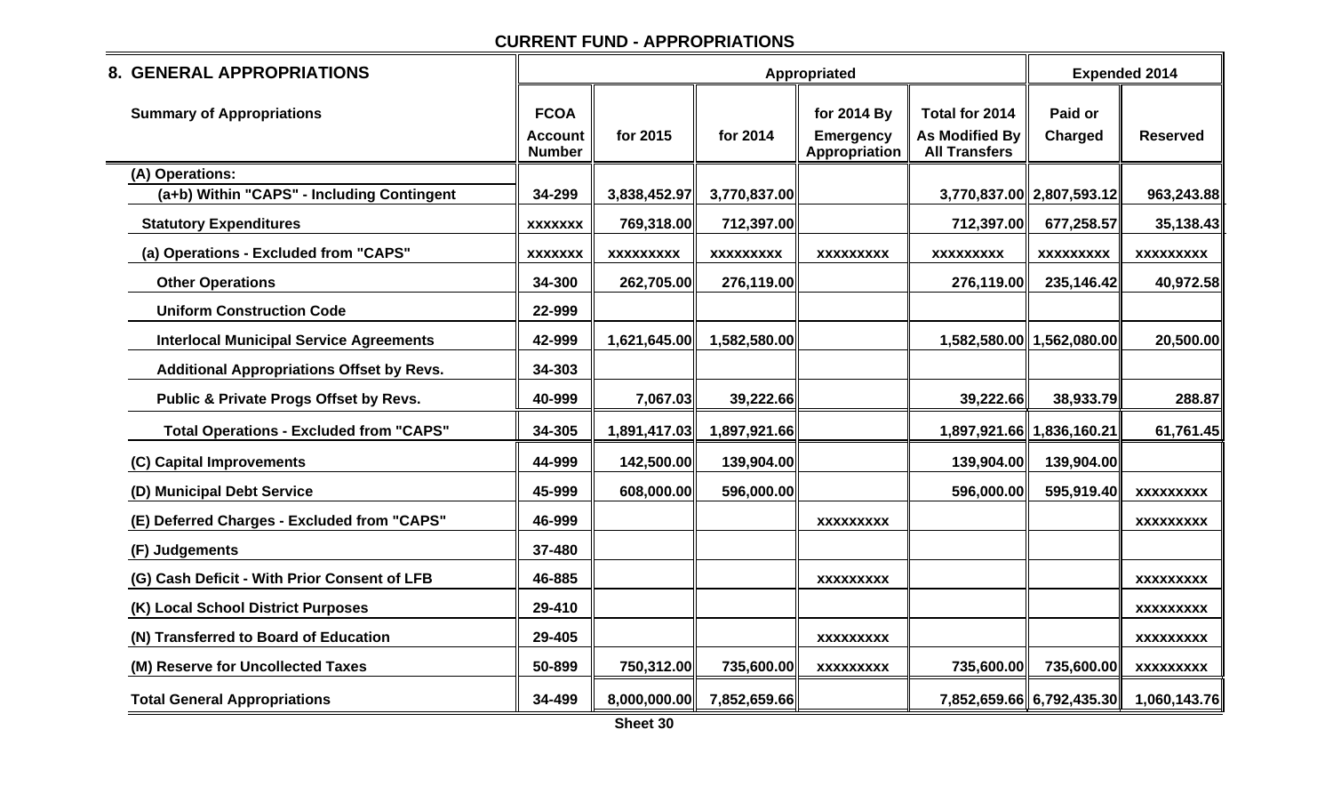## CURRENT FUND - APPROPRIATIONS

| 8. GENERAL APPROPRIATIONS | Appropriated | | | | | Expended 2014 | |
|---|---|---|---|---|---|---|---|
| Summary of Appropriations | FCOA Account Number | for 2015 | for 2014 | for 2014 By Emergency Appropriation | Total for 2014 As Modified By All Transfers | Paid or Charged | Reserved |
| (A) Operations: | | | | | | | |
| (a+b) Within "CAPS" - Including Contingent | 34-299 | 3,838,452.97 | 3,770,837.00 | | 3,770,837.00 | 2,807,593.12 | 963,243.88 |
| Statutory Expenditures | xxxxxxx | 769,318.00 | 712,397.00 | | 712,397.00 | 677,258.57 | 35,138.43 |
| (a) Operations - Excluded from "CAPS" | xxxxxxx | xxxxxxxxx | xxxxxxxxx | xxxxxxxxx | xxxxxxxxx | xxxxxxxxx | xxxxxxxxx |
| Other Operations | 34-300 | 262,705.00 | 276,119.00 | | 276,119.00 | 235,146.42 | 40,972.58 |
| Uniform Construction Code | 22-999 | | | | | | |
| Interlocal Municipal Service Agreements | 42-999 | 1,621,645.00 | 1,582,580.00 | | 1,582,580.00 | 1,562,080.00 | 20,500.00 |
| Additional Appropriations Offset by Revs. | 34-303 | | | | | | |
| Public & Private Progs Offset by Revs. | 40-999 | 7,067.03 | 39,222.66 | | 39,222.66 | 38,933.79 | 288.87 |
| Total Operations - Excluded from "CAPS" | 34-305 | 1,891,417.03 | 1,897,921.66 | | 1,897,921.66 | 1,836,160.21 | 61,761.45 |
| (C) Capital Improvements | 44-999 | 142,500.00 | 139,904.00 | | 139,904.00 | 139,904.00 | |
| (D) Municipal Debt Service | 45-999 | 608,000.00 | 596,000.00 | | 596,000.00 | 595,919.40 | xxxxxxxxx |
| (E) Deferred Charges - Excluded from "CAPS" | 46-999 | | | xxxxxxxxx | | | xxxxxxxxx |
| (F) Judgements | 37-480 | | | | | | |
| (G) Cash Deficit - With Prior Consent of LFB | 46-885 | | | xxxxxxxxx | | | xxxxxxxxx |
| (K) Local School District Purposes | 29-410 | | | | | | xxxxxxxxx |
| (N) Transferred to Board of Education | 29-405 | | | xxxxxxxxx | | | xxxxxxxxx |
| (M) Reserve for Uncollected Taxes | 50-899 | 750,312.00 | 735,600.00 | xxxxxxxxx | 735,600.00 | 735,600.00 | xxxxxxxxx |
| Total General Appropriations | 34-499 | 8,000,000.00 | 7,852,659.66 | | 7,852,659.66 | 6,792,435.30 | 1,060,143.76 |

Sheet 30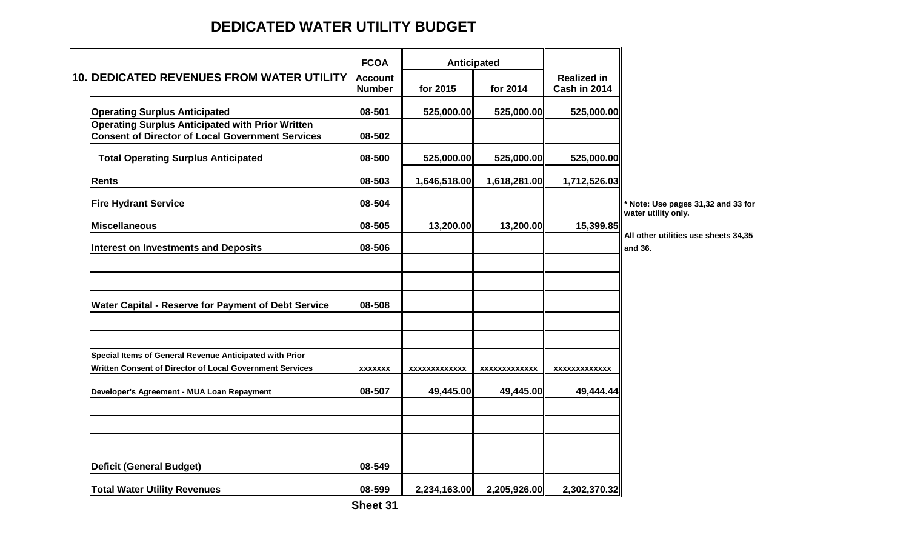# DEDICATED WATER UTILITY BUDGET

| 10. DEDICATED REVENUES FROM WATER UTILITY | FCOA Account Number | Anticipated for 2015 | Anticipated for 2014 | Realized in Cash in 2014 |
|---|---|---|---|---|
| Operating Surplus Anticipated | 08-501 | 525,000.00 | 525,000.00 | 525,000.00 |
| Operating Surplus Anticipated with Prior Written Consent of Director of Local Government Services | 08-502 | | | |
| Total Operating Surplus Anticipated | 08-500 | 525,000.00 | 525,000.00 | 525,000.00 |
| Rents | 08-503 | 1,646,518.00 | 1,618,281.00 | 1,712,526.03 |
| Fire Hydrant Service | 08-504 | | | |
| Miscellaneous | 08-505 | 13,200.00 | 13,200.00 | 15,399.85 |
| Interest on Investments and Deposits | 08-506 | | | |
| | | | | |
| | | | | |
| Water Capital - Reserve for Payment of Debt Service | 08-508 | | | |
| | | | | |
| | | | | |
| Special Items of General Revenue Anticipated with Prior Written Consent of Director of Local Government Services | xxxxxxx | xxxxxxxxxxxxx | xxxxxxxxxxxxx | xxxxxxxxxxxxx |
| Developer's Agreement - MUA Loan Repayment | 08-507 | 49,445.00 | 49,445.00 | 49,444.44 |
| | | | | |
| | | | | |
| | | | | |
| Deficit (General Budget) | 08-549 | | | |
| Total Water Utility Revenues | 08-599 | 2,234,163.00 | 2,205,926.00 | 2,302,370.32 |

* Note: Use pages 31,32 and 33 for water utility only.

All other utilities use sheets 34,35 and 36.

Sheet 31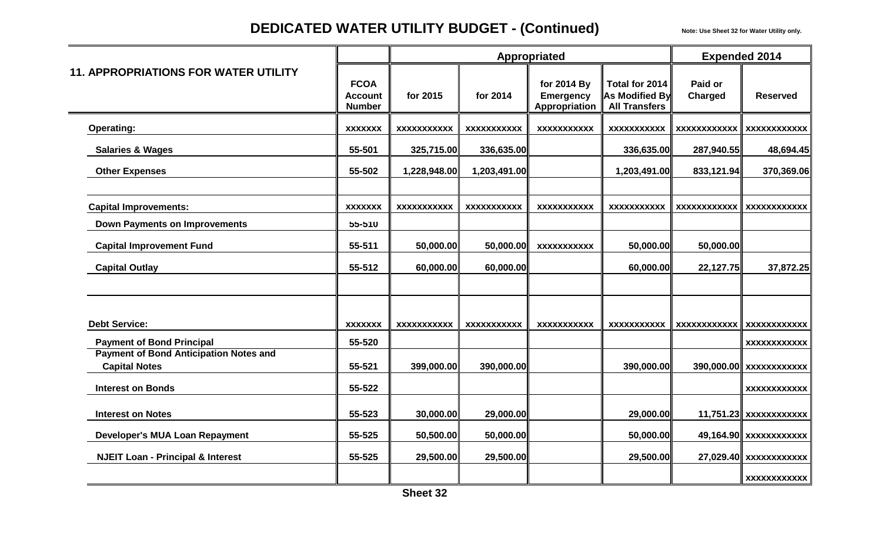## DEDICATED WATER UTILITY BUDGET - (Continued)

Note: Use Sheet 32 for Water Utility only.

| 11. APPROPRIATIONS FOR WATER UTILITY | FCOA Account Number | Appropriated | | | | Expended 2014 | |
|---|---|---|---|---|---|---|---|
| | | for 2015 | for 2014 | for 2014 By Emergency Appropriation | Total for 2014 As Modified By All Transfers | Paid or Charged | Reserved |
| **Operating:** | XXXXXXX | XXXXXXXXXXX | XXXXXXXXXXX | XXXXXXXXXXX | XXXXXXXXXXX | XXXXXXXXXXXX | XXXXXXXXXXXX |
| Salaries & Wages | 55-501 | 325,715.00 | 336,635.00 | | 336,635.00 | 287,940.55 | 48,694.45 |
| Other Expenses | 55-502 | 1,228,948.00 | 1,203,491.00 | | 1,203,491.00 | 833,121.94 | 370,369.06 |
| | | | | | | | |
| **Capital Improvements:** | XXXXXXX | XXXXXXXXXXX | XXXXXXXXXXX | XXXXXXXXXXX | XXXXXXXXXXX | XXXXXXXXXXXX | XXXXXXXXXXXX |
| Down Payments on Improvements | 55-510 | | | | | | |
| Capital Improvement Fund | 55-511 | 50,000.00 | 50,000.00 | XXXXXXXXXXX | 50,000.00 | 50,000.00 | |
| Capital Outlay | 55-512 | 60,000.00 | 60,000.00 | | 60,000.00 | 22,127.75 | 37,872.25 |
| | | | | | | | |
| **Debt Service:** | XXXXXXX | XXXXXXXXXXX | XXXXXXXXXXX | XXXXXXXXXXX | XXXXXXXXXXX | XXXXXXXXXXXX | XXXXXXXXXXXX |
| Payment of Bond Principal | 55-520 | | | | | | XXXXXXXXXXXX |
| Payment of Bond Anticipation Notes and Capital Notes | 55-521 | 399,000.00 | 390,000.00 | | 390,000.00 | 390,000.00 | XXXXXXXXXXXX |
| Interest on Bonds | 55-522 | | | | | | XXXXXXXXXXXX |
| Interest on Notes | 55-523 | 30,000.00 | 29,000.00 | | 29,000.00 | 11,751.23 | XXXXXXXXXXXX |
| Developer's MUA Loan Repayment | 55-525 | 50,500.00 | 50,000.00 | | 50,000.00 | 49,164.90 | XXXXXXXXXXXX |
| NJEIT Loan - Principal & Interest | 55-525 | 29,500.00 | 29,500.00 | | 29,500.00 | 27,029.40 | XXXXXXXXXXXX |
| | | | | | | | XXXXXXXXXXXX |

Sheet 32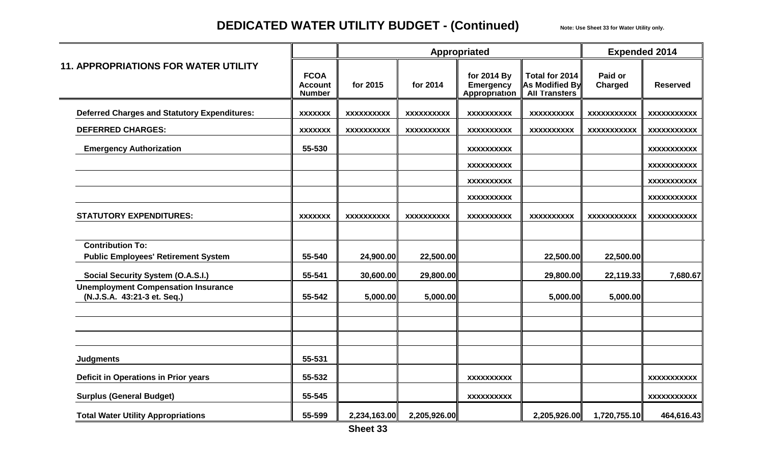# DEDICATED WATER UTILITY BUDGET - (Continued)

Note: Use Sheet 33 for Water Utility only.

| 11. APPROPRIATIONS FOR WATER UTILITY | FCOA Account Number | Appropriated | | | | Expended 2014 | |
|---|---|---|---|---|---|---|---|
| | | for 2015 | for 2014 | for 2014 By Emergency Appropriation | Total for 2014 As Modified By All Transfers | Paid or Charged | Reserved |
| **Deferred Charges and Statutory Expenditures:** | xxxxxxx | xxxxxxxxxx | xxxxxxxxxx | xxxxxxxxxx | xxxxxxxxxx | xxxxxxxxxxx | xxxxxxxxxxx |
| **DEFERRED CHARGES:** | xxxxxxx | xxxxxxxxxx | xxxxxxxxxx | xxxxxxxxxx | xxxxxxxxxx | xxxxxxxxxxx | xxxxxxxxxxx |
| **Emergency Authorization** | 55-530 | | | xxxxxxxxxx | | | xxxxxxxxxxx |
| | | | | xxxxxxxxxx | | | xxxxxxxxxxx |
| | | | | xxxxxxxxxx | | | xxxxxxxxxxx |
| | | | | xxxxxxxxxx | | | xxxxxxxxxxx |
| **STATUTORY EXPENDITURES:** | xxxxxxx | xxxxxxxxxx | xxxxxxxxxx | xxxxxxxxxx | xxxxxxxxxx | xxxxxxxxxxx | xxxxxxxxxxx |
| | | | | | | | |
| **Contribution To:** **Public Employees' Retirement System** | 55-540 | 24,900.00 | 22,500.00 | | 22,500.00 | 22,500.00 | |
| **Social Security System (O.A.S.I.)** | 55-541 | 30,600.00 | 29,800.00 | | 29,800.00 | 22,119.33 | 7,680.67 |
| **Unemployment Compensation Insurance (N.J.S.A. 43:21-3 et. Seq.)** | 55-542 | 5,000.00 | 5,000.00 | | 5,000.00 | 5,000.00 | |
| | | | | | | | |
| | | | | | | | |
| | | | | | | | |
| **Judgments** | 55-531 | | | | | | |
| **Deficit in Operations in Prior years** | 55-532 | | | xxxxxxxxxx | | | xxxxxxxxxxx |
| **Surplus (General Budget)** | 55-545 | | | xxxxxxxxxx | | | xxxxxxxxxxx |
| **Total Water Utility Appropriations** | 55-599 | 2,234,163.00 | 2,205,926.00 | | 2,205,926.00 | 1,720,755.10 | 464,616.43 |

**Sheet 33**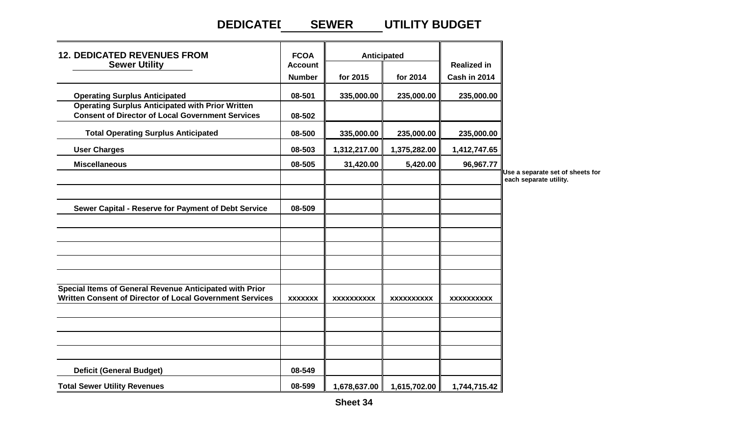# DEDICATED SEWER UTILITY BUDGET

| 12. DEDICATED REVENUES FROM Sewer Utility | FCOA Account Number | Anticipated for 2015 | Anticipated for 2014 | Realized in Cash in 2014 |
|---|---|---|---|---|
| Operating Surplus Anticipated | 08-501 | 335,000.00 | 235,000.00 | 235,000.00 |
| Operating Surplus Anticipated with Prior Written Consent of Director of Local Government Services | 08-502 | | | |
| Total Operating Surplus Anticipated | 08-500 | 335,000.00 | 235,000.00 | 235,000.00 |
| User Charges | 08-503 | 1,312,217.00 | 1,375,282.00 | 1,412,747.65 |
| Miscellaneous | 08-505 | 31,420.00 | 5,420.00 | 96,967.77 |
| | | | | |
| | | | | |
| Sewer Capital - Reserve for Payment of Debt Service | 08-509 | | | |
| | | | | |
| | | | | |
| | | | | |
| | | | | |
| | | | | |
| Special Items of General Revenue Anticipated with Prior Written Consent of Director of Local Government Services | xxxxxxx | xxxxxxxxxx | xxxxxxxxxx | xxxxxxxxxx |
| | | | | |
| | | | | |
| | | | | |
| | | | | |
| Deficit (General Budget) | 08-549 | | | |
| Total Sewer Utility Revenues | 08-599 | 1,678,637.00 | 1,615,702.00 | 1,744,715.42 |

Use a separate set of sheets for each separate utility.

Sheet 34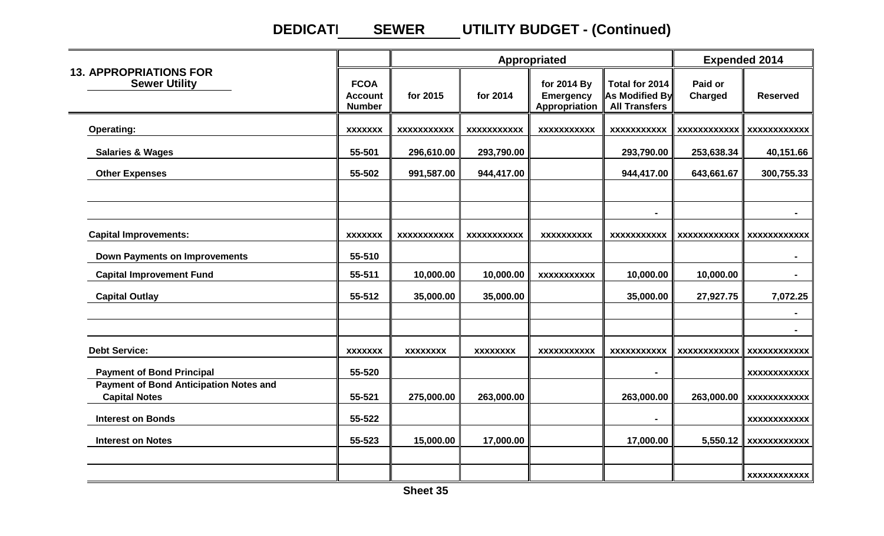## DEDICATED SEWER UTILITY BUDGET - (Continued)

| 13. APPROPRIATIONS FOR Sewer Utility | FCOA Account Number | Appropriated | | | | Expended 2014 | |
|---|---|---|---|---|---|---|---|
| | | for 2015 | for 2014 | for 2014 By Emergency Appropriation | Total for 2014 As Modified By All Transfers | Paid or Charged | Reserved |
| **Operating:** | xxxxxxx | xxxxxxxxxxx | xxxxxxxxxxx | xxxxxxxxxxx | xxxxxxxxxxx | xxxxxxxxxxxx | xxxxxxxxxxxx |
| Salaries & Wages | 55-501 | 296,610.00 | 293,790.00 | | 293,790.00 | 253,638.34 | 40,151.66 |
| Other Expenses | 55-502 | 991,587.00 | 944,417.00 | | 944,417.00 | 643,661.67 | 300,755.33 |
| | | | | | | | |
| | | | | | - | | - |
| **Capital Improvements:** | xxxxxxx | xxxxxxxxxxx | xxxxxxxxxxx | xxxxxxxxxx | xxxxxxxxxxx | xxxxxxxxxxxx | xxxxxxxxxxxx |
| Down Payments on Improvements | 55-510 | | | | | | - |
| Capital Improvement Fund | 55-511 | 10,000.00 | 10,000.00 | xxxxxxxxxxx | 10,000.00 | 10,000.00 | - |
| Capital Outlay | 55-512 | 35,000.00 | 35,000.00 | | 35,000.00 | 27,927.75 | 7,072.25 |
| | | | | | | | - |
| | | | | | | | - |
| **Debt Service:** | xxxxxxx | xxxxxxxx | xxxxxxxx | xxxxxxxxxxx | xxxxxxxxxxx | xxxxxxxxxxxx | xxxxxxxxxxxx |
| Payment of Bond Principal | 55-520 | | | | - | | xxxxxxxxxxxx |
| Payment of Bond Anticipation Notes and Capital Notes | 55-521 | 275,000.00 | 263,000.00 | | 263,000.00 | 263,000.00 | xxxxxxxxxxxx |
| Interest on Bonds | 55-522 | | | | - | | xxxxxxxxxxxx |
| Interest on Notes | 55-523 | 15,000.00 | 17,000.00 | | 17,000.00 | 5,550.12 | xxxxxxxxxxxx |
| | | | | | | | |
| | | | | | | | xxxxxxxxxxxx |

Sheet 35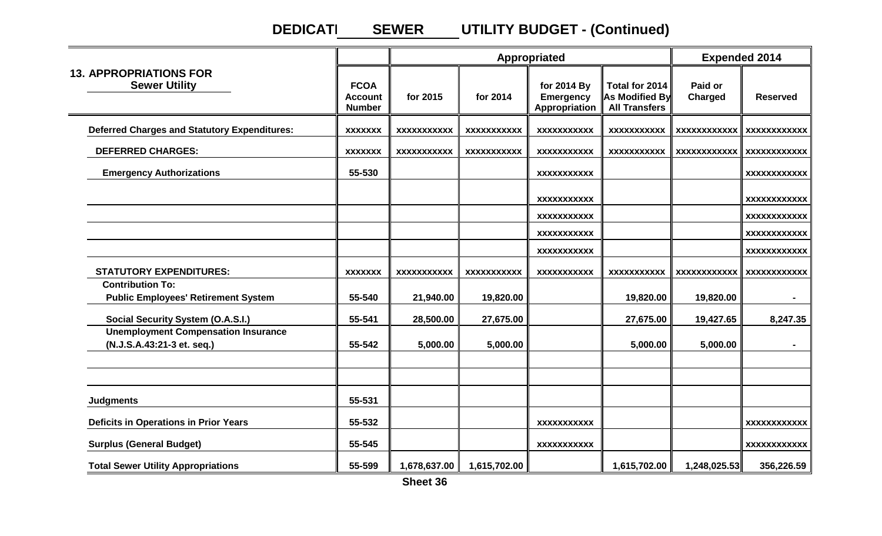# DEDICATED SEWER UTILITY BUDGET - (Continued)

| 13. APPROPRIATIONS FOR Sewer Utility | FCOA Account Number | Appropriated | | | | Expended 2014 | |
|---|---|---|---|---|---|---|---|
| | | for 2015 | for 2014 | for 2014 By Emergency Appropriation | Total for 2014 As Modified By All Transfers | Paid or Charged | Reserved |
| **Deferred Charges and Statutory Expenditures:** | xxxxxxx | xxxxxxxxxxx | xxxxxxxxxxx | xxxxxxxxxxx | xxxxxxxxxxx | xxxxxxxxxxxx | xxxxxxxxxxxx |
| **DEFERRED CHARGES:** | xxxxxxx | xxxxxxxxxxx | xxxxxxxxxxx | xxxxxxxxxxx | xxxxxxxxxxx | xxxxxxxxxxxx | xxxxxxxxxxxx |
| **Emergency Authorizations** | 55-530 | | | xxxxxxxxxxx | | | xxxxxxxxxxxx |
| | | | | xxxxxxxxxxx | | | xxxxxxxxxxxx |
| | | | | xxxxxxxxxxx | | | xxxxxxxxxxxx |
| | | | | xxxxxxxxxxx | | | xxxxxxxxxxxx |
| | | | | xxxxxxxxxxx | | | xxxxxxxxxxxx |
| **STATUTORY EXPENDITURES:** | xxxxxxx | xxxxxxxxxxx | xxxxxxxxxxx | xxxxxxxxxxx | xxxxxxxxxxx | xxxxxxxxxxxx | xxxxxxxxxxxx |
| **Contribution To: Public Employees' Retirement System** | 55-540 | 21,940.00 | 19,820.00 | | 19,820.00 | 19,820.00 | - |
| **Social Security System (O.A.S.I.)** | 55-541 | 28,500.00 | 27,675.00 | | 27,675.00 | 19,427.65 | 8,247.35 |
| **Unemployment Compensation Insurance (N.J.S.A.43:21-3 et. seq.)** | 55-542 | 5,000.00 | 5,000.00 | | 5,000.00 | 5,000.00 | - |
| | | | | | | | |
| | | | | | | | |
| **Judgments** | 55-531 | | | | | | |
| **Deficits in Operations in Prior Years** | 55-532 | | | xxxxxxxxxxx | | | xxxxxxxxxxxx |
| **Surplus (General Budget)** | 55-545 | | | xxxxxxxxxxx | | | xxxxxxxxxxxx |
| **Total Sewer Utility Appropriations** | 55-599 | 1,678,637.00 | 1,615,702.00 | | 1,615,702.00 | 1,248,025.53 | 356,226.59 |

Sheet 36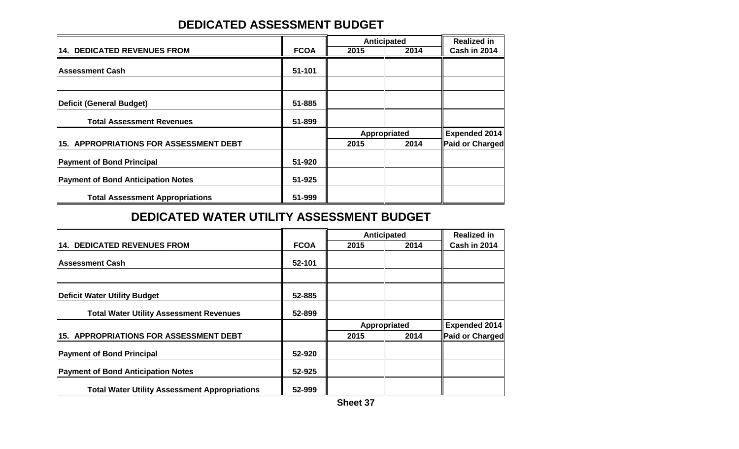## DEDICATED ASSESSMENT BUDGET

| 14. DEDICATED REVENUES FROM | FCOA | Anticipated 2015 | Anticipated 2014 | Realized in Cash in 2014 |
|---|---|---|---|---|
| Assessment Cash | 51-101 | | | |
| | | | | |
| Deficit (General Budget) | 51-885 | | | |
| Total Assessment Revenues | 51-899 | | | |

| 15. APPROPRIATIONS FOR ASSESSMENT DEBT | | Appropriated 2015 | Appropriated 2014 | Expended 2014 Paid or Charged |
|---|---|---|---|---|
| Payment of Bond Principal | 51-920 | | | |
| Payment of Bond Anticipation Notes | 51-925 | | | |
| Total Assessment Appropriations | 51-999 | | | |

## DEDICATED WATER UTILITY ASSESSMENT BUDGET

| 14. DEDICATED REVENUES FROM | FCOA | Anticipated 2015 | Anticipated 2014 | Realized in Cash in 2014 |
|---|---|---|---|---|
| Assessment Cash | 52-101 | | | |
| | | | | |
| Deficit Water Utility Budget | 52-885 | | | |
| Total Water Utility Assessment Revenues | 52-899 | | | |

| 15. APPROPRIATIONS FOR ASSESSMENT DEBT | | Appropriated 2015 | Appropriated 2014 | Expended 2014 Paid or Charged |
|---|---|---|---|---|
| Payment of Bond Principal | 52-920 | | | |
| Payment of Bond Anticipation Notes | 52-925 | | | |
| Total Water Utility Assessment Appropriations | 52-999 | | | |

Sheet 37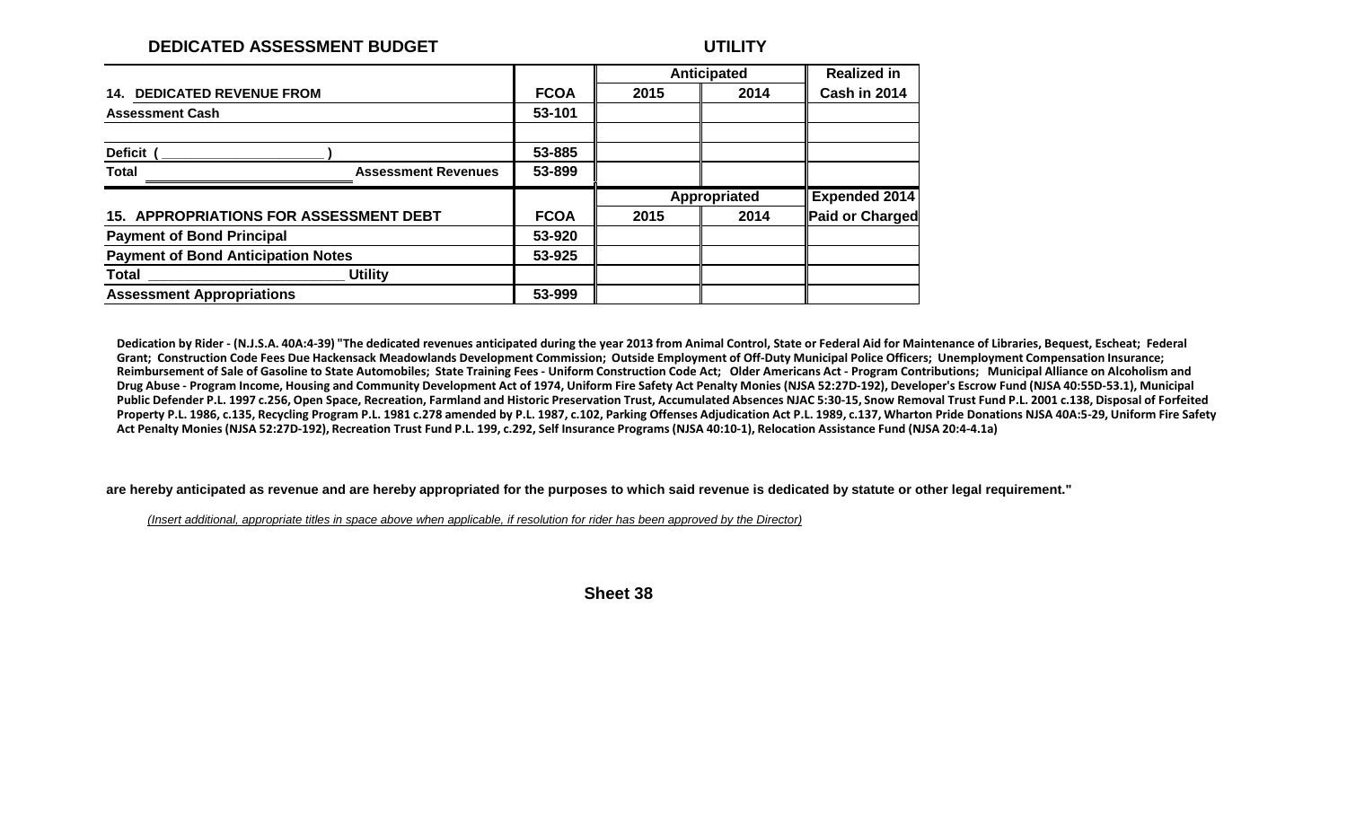**DEDICATED ASSESSMENT BUDGET** **UTILITY**

| 14. DEDICATED REVENUE FROM | FCOA | Anticipated 2015 | Anticipated 2014 | Realized in Cash in 2014 |
|---|---|---|---|---|
| Assessment Cash | 53-101 | | | |
| | | | | |
| Deficit ( ____________________ ) | 53-885 | | | |
| Total ________________________ Assessment Revenues | 53-899 | | | |

| 15. APPROPRIATIONS FOR ASSESSMENT DEBT | FCOA | Appropriated 2015 | Appropriated 2014 | Expended 2014 Paid or Charged |
|---|---|---|---|---|
| Payment of Bond Principal | 53-920 | | | |
| Payment of Bond Anticipation Notes | 53-925 | | | |
| Total ________________________ Utility Assessment Appropriations | 53-999 | | | |

**Dedication by Rider - (N.J.S.A. 40A:4-39) "The dedicated revenues anticipated during the year 2013 from Animal Control, State or Federal Aid for Maintenance of Libraries, Bequest, Escheat; Federal Grant; Construction Code Fees Due Hackensack Meadowlands Development Commission; Outside Employment of Off-Duty Municipal Police Officers; Unemployment Compensation Insurance; Reimbursement of Sale of Gasoline to State Automobiles; State Training Fees - Uniform Construction Code Act; Older Americans Act - Program Contributions; Municipal Alliance on Alcoholism and Drug Abuse - Program Income, Housing and Community Development Act of 1974, Uniform Fire Safety Act Penalty Monies (NJSA 52:27D-192), Developer's Escrow Fund (NJSA 40:55D-53.1), Municipal Public Defender P.L. 1997 c.256, Open Space, Recreation, Farmland and Historic Preservation Trust, Accumulated Absences NJAC 5:30-15, Snow Removal Trust Fund P.L. 2001 c.138, Disposal of Forfeited Property P.L. 1986, c.135, Recycling Program P.L. 1981 c.278 amended by P.L. 1987, c.102, Parking Offenses Adjudication Act P.L. 1989, c.137, Wharton Pride Donations NJSA 40A:5-29, Uniform Fire Safety Act Penalty Monies (NJSA 52:27D-192), Recreation Trust Fund P.L. 199, c.292, Self Insurance Programs (NJSA 40:10-1), Relocation Assistance Fund (NJSA 20:4-4.1a)**

**are hereby anticipated as revenue and are hereby appropriated for the purposes to which said revenue is dedicated by statute or other legal requirement."**

*(Insert additional, appropriate titles in space above when applicable, if resolution for rider has been approved by the Director)*

**Sheet 38**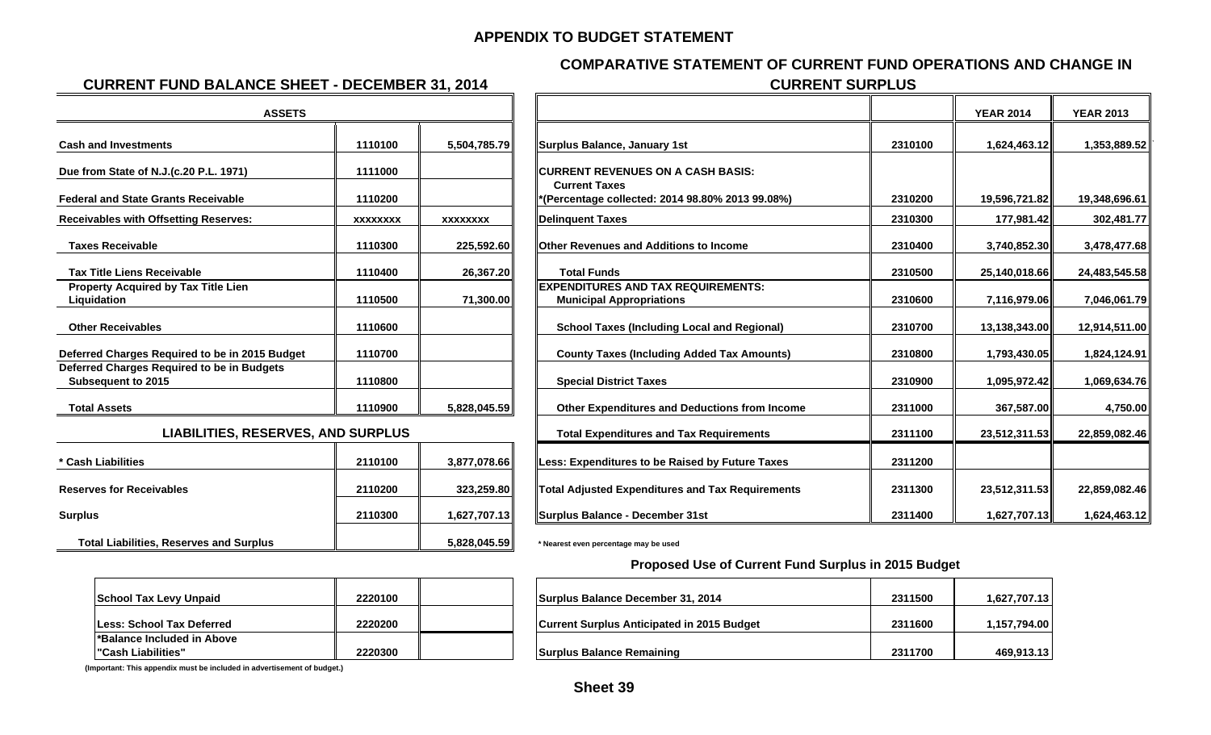# APPENDIX TO BUDGET STATEMENT

## CURRENT FUND BALANCE SHEET - DECEMBER 31, 2014

| ASSETS | | |
|---|---|---|
| Cash and Investments | 1110100 | 5,504,785.79 |
| Due from State of N.J.(c.20 P.L. 1971) | 1111000 | |
| Federal and State Grants Receivable | 1110200 | |
| Receivables with Offsetting Reserves: | xxxxxxxx | xxxxxxxx |
| Taxes Receivable | 1110300 | 225,592.60 |
| Tax Title Liens Receivable | 1110400 | 26,367.20 |
| Property Acquired by Tax Title Lien Liquidation | 1110500 | 71,300.00 |
| Other Receivables | 1110600 | |
| Deferred Charges Required to be in 2015 Budget | 1110700 | |
| Deferred Charges Required to be in Budgets Subsequent to 2015 | 1110800 | |
| Total Assets | 1110900 | 5,828,045.59 |

| LIABILITIES, RESERVES, AND SURPLUS | | |
|---|---|---|
| * Cash Liabilities | 2110100 | 3,877,078.66 |
| Reserves for Receivables | 2110200 | 323,259.80 |
| Surplus | 2110300 | 1,627,707.13 |
| Total Liabilities, Reserves and Surplus | | 5,828,045.59 |

| | | |
|---|---|---|
| School Tax Levy Unpaid | 2220100 | |
| Less: School Tax Deferred | 2220200 | |
| *Balance Included in Above "Cash Liabilities" | 2220300 | |

(Important: This appendix must be included in advertisement of budget.)

## COMPARATIVE STATEMENT OF CURRENT FUND OPERATIONS AND CHANGE IN CURRENT SURPLUS

| | | YEAR 2014 | YEAR 2013 |
|---|---|---|---|
| Surplus Balance, January 1st | 2310100 | 1,624,463.12 | 1,353,889.52 |
| CURRENT REVENUES ON A CASH BASIS: | | | |
| Current Taxes *(Percentage collected: 2014 98.80% 2013 99.08%) | 2310200 | 19,596,721.82 | 19,348,696.61 |
| Delinquent Taxes | 2310300 | 177,981.42 | 302,481.77 |
| Other Revenues and Additions to Income | 2310400 | 3,740,852.30 | 3,478,477.68 |
| Total Funds | 2310500 | 25,140,018.66 | 24,483,545.58 |
| EXPENDITURES AND TAX REQUIREMENTS: | | | |
| Municipal Appropriations | 2310600 | 7,116,979.06 | 7,046,061.79 |
| School Taxes (Including Local and Regional) | 2310700 | 13,138,343.00 | 12,914,511.00 |
| County Taxes (Including Added Tax Amounts) | 2310800 | 1,793,430.05 | 1,824,124.91 |
| Special District Taxes | 2310900 | 1,095,972.42 | 1,069,634.76 |
| Other Expenditures and Deductions from Income | 2311000 | 367,587.00 | 4,750.00 |
| Total Expenditures and Tax Requirements | 2311100 | 23,512,311.53 | 22,859,082.46 |
| Less: Expenditures to be Raised by Future Taxes | 2311200 | | |
| Total Adjusted Expenditures and Tax Requirements | 2311300 | 23,512,311.53 | 22,859,082.46 |
| Surplus Balance - December 31st | 2311400 | 1,627,707.13 | 1,624,463.12 |

* Nearest even percentage may be used

### Proposed Use of Current Fund Surplus in 2015 Budget

| | | |
|---|---|---|
| Surplus Balance December 31, 2014 | 2311500 | 1,627,707.13 |
| Current Surplus Anticipated in 2015 Budget | 2311600 | 1,157,794.00 |
| Surplus Balance Remaining | 2311700 | 469,913.13 |

**Sheet 39**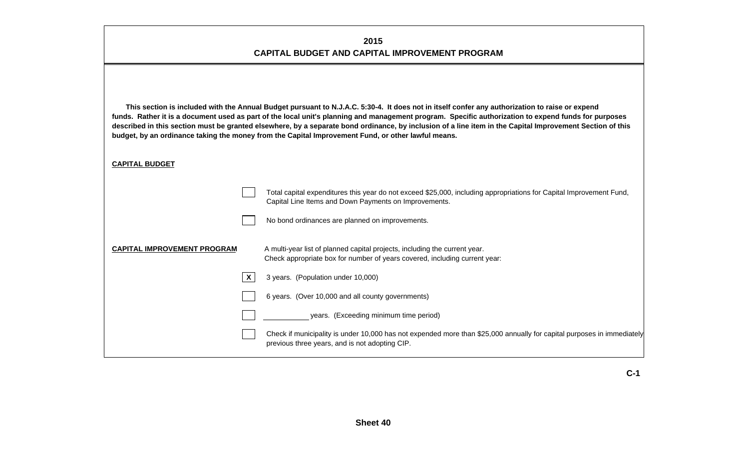# 2015
## CAPITAL BUDGET AND CAPITAL IMPROVEMENT PROGRAM

**This section is included with the Annual Budget pursuant to N.J.A.C. 5:30-4. It does not in itself confer any authorization to raise or expend funds. Rather it is a document used as part of the local unit's planning and management program. Specific authorization to expend funds for purposes described in this section must be granted elsewhere, by a separate bond ordinance, by inclusion of a line item in the Capital Improvement Section of this budget, by an ordinance taking the money from the Capital Improvement Fund, or other lawful means.**

**CAPITAL BUDGET**

- [ ] Total capital expenditures this year do not exceed $25,000, including appropriations for Capital Improvement Fund, Capital Line Items and Down Payments on Improvements.
- [ ] No bond ordinances are planned on improvements.

**CAPITAL IMPROVEMENT PROGRAM** — A multi-year list of planned capital projects, including the current year. Check appropriate box for number of years covered, including current year:

- [X] 3 years. (Population under 10,000)
- [ ] 6 years. (Over 10,000 and all county governments)
- [ ] ___________ years. (Exceeding minimum time period)
- [ ] Check if municipality is under 10,000 has not expended more than $25,000 annually for capital purposes in immediately previous three years, and is not adopting CIP.

C-1

Sheet 40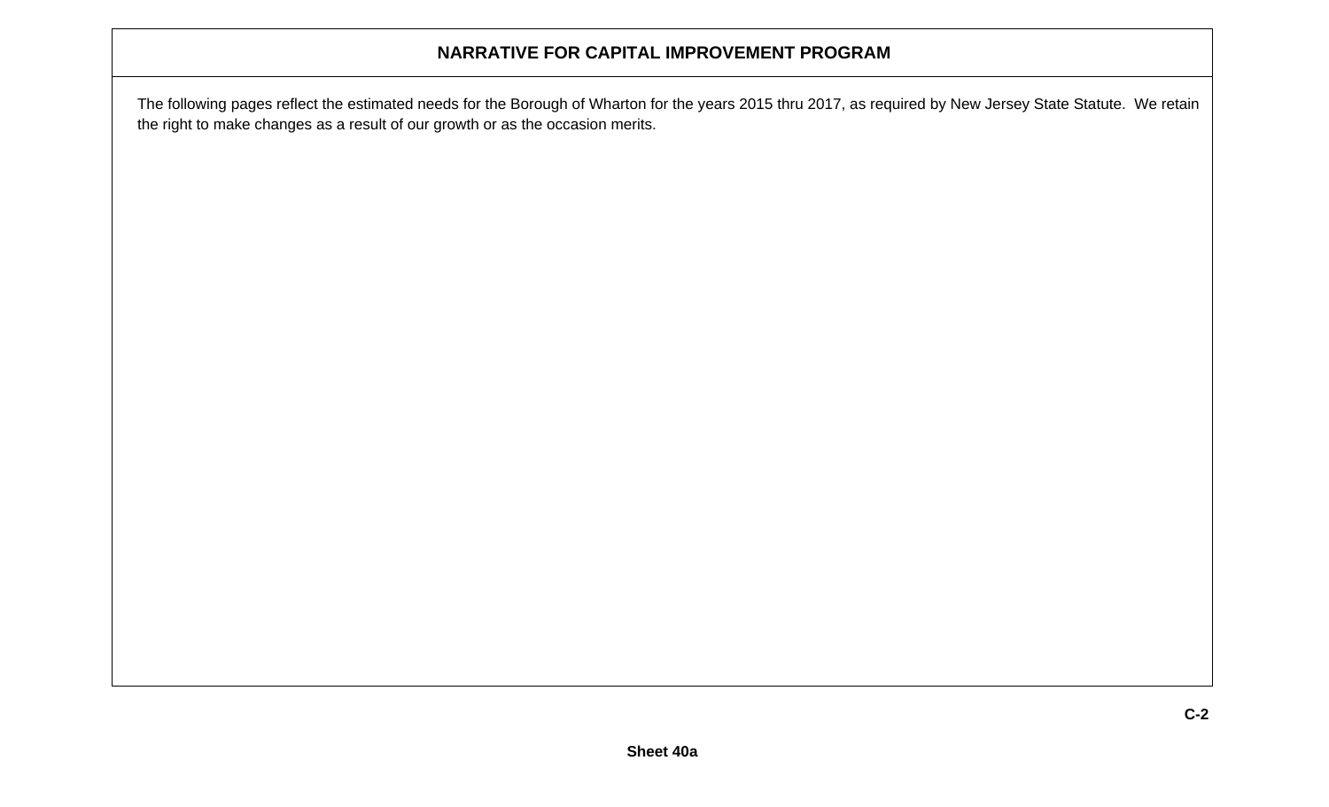# NARRATIVE FOR CAPITAL IMPROVEMENT PROGRAM

The following pages reflect the estimated needs for the Borough of Wharton for the years 2015 thru 2017, as required by New Jersey State Statute. We retain the right to make changes as a result of our growth or as the occasion merits.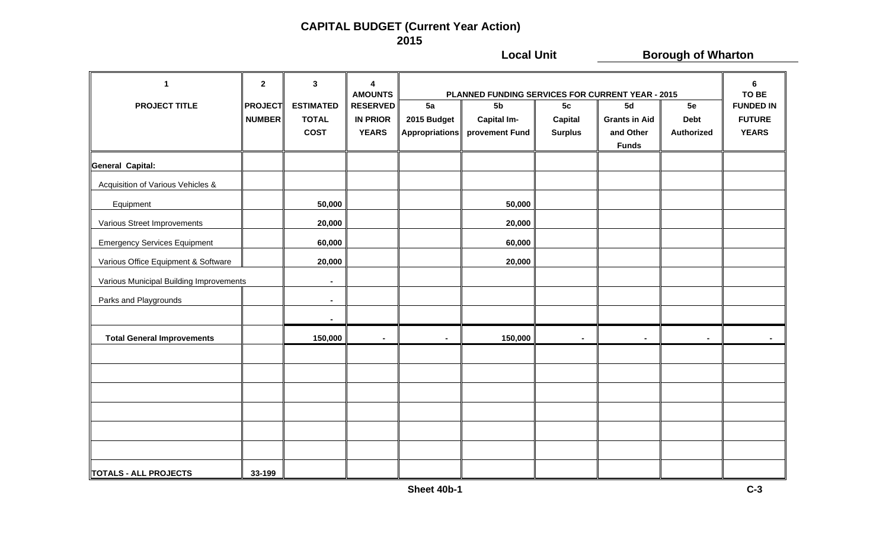# CAPITAL BUDGET (Current Year Action)
## 2015

**Local Unit** **Borough of Wharton**

| 1 | 2 | 3 | 4 | PLANNED FUNDING SERVICES FOR CURRENT YEAR - 2015 | | | | | 6 |
|---|---|---|---|---|---|---|---|---|---|
| PROJECT TITLE | PROJECT NUMBER | ESTIMATED TOTAL COST | AMOUNTS RESERVED IN PRIOR YEARS | 5a 2015 Budget Appropriations | 5b Capital Im-provement Fund | 5c Capital Surplus | 5d Grants in Aid and Other Funds | 5e Debt Authorized | TO BE FUNDED IN FUTURE YEARS |
| **General Capital:** | | | | | | | | | |
| Acquisition of Various Vehicles & | | | | | | | | | |
| Equipment | | 50,000 | | | 50,000 | | | | |
| Various Street Improvements | | 20,000 | | | 20,000 | | | | |
| Emergency Services Equipment | | 60,000 | | | 60,000 | | | | |
| Various Office Equipment & Software | | 20,000 | | | 20,000 | | | | |
| Various Municipal Building Improvements | | - | | | | | | | |
| Parks and Playgrounds | | - | | | | | | | |
| | | - | | | | | | | |
| **Total General Improvements** | | 150,000 | - | - | 150,000 | - | - | - | - |
| | | | | | | | | | |
| | | | | | | | | | |
| | | | | | | | | | |
| | | | | | | | | | |
| | | | | | | | | | |
| | | | | | | | | | |
| **TOTALS - ALL PROJECTS** | 33-199 | | | | | | | | |

**Sheet 40b-1** C-3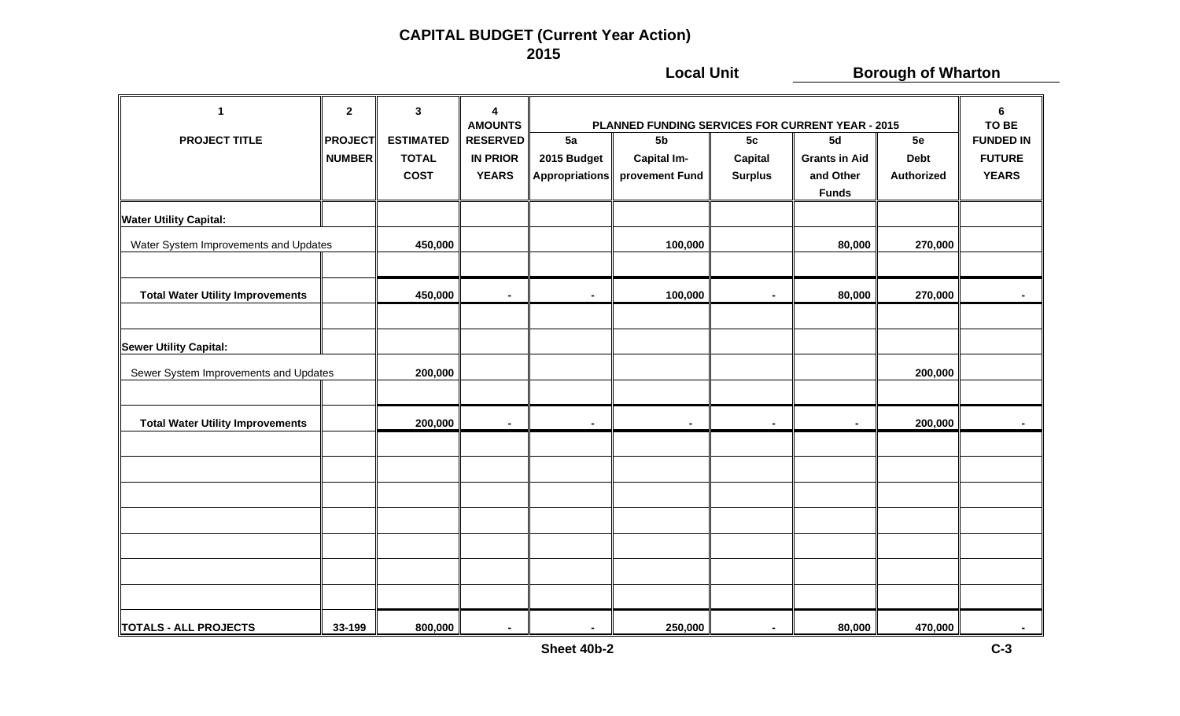# CAPITAL BUDGET (Current Year Action)
## 2015

**Local Unit** **Borough of Wharton**

| 1<br>PROJECT TITLE | 2<br>PROJECT NUMBER | 3<br>ESTIMATED TOTAL COST | 4<br>AMOUNTS RESERVED IN PRIOR YEARS | PLANNED FUNDING SERVICES FOR CURRENT YEAR - 2015<br>5a<br>2015 Budget Appropriations | 5b<br>Capital Im-provement Fund | 5c<br>Capital Surplus | 5d<br>Grants in Aid and Other Funds | 5e<br>Debt Authorized | 6<br>TO BE FUNDED IN FUTURE YEARS |
|---|---|---|---|---|---|---|---|---|---|
| **Water Utility Capital:** | | | | | | | | | |
| Water System Improvements and Updates | | 450,000 | | | 100,000 | | 80,000 | 270,000 | |
| | | | | | | | | | |
| **Total Water Utility Improvements** | | 450,000 | - | - | 100,000 | - | 80,000 | 270,000 | - |
| | | | | | | | | | |
| **Sewer Utility Capital:** | | | | | | | | | |
| Sewer System Improvements and Updates | | 200,000 | | | | | | 200,000 | |
| | | | | | | | | | |
| **Total Water Utility Improvements** | | 200,000 | - | - | - | - | - | 200,000 | - |
| **TOTALS - ALL PROJECTS** | 33-199 | 800,000 | - | - | 250,000 | - | 80,000 | 470,000 | - |

Sheet 40b-2

C-3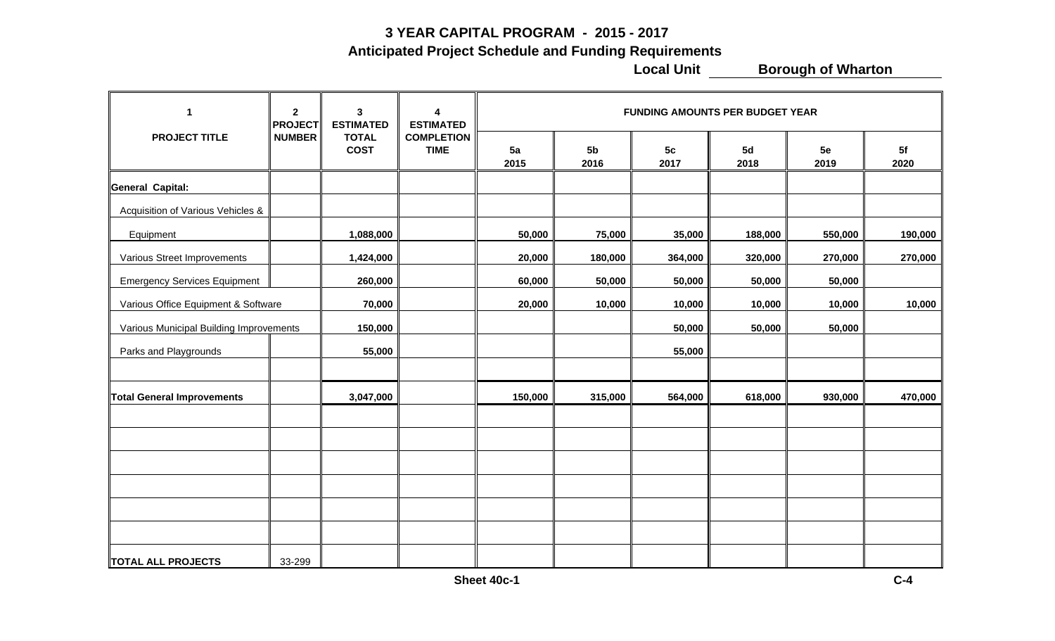# 3 YEAR CAPITAL PROGRAM - 2015 - 2017

## Anticipated Project Schedule and Funding Requirements

**Local Unit** **Borough of Wharton**

| 1 | 2 | 3 | 4 | FUNDING AMOUNTS PER BUDGET YEAR | | | | | |
|---|---|---|---|---|---|---|---|---|---|
| PROJECT TITLE | PROJECT NUMBER | ESTIMATED TOTAL COST | ESTIMATED COMPLETION TIME | 5a 2015 | 5b 2016 | 5c 2017 | 5d 2018 | 5e 2019 | 5f 2020 |
| **General Capital:** | | | | | | | | | |
| Acquisition of Various Vehicles & | | | | | | | | | |
| Equipment | | 1,088,000 | | 50,000 | 75,000 | 35,000 | 188,000 | 550,000 | 190,000 |
| Various Street Improvements | | 1,424,000 | | 20,000 | 180,000 | 364,000 | 320,000 | 270,000 | 270,000 |
| Emergency Services Equipment | | 260,000 | | 60,000 | 50,000 | 50,000 | 50,000 | 50,000 | |
| Various Office Equipment & Software | | 70,000 | | 20,000 | 10,000 | 10,000 | 10,000 | 10,000 | 10,000 |
| Various Municipal Building Improvements | | 150,000 | | | | 50,000 | 50,000 | 50,000 | |
| Parks and Playgrounds | | 55,000 | | | | 55,000 | | | |
| | | | | | | | | | |
| **Total General Improvements** | | 3,047,000 | | 150,000 | 315,000 | 564,000 | 618,000 | 930,000 | 470,000 |
| | | | | | | | | | |
| | | | | | | | | | |
| | | | | | | | | | |
| | | | | | | | | | |
| | | | | | | | | | |
| | | | | | | | | | |
| **TOTAL ALL PROJECTS** | 33-299 | | | | | | | | |

**Sheet 40c-1** C-4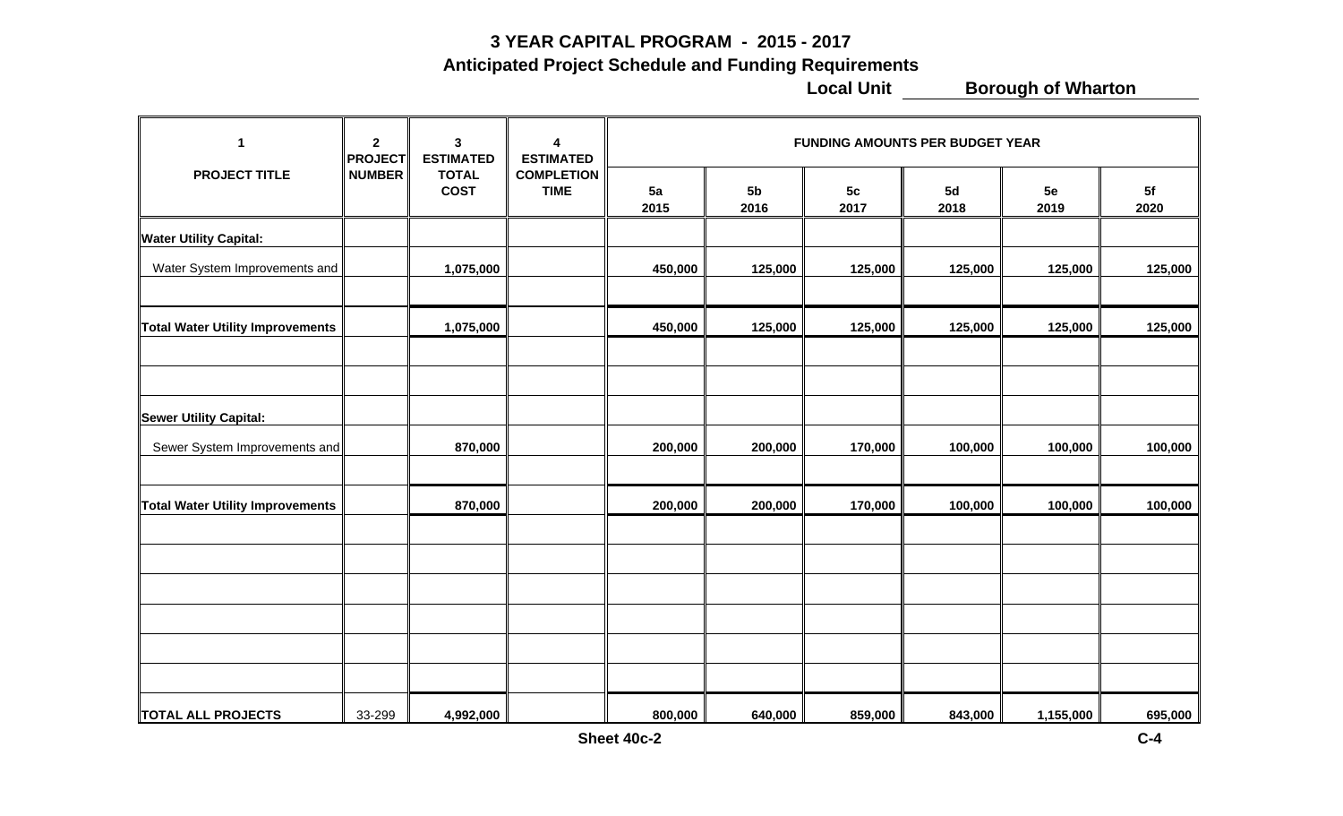# 3 YEAR CAPITAL PROGRAM - 2015 - 2017

## Anticipated Project Schedule and Funding Requirements

**Local Unit** **Borough of Wharton**

| 1 | 2 | 3 | 4 | FUNDING AMOUNTS PER BUDGET YEAR | | | | | |
|---|---|---|---|---|---|---|---|---|---|
| PROJECT TITLE | PROJECT NUMBER | ESTIMATED TOTAL COST | ESTIMATED COMPLETION TIME | 5a 2015 | 5b 2016 | 5c 2017 | 5d 2018 | 5e 2019 | 5f 2020 |
| **Water Utility Capital:** | | | | | | | | | |
| Water System Improvements and | | 1,075,000 | | 450,000 | 125,000 | 125,000 | 125,000 | 125,000 | 125,000 |
| | | | | | | | | | |
| **Total Water Utility Improvements** | | 1,075,000 | | 450,000 | 125,000 | 125,000 | 125,000 | 125,000 | 125,000 |
| | | | | | | | | | |
| | | | | | | | | | |
| **Sewer Utility Capital:** | | | | | | | | | |
| Sewer System Improvements and | | 870,000 | | 200,000 | 200,000 | 170,000 | 100,000 | 100,000 | 100,000 |
| | | | | | | | | | |
| **Total Water Utility Improvements** | | 870,000 | | 200,000 | 200,000 | 170,000 | 100,000 | 100,000 | 100,000 |
| | | | | | | | | | |
| | | | | | | | | | |
| | | | | | | | | | |
| | | | | | | | | | |
| | | | | | | | | | |
| | | | | | | | | | |
| **TOTAL ALL PROJECTS** | 33-299 | 4,992,000 | | 800,000 | 640,000 | 859,000 | 843,000 | 1,155,000 | 695,000 |

**Sheet 40c-2**

**C-4**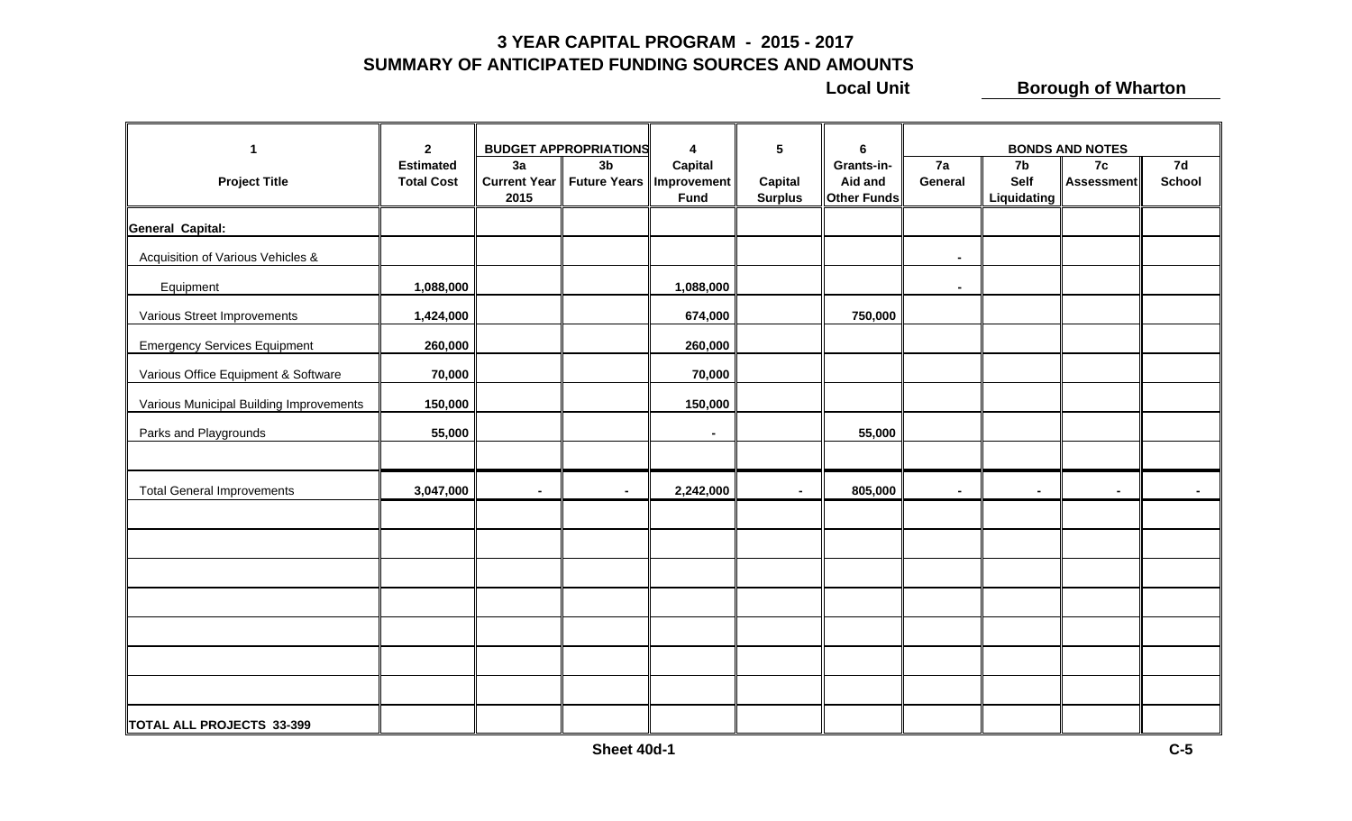# 3 YEAR CAPITAL PROGRAM - 2015 - 2017
## SUMMARY OF ANTICIPATED FUNDING SOURCES AND AMOUNTS

**Local Unit** **Borough of Wharton**

| 1 | 2 | BUDGET APPROPRIATIONS | | 4 | 5 | 6 | BONDS AND NOTES | | | |
|---|---|---|---|---|---|---|---|---|---|---|
| Project Title | Estimated Total Cost | 3a Current Year 2015 | 3b Future Years | Capital Improvement Fund | Capital Surplus | Grants-in-Aid and Other Funds | 7a General | 7b Self Liquidating | 7c Assessment | 7d School |
| **General Capital:** | | | | | | | | | | |
| Acquisition of Various Vehicles & | | | | | | | - | | | |
| Equipment | 1,088,000 | | | 1,088,000 | | | - | | | |
| Various Street Improvements | 1,424,000 | | | 674,000 | | 750,000 | | | | |
| Emergency Services Equipment | 260,000 | | | 260,000 | | | | | | |
| Various Office Equipment & Software | 70,000 | | | 70,000 | | | | | | |
| Various Municipal Building Improvements | 150,000 | | | 150,000 | | | | | | |
| Parks and Playgrounds | 55,000 | | | - | | 55,000 | | | | |
| | | | | | | | | | | |
| Total General Improvements | 3,047,000 | - | - | 2,242,000 | - | 805,000 | - | - | - | - |
| | | | | | | | | | | |
| | | | | | | | | | | |
| | | | | | | | | | | |
| | | | | | | | | | | |
| | | | | | | | | | | |
| | | | | | | | | | | |
| | | | | | | | | | | |
| **TOTAL ALL PROJECTS 33-399** | | | | | | | | | | |

Sheet 40d-1

C-5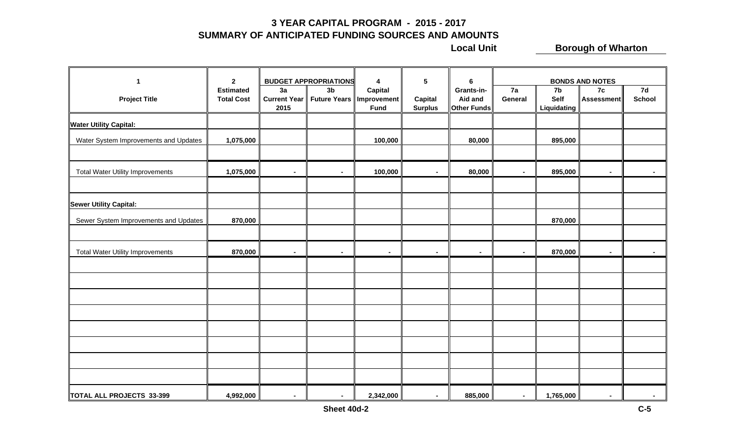# 3 YEAR CAPITAL PROGRAM - 2015 - 2017

## SUMMARY OF ANTICIPATED FUNDING SOURCES AND AMOUNTS

**Local Unit** **Borough of Wharton**

| 1 | 2 | BUDGET APPROPRIATIONS | | 4 | 5 | 6 | BONDS AND NOTES | | | |
|---|---|---|---|---|---|---|---|---|---|---|
| Project Title | Estimated Total Cost | 3a Current Year 2015 | 3b Future Years | Capital Improvement Fund | Capital Surplus | Grants-in-Aid and Other Funds | 7a General | 7b Self Liquidating | 7c Assessment | 7d School |
| **Water Utility Capital:** | | | | | | | | | | |
| Water System Improvements and Updates | 1,075,000 | | | 100,000 | | 80,000 | | 895,000 | | |
| | | | | | | | | | | |
| Total Water Utility Improvements | 1,075,000 | - | - | 100,000 | - | 80,000 | - | 895,000 | - | - |
| | | | | | | | | | | |
| **Sewer Utility Capital:** | | | | | | | | | | |
| Sewer System Improvements and Updates | 870,000 | | | | | | | 870,000 | | |
| | | | | | | | | | | |
| Total Water Utility Improvements | 870,000 | - | - | - | - | - | - | 870,000 | - | - |
| | | | | | | | | | | |
| | | | | | | | | | | |
| | | | | | | | | | | |
| | | | | | | | | | | |
| | | | | | | | | | | |
| | | | | | | | | | | |
| | | | | | | | | | | |
| | | | | | | | | | | |
| **TOTAL ALL PROJECTS 33-399** | 4,992,000 | - | - | 2,342,000 | - | 885,000 | - | 1,765,000 | - | - |

Sheet 40d-2

C-5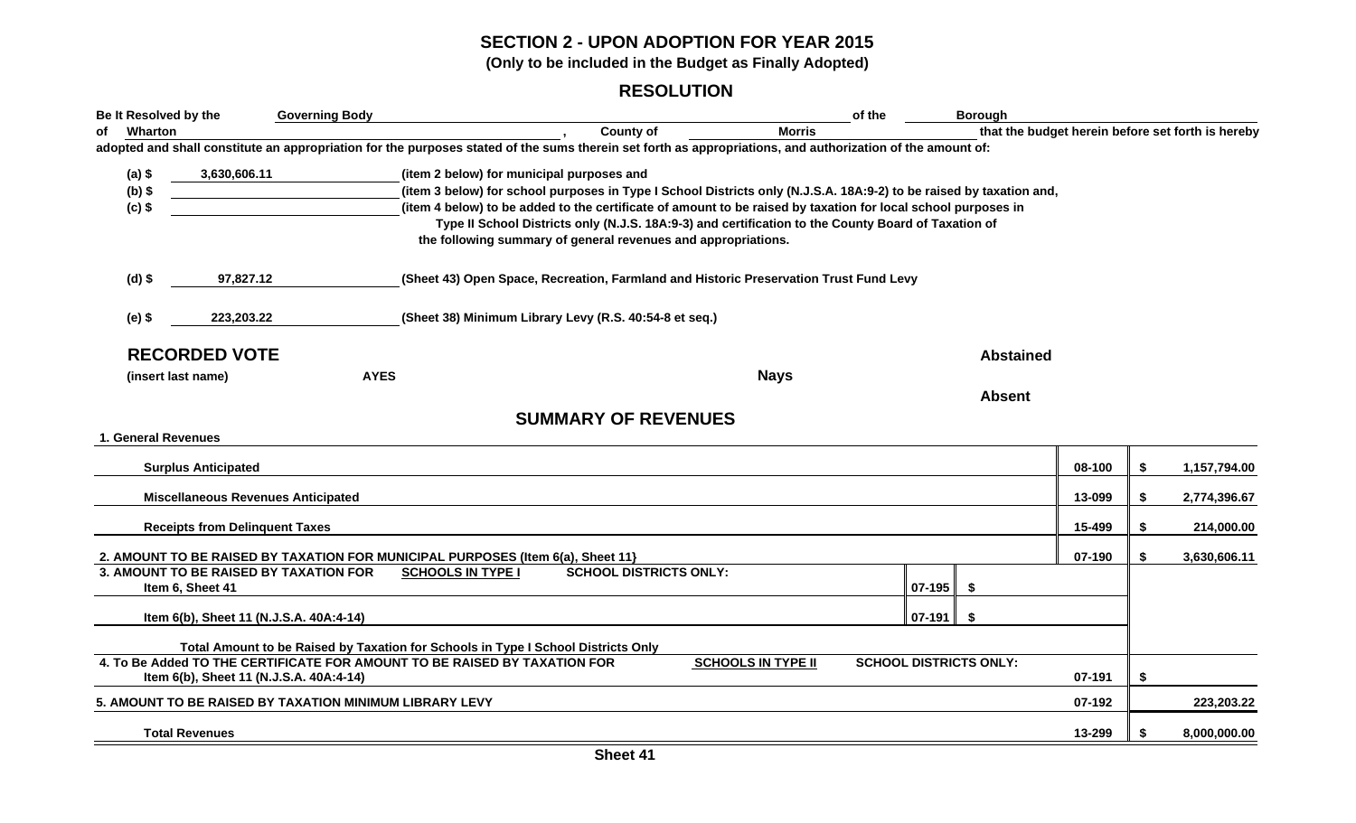# SECTION 2 - UPON ADOPTION FOR YEAR 2015

**(Only to be included in the Budget as Finally Adopted)**

## RESOLUTION

**Be It Resolved by the** Governing Body **of the** Borough **of** Wharton **, County of** Morris **that the budget herein before set forth is hereby adopted and shall constitute an appropriation for the purposes stated of the sums therein set forth as appropriations, and authorization of the amount of:**

**(a) $** 3,630,606.11 **(item 2 below) for municipal purposes and**

**(b) $** ______ **(item 3 below) for school purposes in Type I School Districts only (N.J.S.A. 18A:9-2) to be raised by taxation and,**

**(c) $** ______ **(item 4 below) to be added to the certificate of amount to be raised by taxation for local school purposes in Type II School Districts only (N.J.S. 18A:9-3) and certification to the County Board of Taxation of the following summary of general revenues and appropriations.**

**(d) $** 97,827.12 **(Sheet 43) Open Space, Recreation, Farmland and Historic Preservation Trust Fund Levy**

**(e) $** 223,203.22 **(Sheet 38) Minimum Library Levy (R.S. 40:54-8 et seq.)**

## RECORDED VOTE

**(insert last name)**

| AYES | Nays | Abstained |
|---|---|---|
| | | |
| | | **Absent** |
| | | |

## SUMMARY OF REVENUES

| | | | | |
|---|---|---|---|---|
| **1. General Revenues** | | | | |
| **Surplus Anticipated** | | | 08-100 | $ 1,157,794.00 |
| **Miscellaneous Revenues Anticipated** | | | 13-099 | $ 2,774,396.67 |
| **Receipts from Delinquent Taxes** | | | 15-499 | $ 214,000.00 |
| **2. AMOUNT TO BE RAISED BY TAXATION FOR MUNICIPAL PURPOSES (Item 6(a), Sheet 11}** | | | 07-190 | $ 3,630,606.11 |
| **3. AMOUNT TO BE RAISED BY TAXATION FOR SCHOOLS IN TYPE I SCHOOL DISTRICTS ONLY:** Item 6, Sheet 41 | 07-195 | $ | | |
| Item 6(b), Sheet 11 (N.J.S.A. 40A:4-14) | 07-191 | $ | | |
| Total Amount to be Raised by Taxation for Schools in Type I School Districts Only | | | | |
| **4. To Be Added TO THE CERTIFICATE FOR AMOUNT TO BE RAISED BY TAXATION FOR SCHOOLS IN TYPE II SCHOOL DISTRICTS ONLY:** Item 6(b), Sheet 11 (N.J.S.A. 40A:4-14) | | | 07-191 | $ |
| **5. AMOUNT TO BE RAISED BY TAXATION MINIMUM LIBRARY LEVY** | | | 07-192 | 223,203.22 |
| **Total Revenues** | | | 13-299 | $ 8,000,000.00 |

Sheet 41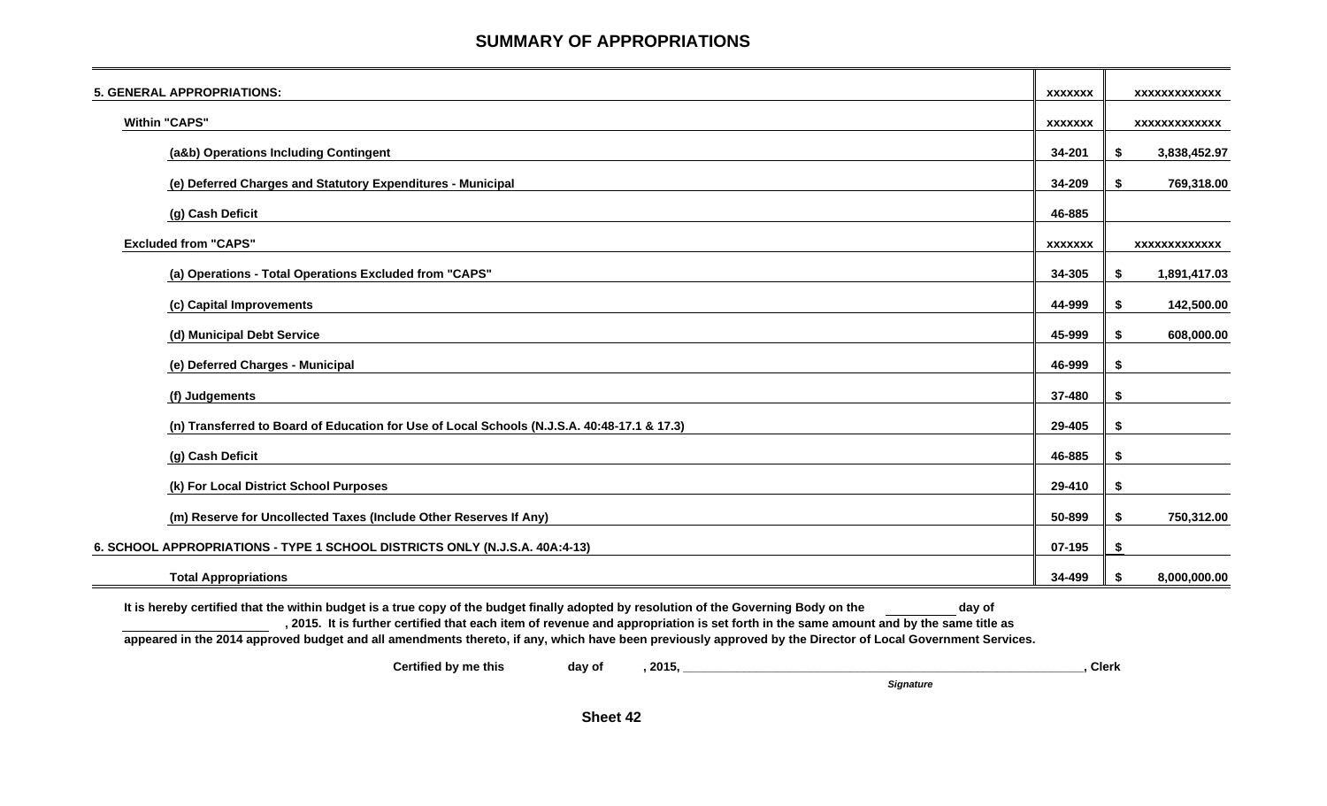## SUMMARY OF APPROPRIATIONS

| | | | |
|---|---|---|---|
| **5. GENERAL APPROPRIATIONS:** | **xxxxxxx** | | **xxxxxxxxxxxx** |
| **Within "CAPS"** | **xxxxxxx** | | **xxxxxxxxxxxx** |
| **(a&b) Operations Including Contingent** | **34-201** | **$** | **3,838,452.97** |
| **(e) Deferred Charges and Statutory Expenditures - Municipal** | **34-209** | **$** | **769,318.00** |
| **(g) Cash Deficit** | **46-885** | | |
| **Excluded from "CAPS"** | **xxxxxxx** | | **xxxxxxxxxxxx** |
| **(a) Operations - Total Operations Excluded from "CAPS"** | **34-305** | **$** | **1,891,417.03** |
| **(c) Capital Improvements** | **44-999** | **$** | **142,500.00** |
| **(d) Municipal Debt Service** | **45-999** | **$** | **608,000.00** |
| **(e) Deferred Charges - Municipal** | **46-999** | **$** | |
| **(f) Judgements** | **37-480** | **$** | |
| **(n) Transferred to Board of Education for Use of Local Schools (N.J.S.A. 40:48-17.1 & 17.3)** | **29-405** | **$** | |
| **(g) Cash Deficit** | **46-885** | **$** | |
| **(k) For Local District School Purposes** | **29-410** | **$** | |
| **(m) Reserve for Uncollected Taxes (Include Other Reserves If Any)** | **50-899** | **$** | **750,312.00** |
| **6. SCHOOL APPROPRIATIONS - TYPE 1 SCHOOL DISTRICTS ONLY (N.J.S.A. 40A:4-13)** | **07-195** | **$** | |
| **Total Appropriations** | **34-499** | **$** | **8,000,000.00** |

**It is hereby certified that the within budget is a true copy of the budget finally adopted by resolution of the Governing Body on the \_\_\_\_\_\_\_\_\_\_ day of \_\_\_\_\_\_\_\_\_\_\_\_\_\_\_\_\_\_\_\_\_\_ , 2015. It is further certified that each item of revenue and appropriation is set forth in the same amount and by the same title as appeared in the 2014 approved budget and all amendments thereto, if any, which have been previously approved by the Director of Local Government Services.**

**Certified by me this day of , 2015, \_\_\_\_\_\_\_\_\_\_\_\_\_\_\_\_\_\_\_\_\_\_\_\_\_\_\_\_\_\_\_\_\_\_\_\_\_\_\_\_\_\_\_\_\_\_\_\_\_\_\_\_\_\_\_\_\_\_, Clerk**

***Signature***

**Sheet 42**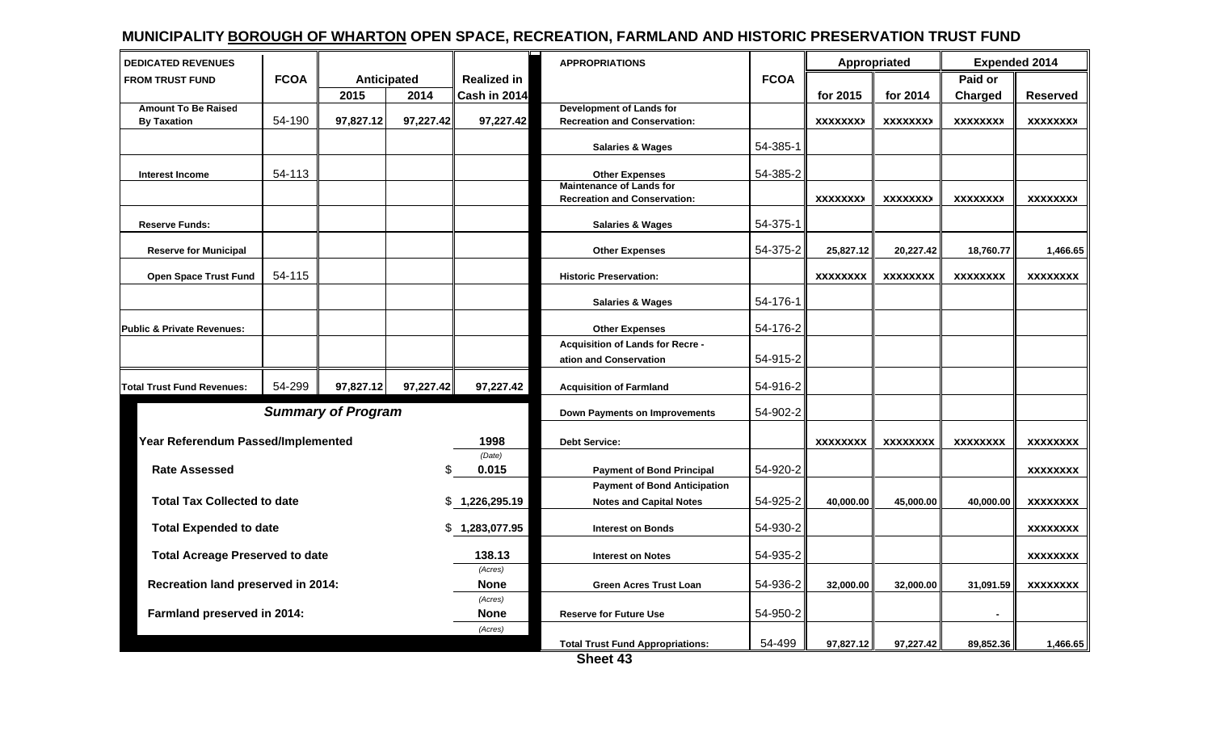# MUNICIPALITY BOROUGH OF WHARTON OPEN SPACE, RECREATION, FARMLAND AND HISTORIC PRESERVATION TRUST FUND

| DEDICATED REVENUES FROM TRUST FUND | FCOA | Anticipated 2015 | Anticipated 2014 | Realized in Cash in 2014 |
|---|---|---|---|---|
| Amount To Be Raised By Taxation | 54-190 | 97,827.12 | 97,227.42 | 97,227.42 |
| | | | | |
| Interest Income | 54-113 | | | |
| | | | | |
| Reserve Funds: | | | | |
| Reserve for Municipal | | | | |
| Open Space Trust Fund | 54-115 | | | |
| | | | | |
| Public & Private Revenues: | | | | |
| | | | | |
| Total Trust Fund Revenues: | 54-299 | 97,827.12 | 97,227.42 | 97,227.42 |

***Summary of Program***

| | |
|---|---|
| Year Referendum Passed/Implemented | 1998 (Date) |
| Rate Assessed | $ 0.015 |
| Total Tax Collected to date | $ 1,226,295.19 |
| Total Expended to date | $ 1,283,077.95 |
| Total Acreage Preserved to date | 138.13 (Acres) |
| Recreation land preserved in 2014: | None (Acres) |
| Farmland preserved in 2014: | None (Acres) |

| APPROPRIATIONS | FCOA | Appropriated for 2015 | Appropriated for 2014 | Expended 2014 Paid or Charged | Expended 2014 Reserved |
|---|---|---|---|---|---|
| Development of Lands for Recreation and Conservation: | | XXXXXXX | XXXXXXX | XXXXXXX | XXXXXXX |
| Salaries & Wages | 54-385-1 | | | | |
| Other Expenses | 54-385-2 | | | | |
| Maintenance of Lands for Recreation and Conservation: | | XXXXXXX | XXXXXXX | XXXXXXX | XXXXXXX |
| Salaries & Wages | 54-375-1 | | | | |
| Other Expenses | 54-375-2 | 25,827.12 | 20,227.42 | 18,760.77 | 1,466.65 |
| Historic Preservation: | | XXXXXXXX | XXXXXXXX | XXXXXXXX | XXXXXXXX |
| Salaries & Wages | 54-176-1 | | | | |
| Other Expenses | 54-176-2 | | | | |
| Acquisition of Lands for Recre - ation and Conservation | 54-915-2 | | | | |
| Acquisition of Farmland | 54-916-2 | | | | |
| Down Payments on Improvements | 54-902-2 | | | | |
| Debt Service: | | XXXXXXXX | XXXXXXXX | XXXXXXXX | XXXXXXXX |
| Payment of Bond Principal | 54-920-2 | | | | XXXXXXXX |
| Payment of Bond Anticipation Notes and Capital Notes | 54-925-2 | 40,000.00 | 45,000.00 | 40,000.00 | XXXXXXXX |
| Interest on Bonds | 54-930-2 | | | | XXXXXXXX |
| Interest on Notes | 54-935-2 | | | | XXXXXXXX |
| Green Acres Trust Loan | 54-936-2 | 32,000.00 | 32,000.00 | 31,091.59 | XXXXXXXX |
| Reserve for Future Use | 54-950-2 | | | - | |
| Total Trust Fund Appropriations: | 54-499 | 97,827.12 | 97,227.42 | 89,852.36 | 1,466.65 |

Sheet 43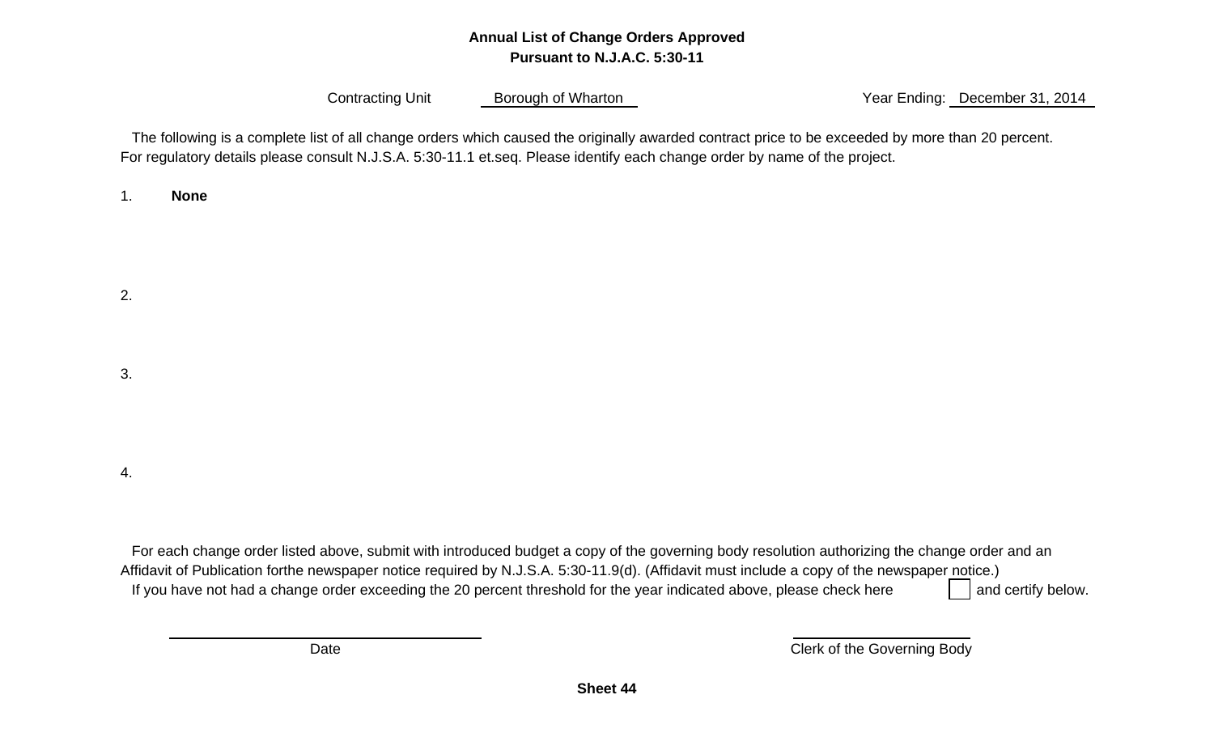**Annual List of Change Orders Approved**
**Pursuant to N.J.A.C. 5:30-11**

Contracting Unit Borough of Wharton Year Ending: December 31, 2014

The following is a complete list of all change orders which caused the originally awarded contract price to be exceeded by more than 20 percent. For regulatory details please consult N.J.S.A. 5:30-11.1 et.seq. Please identify each change order by name of the project.

1. **None**

2.

3.

4.

For each change order listed above, submit with introduced budget a copy of the governing body resolution authorizing the change order and an Affidavit of Publication forthe newspaper notice required by N.J.S.A. 5:30-11.9(d). (Affidavit must include a copy of the newspaper notice.)

If you have not had a change order exceeding the 20 percent threshold for the year indicated above, please check here ☐ and certify below.

Date

Clerk of the Governing Body

**Sheet 44**